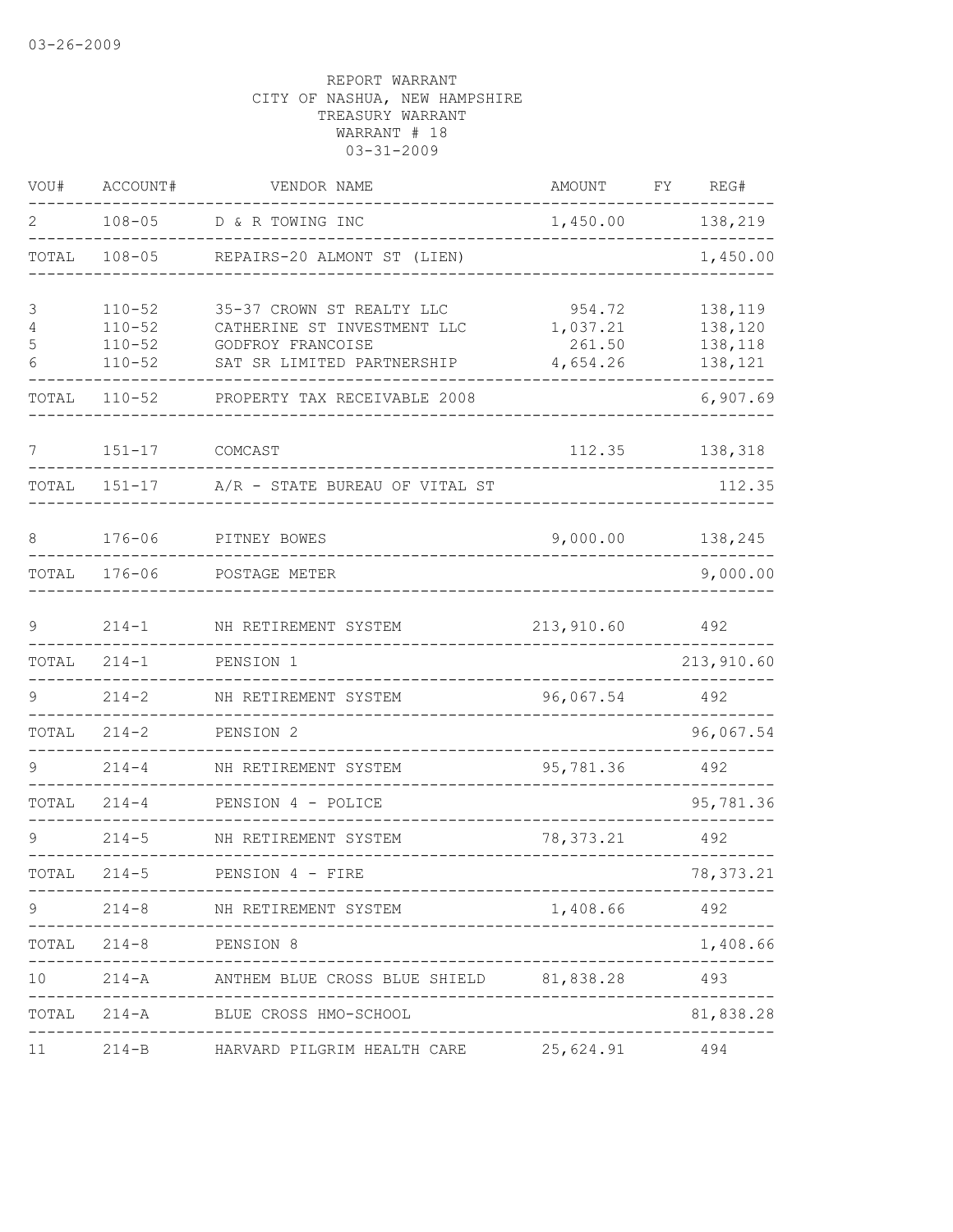03-26-2009

REPORT WARRANT
CITY OF NASHUA, NEW HAMPSHIRE
TREASURY WARRANT
WARRANT # 18
03-31-2009

| VOU# | ACCOUNT# | VENDOR NAME | AMOUNT | FY | REG# |
|---|---|---|---|---|---|
| 2 | 108-05 | D & R TOWING INC | 1,450.00 | | 138,219 |
| TOTAL | 108-05 | REPAIRS-20 ALMONT ST (LIEN) | | | 1,450.00 |
| 3 | 110-52 | 35-37 CROWN ST REALTY LLC | 954.72 | | 138,119 |
| 4 | 110-52 | CATHERINE ST INVESTMENT LLC | 1,037.21 | | 138,120 |
| 5 | 110-52 | GODFROY FRANCOISE | 261.50 | | 138,118 |
| 6 | 110-52 | SAT SR LIMITED PARTNERSHIP | 4,654.26 | | 138,121 |
| TOTAL | 110-52 | PROPERTY TAX RECEIVABLE 2008 | | | 6,907.69 |
| 7 | 151-17 | COMCAST | 112.35 | | 138,318 |
| TOTAL | 151-17 | A/R - STATE BUREAU OF VITAL ST | | | 112.35 |
| 8 | 176-06 | PITNEY BOWES | 9,000.00 | | 138,245 |
| TOTAL | 176-06 | POSTAGE METER | | | 9,000.00 |
| 9 | 214-1 | NH RETIREMENT SYSTEM | 213,910.60 | | 492 |
| TOTAL | 214-1 | PENSION 1 | | | 213,910.60 |
| 9 | 214-2 | NH RETIREMENT SYSTEM | 96,067.54 | | 492 |
| TOTAL | 214-2 | PENSION 2 | | | 96,067.54 |
| 9 | 214-4 | NH RETIREMENT SYSTEM | 95,781.36 | | 492 |
| TOTAL | 214-4 | PENSION 4 - POLICE | | | 95,781.36 |
| 9 | 214-5 | NH RETIREMENT SYSTEM | 78,373.21 | | 492 |
| TOTAL | 214-5 | PENSION 4 - FIRE | | | 78,373.21 |
| 9 | 214-8 | NH RETIREMENT SYSTEM | 1,408.66 | | 492 |
| TOTAL | 214-8 | PENSION 8 | | | 1,408.66 |
| 10 | 214-A | ANTHEM BLUE CROSS BLUE SHIELD | 81,838.28 | | 493 |
| TOTAL | 214-A | BLUE CROSS HMO-SCHOOL | | | 81,838.28 |
| 11 | 214-B | HARVARD PILGRIM HEALTH CARE | 25,624.91 | | 494 |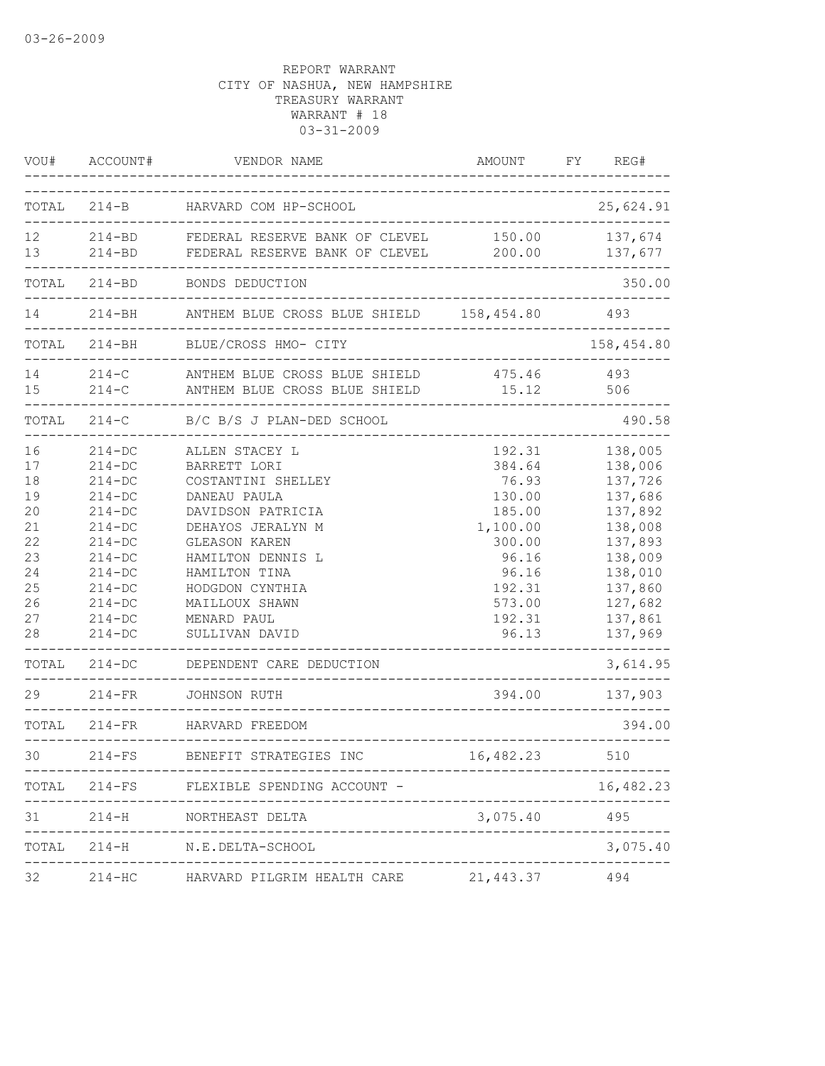03-26-2009

REPORT WARRANT
CITY OF NASHUA, NEW HAMPSHIRE
TREASURY WARRANT
WARRANT # 18
03-31-2009

| VOU# | ACCOUNT# | VENDOR NAME | AMOUNT | FY | REG# |
|---|---|---|---|---|---|
| TOTAL | 214-B | HARVARD COM HP-SCHOOL | | | 25,624.91 |
| 12 | 214-BD | FEDERAL RESERVE BANK OF CLEVEL | 150.00 | | 137,674 |
| 13 | 214-BD | FEDERAL RESERVE BANK OF CLEVEL | 200.00 | | 137,677 |
| TOTAL | 214-BD | BONDS DEDUCTION | | | 350.00 |
| 14 | 214-BH | ANTHEM BLUE CROSS BLUE SHIELD | 158,454.80 | | 493 |
| TOTAL | 214-BH | BLUE/CROSS HMO- CITY | | | 158,454.80 |
| 14 | 214-C | ANTHEM BLUE CROSS BLUE SHIELD | 475.46 | | 493 |
| 15 | 214-C | ANTHEM BLUE CROSS BLUE SHIELD | 15.12 | | 506 |
| TOTAL | 214-C | B/C B/S J PLAN-DED SCHOOL | | | 490.58 |
| 16 | 214-DC | ALLEN STACEY L | 192.31 | | 138,005 |
| 17 | 214-DC | BARRETT LORI | 384.64 | | 138,006 |
| 18 | 214-DC | COSTANTINI SHELLEY | 76.93 | | 137,726 |
| 19 | 214-DC | DANEAU PAULA | 130.00 | | 137,686 |
| 20 | 214-DC | DAVIDSON PATRICIA | 185.00 | | 137,892 |
| 21 | 214-DC | DEHAYOS JERALYN M | 1,100.00 | | 138,008 |
| 22 | 214-DC | GLEASON KAREN | 300.00 | | 137,893 |
| 23 | 214-DC | HAMILTON DENNIS L | 96.16 | | 138,009 |
| 24 | 214-DC | HAMILTON TINA | 96.16 | | 138,010 |
| 25 | 214-DC | HODGDON CYNTHIA | 192.31 | | 137,860 |
| 26 | 214-DC | MAILLOUX SHAWN | 573.00 | | 127,682 |
| 27 | 214-DC | MENARD PAUL | 192.31 | | 137,861 |
| 28 | 214-DC | SULLIVAN DAVID | 96.13 | | 137,969 |
| TOTAL | 214-DC | DEPENDENT CARE DEDUCTION | | | 3,614.95 |
| 29 | 214-FR | JOHNSON RUTH | 394.00 | | 137,903 |
| TOTAL | 214-FR | HARVARD FREEDOM | | | 394.00 |
| 30 | 214-FS | BENEFIT STRATEGIES INC | 16,482.23 | | 510 |
| TOTAL | 214-FS | FLEXIBLE SPENDING ACCOUNT - | | | 16,482.23 |
| 31 | 214-H | NORTHEAST DELTA | 3,075.40 | | 495 |
| TOTAL | 214-H | N.E.DELTA-SCHOOL | | | 3,075.40 |
| 32 | 214-HC | HARVARD PILGRIM HEALTH CARE | 21,443.37 | | 494 |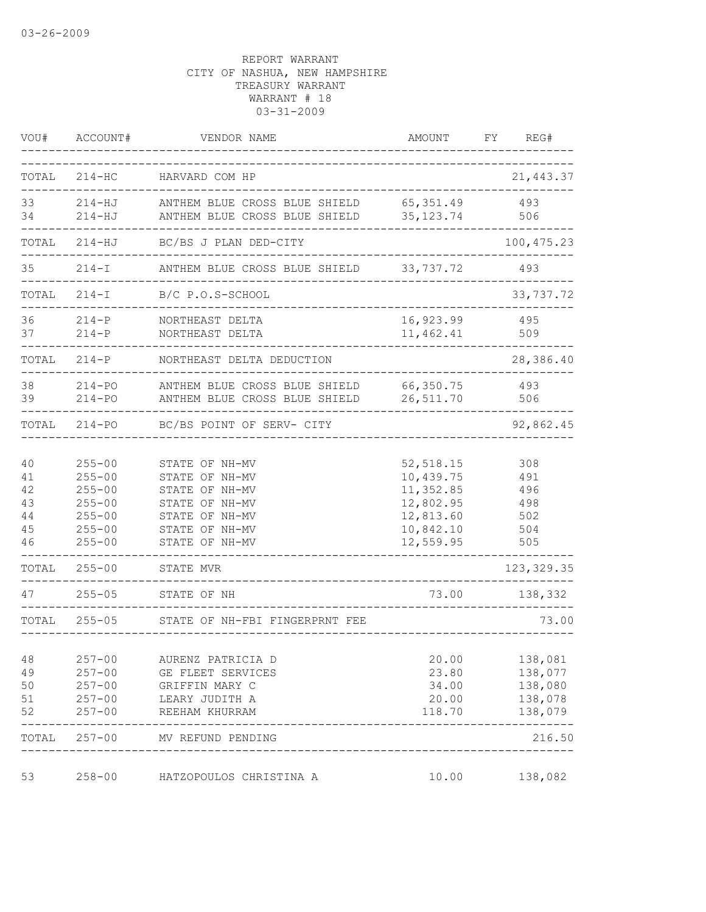03-26-2009

REPORT WARRANT
CITY OF NASHUA, NEW HAMPSHIRE
TREASURY WARRANT
WARRANT # 18
03-31-2009

| VOU# | ACCOUNT# | VENDOR NAME | AMOUNT | FY | REG# |
|---|---|---|---|---|---|
| TOTAL | 214-HC | HARVARD COM HP | | | 21,443.37 |
| 33 | 214-HJ | ANTHEM BLUE CROSS BLUE SHIELD | 65,351.49 | | 493 |
| 34 | 214-HJ | ANTHEM BLUE CROSS BLUE SHIELD | 35,123.74 | | 506 |
| TOTAL | 214-HJ | BC/BS J PLAN DED-CITY | | | 100,475.23 |
| 35 | 214-I | ANTHEM BLUE CROSS BLUE SHIELD | 33,737.72 | | 493 |
| TOTAL | 214-I | B/C P.O.S-SCHOOL | | | 33,737.72 |
| 36 | 214-P | NORTHEAST DELTA | 16,923.99 | | 495 |
| 37 | 214-P | NORTHEAST DELTA | 11,462.41 | | 509 |
| TOTAL | 214-P | NORTHEAST DELTA DEDUCTION | | | 28,386.40 |
| 38 | 214-PO | ANTHEM BLUE CROSS BLUE SHIELD | 66,350.75 | | 493 |
| 39 | 214-PO | ANTHEM BLUE CROSS BLUE SHIELD | 26,511.70 | | 506 |
| TOTAL | 214-PO | BC/BS POINT OF SERV- CITY | | | 92,862.45 |
| 40 | 255-00 | STATE OF NH-MV | 52,518.15 | | 308 |
| 41 | 255-00 | STATE OF NH-MV | 10,439.75 | | 491 |
| 42 | 255-00 | STATE OF NH-MV | 11,352.85 | | 496 |
| 43 | 255-00 | STATE OF NH-MV | 12,802.95 | | 498 |
| 44 | 255-00 | STATE OF NH-MV | 12,813.60 | | 502 |
| 45 | 255-00 | STATE OF NH-MV | 10,842.10 | | 504 |
| 46 | 255-00 | STATE OF NH-MV | 12,559.95 | | 505 |
| TOTAL | 255-00 | STATE MVR | | | 123,329.35 |
| 47 | 255-05 | STATE OF NH | 73.00 | | 138,332 |
| TOTAL | 255-05 | STATE OF NH-FBI FINGERPRNT FEE | | | 73.00 |
| 48 | 257-00 | AURENZ PATRICIA D | 20.00 | | 138,081 |
| 49 | 257-00 | GE FLEET SERVICES | 23.80 | | 138,077 |
| 50 | 257-00 | GRIFFIN MARY C | 34.00 | | 138,080 |
| 51 | 257-00 | LEARY JUDITH A | 20.00 | | 138,078 |
| 52 | 257-00 | REEHAM KHURRAM | 118.70 | | 138,079 |
| TOTAL | 257-00 | MV REFUND PENDING | | | 216.50 |
| 53 | 258-00 | HATZOPOULOS CHRISTINA A | 10.00 | | 138,082 |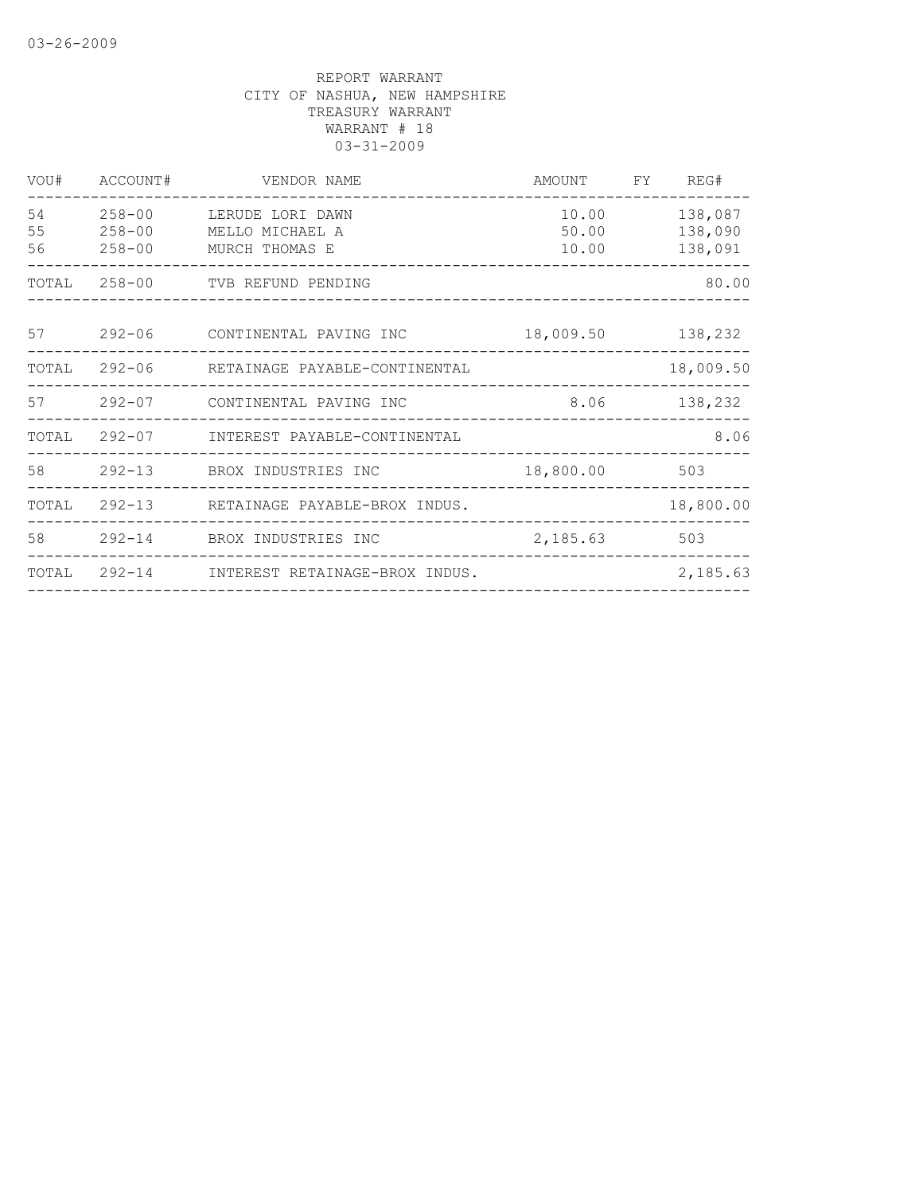03-26-2009

REPORT WARRANT
CITY OF NASHUA, NEW HAMPSHIRE
TREASURY WARRANT
WARRANT # 18
03-31-2009

| VOU# | ACCOUNT# | VENDOR NAME | AMOUNT | FY | REG# |
|---|---|---|---|---|---|
| 54 | 258-00 | LERUDE LORI DAWN | 10.00 | | 138,087 |
| 55 | 258-00 | MELLO MICHAEL A | 50.00 | | 138,090 |
| 56 | 258-00 | MURCH THOMAS E | 10.00 | | 138,091 |
| TOTAL | 258-00 | TVB REFUND PENDING | | | 80.00 |
| 57 | 292-06 | CONTINENTAL PAVING INC | 18,009.50 | | 138,232 |
| TOTAL | 292-06 | RETAINAGE PAYABLE-CONTINENTAL | | | 18,009.50 |
| 57 | 292-07 | CONTINENTAL PAVING INC | 8.06 | | 138,232 |
| TOTAL | 292-07 | INTEREST PAYABLE-CONTINENTAL | | | 8.06 |
| 58 | 292-13 | BROX INDUSTRIES INC | 18,800.00 | | 503 |
| TOTAL | 292-13 | RETAINAGE PAYABLE-BROX INDUS. | | | 18,800.00 |
| 58 | 292-14 | BROX INDUSTRIES INC | 2,185.63 | | 503 |
| TOTAL | 292-14 | INTEREST RETAINAGE-BROX INDUS. | | | 2,185.63 |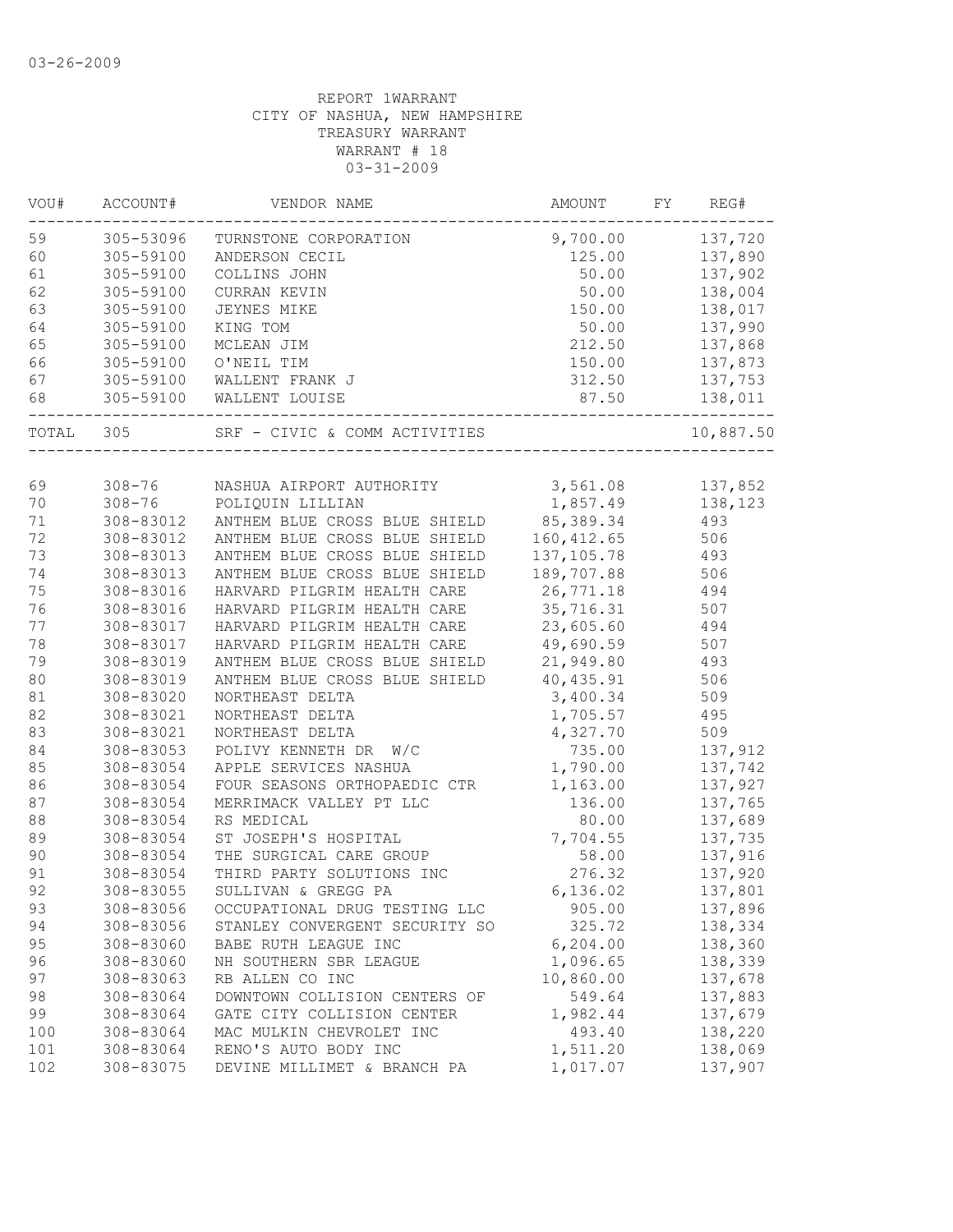03-26-2009

REPORT 1WARRANT
CITY OF NASHUA, NEW HAMPSHIRE
TREASURY WARRANT
WARRANT # 18
03-31-2009

| VOU# | ACCOUNT# | VENDOR NAME | AMOUNT | FY | REG# |
|---|---|---|---|---|---|
| 59 | 305-53096 | TURNSTONE CORPORATION | 9,700.00 | | 137,720 |
| 60 | 305-59100 | ANDERSON CECIL | 125.00 | | 137,890 |
| 61 | 305-59100 | COLLINS JOHN | 50.00 | | 137,902 |
| 62 | 305-59100 | CURRAN KEVIN | 50.00 | | 138,004 |
| 63 | 305-59100 | JEYNES MIKE | 150.00 | | 138,017 |
| 64 | 305-59100 | KING TOM | 50.00 | | 137,990 |
| 65 | 305-59100 | MCLEAN JIM | 212.50 | | 137,868 |
| 66 | 305-59100 | O'NEIL TIM | 150.00 | | 137,873 |
| 67 | 305-59100 | WALLENT FRANK J | 312.50 | | 137,753 |
| 68 | 305-59100 | WALLENT LOUISE | 87.50 | | 138,011 |
| TOTAL | 305 | SRF - CIVIC & COMM ACTIVITIES | | | 10,887.50 |
| 69 | 308-76 | NASHUA AIRPORT AUTHORITY | 3,561.08 | | 137,852 |
| 70 | 308-76 | POLIQUIN LILLIAN | 1,857.49 | | 138,123 |
| 71 | 308-83012 | ANTHEM BLUE CROSS BLUE SHIELD | 85,389.34 | | 493 |
| 72 | 308-83012 | ANTHEM BLUE CROSS BLUE SHIELD | 160,412.65 | | 506 |
| 73 | 308-83013 | ANTHEM BLUE CROSS BLUE SHIELD | 137,105.78 | | 493 |
| 74 | 308-83013 | ANTHEM BLUE CROSS BLUE SHIELD | 189,707.88 | | 506 |
| 75 | 308-83016 | HARVARD PILGRIM HEALTH CARE | 26,771.18 | | 494 |
| 76 | 308-83016 | HARVARD PILGRIM HEALTH CARE | 35,716.31 | | 507 |
| 77 | 308-83017 | HARVARD PILGRIM HEALTH CARE | 23,605.60 | | 494 |
| 78 | 308-83017 | HARVARD PILGRIM HEALTH CARE | 49,690.59 | | 507 |
| 79 | 308-83019 | ANTHEM BLUE CROSS BLUE SHIELD | 21,949.80 | | 493 |
| 80 | 308-83019 | ANTHEM BLUE CROSS BLUE SHIELD | 40,435.91 | | 506 |
| 81 | 308-83020 | NORTHEAST DELTA | 3,400.34 | | 509 |
| 82 | 308-83021 | NORTHEAST DELTA | 1,705.57 | | 495 |
| 83 | 308-83021 | NORTHEAST DELTA | 4,327.70 | | 509 |
| 84 | 308-83053 | POLIVY KENNETH DR W/C | 735.00 | | 137,912 |
| 85 | 308-83054 | APPLE SERVICES NASHUA | 1,790.00 | | 137,742 |
| 86 | 308-83054 | FOUR SEASONS ORTHOPAEDIC CTR | 1,163.00 | | 137,927 |
| 87 | 308-83054 | MERRIMACK VALLEY PT LLC | 136.00 | | 137,765 |
| 88 | 308-83054 | RS MEDICAL | 80.00 | | 137,689 |
| 89 | 308-83054 | ST JOSEPH'S HOSPITAL | 7,704.55 | | 137,735 |
| 90 | 308-83054 | THE SURGICAL CARE GROUP | 58.00 | | 137,916 |
| 91 | 308-83054 | THIRD PARTY SOLUTIONS INC | 276.32 | | 137,920 |
| 92 | 308-83055 | SULLIVAN & GREGG PA | 6,136.02 | | 137,801 |
| 93 | 308-83056 | OCCUPATIONAL DRUG TESTING LLC | 905.00 | | 137,896 |
| 94 | 308-83056 | STANLEY CONVERGENT SECURITY SO | 325.72 | | 138,334 |
| 95 | 308-83060 | BABE RUTH LEAGUE INC | 6,204.00 | | 138,360 |
| 96 | 308-83060 | NH SOUTHERN SBR LEAGUE | 1,096.65 | | 138,339 |
| 97 | 308-83063 | RB ALLEN CO INC | 10,860.00 | | 137,678 |
| 98 | 308-83064 | DOWNTOWN COLLISION CENTERS OF | 549.64 | | 137,883 |
| 99 | 308-83064 | GATE CITY COLLISION CENTER | 1,982.44 | | 137,679 |
| 100 | 308-83064 | MAC MULKIN CHEVROLET INC | 493.40 | | 138,220 |
| 101 | 308-83064 | RENO'S AUTO BODY INC | 1,511.20 | | 138,069 |
| 102 | 308-83075 | DEVINE MILLIMET & BRANCH PA | 1,017.07 | | 137,907 |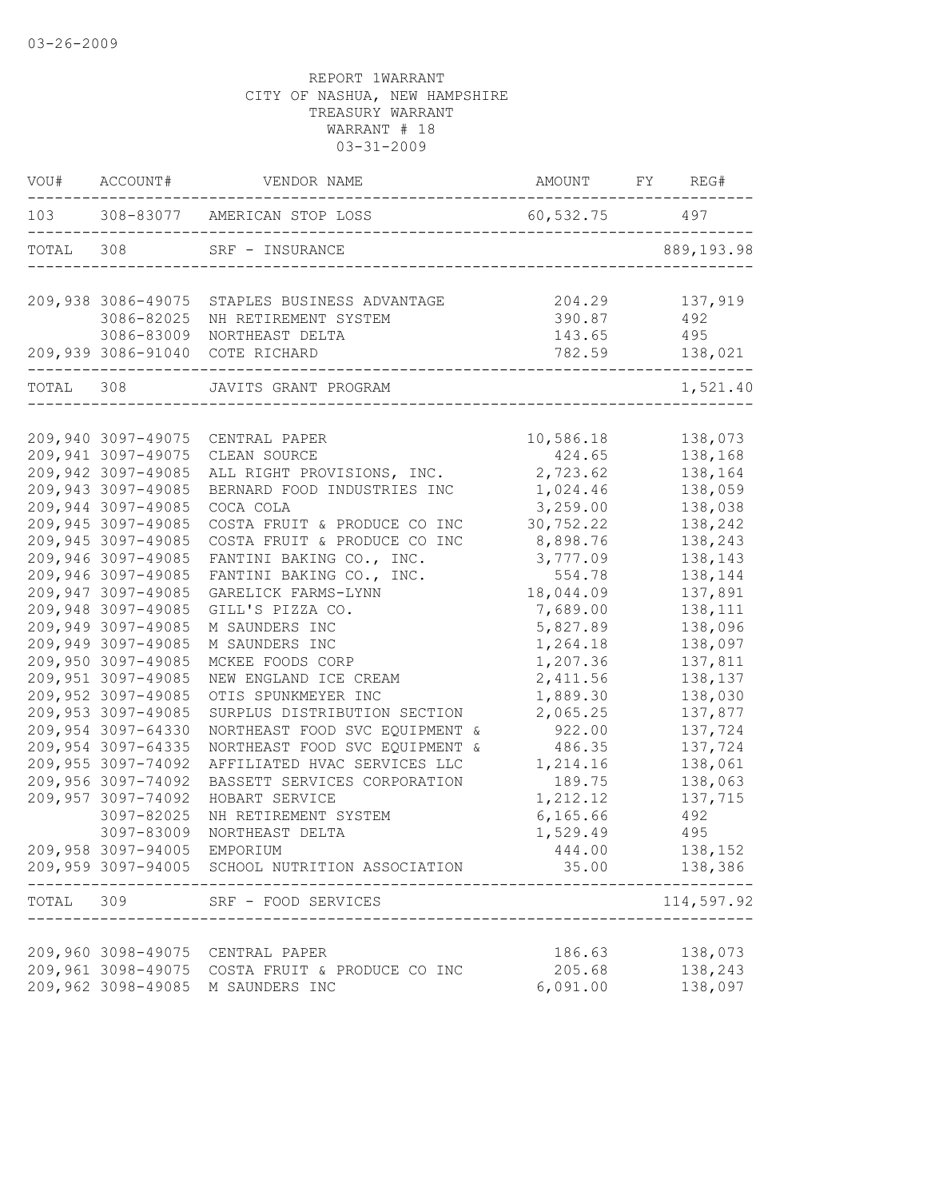03-26-2009

REPORT 1WARRANT
CITY OF NASHUA, NEW HAMPSHIRE
TREASURY WARRANT
WARRANT # 18
03-31-2009

| VOU# | ACCOUNT# | VENDOR NAME | AMOUNT | FY | REG# |
|---|---|---|---|---|---|
| 103 | 308-83077 | AMERICAN STOP LOSS | 60,532.75 | | 497 |
| TOTAL | 308 | SRF - INSURANCE | | | 889,193.98 |
| 209,938 | 3086-49075 | STAPLES BUSINESS ADVANTAGE | 204.29 | | 137,919 |
| | 3086-82025 | NH RETIREMENT SYSTEM | 390.87 | | 492 |
| | 3086-83009 | NORTHEAST DELTA | 143.65 | | 495 |
| 209,939 | 3086-91040 | COTE RICHARD | 782.59 | | 138,021 |
| TOTAL | 308 | JAVITS GRANT PROGRAM | | | 1,521.40 |
| 209,940 | 3097-49075 | CENTRAL PAPER | 10,586.18 | | 138,073 |
| 209,941 | 3097-49075 | CLEAN SOURCE | 424.65 | | 138,168 |
| 209,942 | 3097-49085 | ALL RIGHT PROVISIONS, INC. | 2,723.62 | | 138,164 |
| 209,943 | 3097-49085 | BERNARD FOOD INDUSTRIES INC | 1,024.46 | | 138,059 |
| 209,944 | 3097-49085 | COCA COLA | 3,259.00 | | 138,038 |
| 209,945 | 3097-49085 | COSTA FRUIT & PRODUCE CO INC | 30,752.22 | | 138,242 |
| 209,945 | 3097-49085 | COSTA FRUIT & PRODUCE CO INC | 8,898.76 | | 138,243 |
| 209,946 | 3097-49085 | FANTINI BAKING CO., INC. | 3,777.09 | | 138,143 |
| 209,946 | 3097-49085 | FANTINI BAKING CO., INC. | 554.78 | | 138,144 |
| 209,947 | 3097-49085 | GARELICK FARMS-LYNN | 18,044.09 | | 137,891 |
| 209,948 | 3097-49085 | GILL'S PIZZA CO. | 7,689.00 | | 138,111 |
| 209,949 | 3097-49085 | M SAUNDERS INC | 5,827.89 | | 138,096 |
| 209,949 | 3097-49085 | M SAUNDERS INC | 1,264.18 | | 138,097 |
| 209,950 | 3097-49085 | MCKEE FOODS CORP | 1,207.36 | | 137,811 |
| 209,951 | 3097-49085 | NEW ENGLAND ICE CREAM | 2,411.56 | | 138,137 |
| 209,952 | 3097-49085 | OTIS SPUNKMEYER INC | 1,889.30 | | 138,030 |
| 209,953 | 3097-49085 | SURPLUS DISTRIBUTION SECTION | 2,065.25 | | 137,877 |
| 209,954 | 3097-64330 | NORTHEAST FOOD SVC EQUIPMENT & | 922.00 | | 137,724 |
| 209,954 | 3097-64335 | NORTHEAST FOOD SVC EQUIPMENT & | 486.35 | | 137,724 |
| 209,955 | 3097-74092 | AFFILIATED HVAC SERVICES LLC | 1,214.16 | | 138,061 |
| 209,956 | 3097-74092 | BASSETT SERVICES CORPORATION | 189.75 | | 138,063 |
| 209,957 | 3097-74092 | HOBART SERVICE | 1,212.12 | | 137,715 |
| | 3097-82025 | NH RETIREMENT SYSTEM | 6,165.66 | | 492 |
| | 3097-83009 | NORTHEAST DELTA | 1,529.49 | | 495 |
| 209,958 | 3097-94005 | EMPORIUM | 444.00 | | 138,152 |
| 209,959 | 3097-94005 | SCHOOL NUTRITION ASSOCIATION | 35.00 | | 138,386 |
| TOTAL | 309 | SRF - FOOD SERVICES | | | 114,597.92 |
| 209,960 | 3098-49075 | CENTRAL PAPER | 186.63 | | 138,073 |
| 209,961 | 3098-49075 | COSTA FRUIT & PRODUCE CO INC | 205.68 | | 138,243 |
| 209,962 | 3098-49085 | M SAUNDERS INC | 6,091.00 | | 138,097 |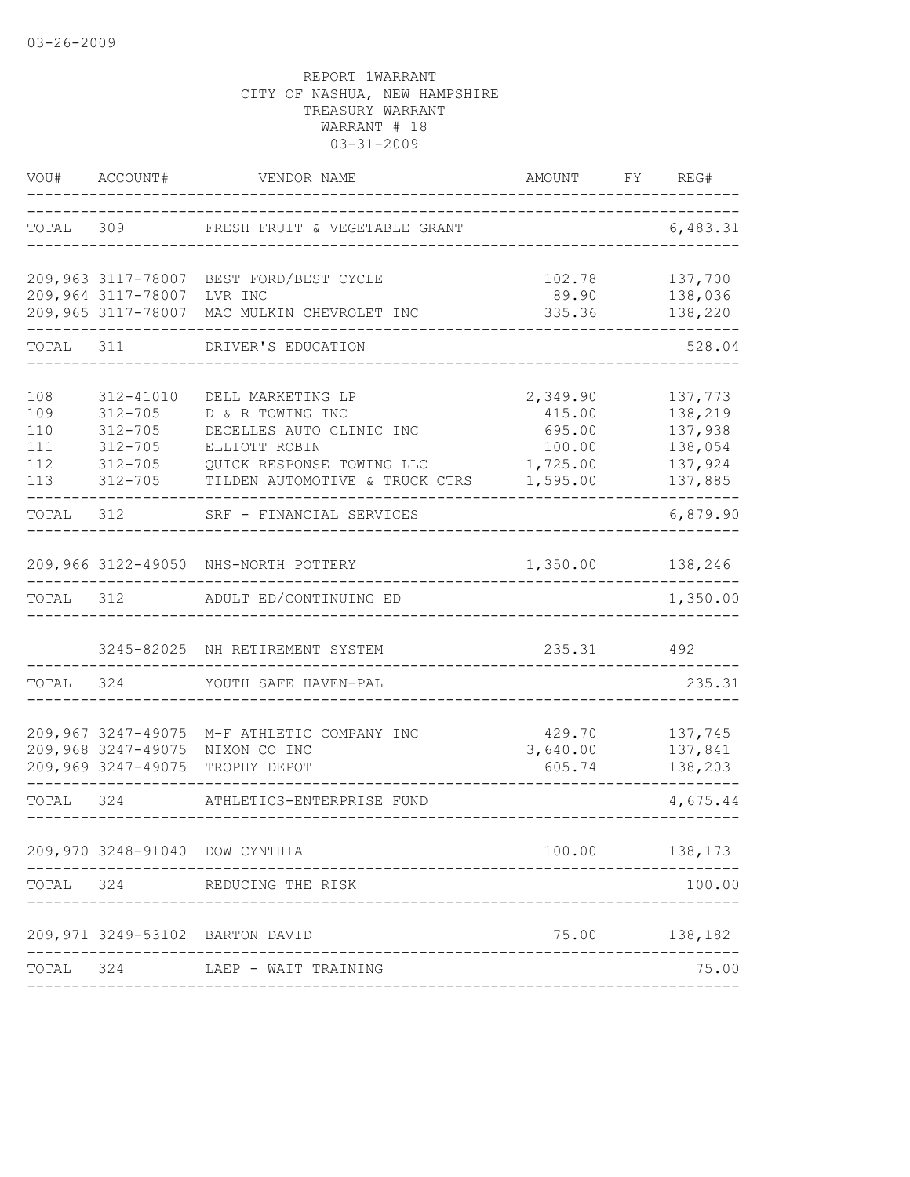03-26-2009

REPORT 1WARRANT
CITY OF NASHUA, NEW HAMPSHIRE
TREASURY WARRANT
WARRANT # 18
03-31-2009

| VOU# | ACCOUNT# | VENDOR NAME | AMOUNT | FY | REG# |
|---|---|---|---|---|---|
| TOTAL | 309 | FRESH FRUIT & VEGETABLE GRANT | | | 6,483.31 |
| 209,963 | 3117-78007 | BEST FORD/BEST CYCLE | 102.78 | | 137,700 |
| 209,964 | 3117-78007 | LVR INC | 89.90 | | 138,036 |
| 209,965 | 3117-78007 | MAC MULKIN CHEVROLET INC | 335.36 | | 138,220 |
| TOTAL | 311 | DRIVER'S EDUCATION | | | 528.04 |
| 108 | 312-41010 | DELL MARKETING LP | 2,349.90 | | 137,773 |
| 109 | 312-705 | D & R TOWING INC | 415.00 | | 138,219 |
| 110 | 312-705 | DECELLES AUTO CLINIC INC | 695.00 | | 137,938 |
| 111 | 312-705 | ELLIOTT ROBIN | 100.00 | | 138,054 |
| 112 | 312-705 | QUICK RESPONSE TOWING LLC | 1,725.00 | | 137,924 |
| 113 | 312-705 | TILDEN AUTOMOTIVE & TRUCK CTRS | 1,595.00 | | 137,885 |
| TOTAL | 312 | SRF - FINANCIAL SERVICES | | | 6,879.90 |
| 209,966 | 3122-49050 | NHS-NORTH POTTERY | 1,350.00 | | 138,246 |
| TOTAL | 312 | ADULT ED/CONTINUING ED | | | 1,350.00 |
| | 3245-82025 | NH RETIREMENT SYSTEM | 235.31 | | 492 |
| TOTAL | 324 | YOUTH SAFE HAVEN-PAL | | | 235.31 |
| 209,967 | 3247-49075 | M-F ATHLETIC COMPANY INC | 429.70 | | 137,745 |
| 209,968 | 3247-49075 | NIXON CO INC | 3,640.00 | | 137,841 |
| 209,969 | 3247-49075 | TROPHY DEPOT | 605.74 | | 138,203 |
| TOTAL | 324 | ATHLETICS-ENTERPRISE FUND | | | 4,675.44 |
| 209,970 | 3248-91040 | DOW CYNTHIA | 100.00 | | 138,173 |
| TOTAL | 324 | REDUCING THE RISK | | | 100.00 |
| 209,971 | 3249-53102 | BARTON DAVID | 75.00 | | 138,182 |
| TOTAL | 324 | LAEP - WAIT TRAINING | | | 75.00 |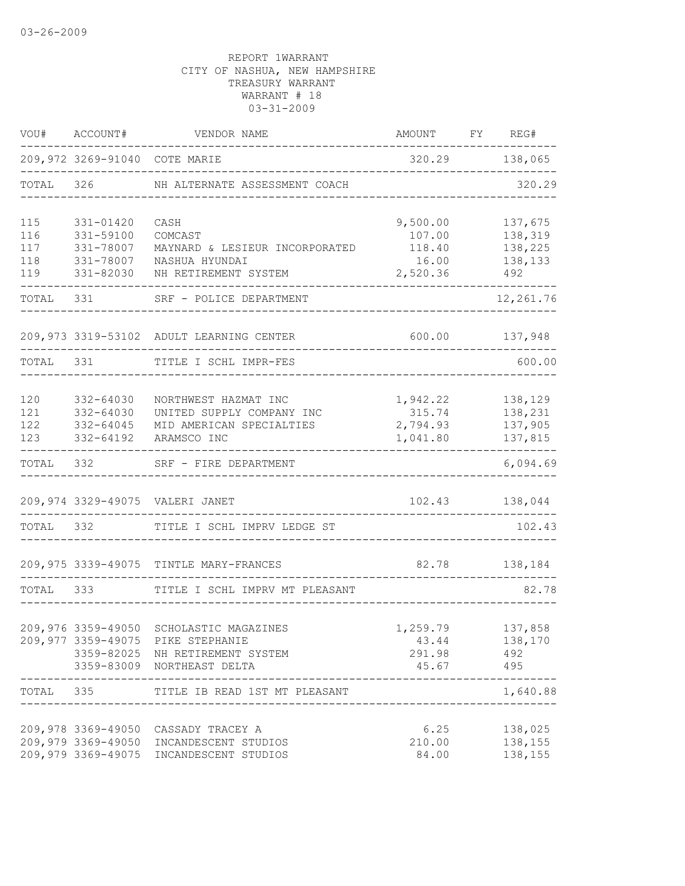03-26-2009

REPORT 1WARRANT
CITY OF NASHUA, NEW HAMPSHIRE
TREASURY WARRANT
WARRANT # 18
03-31-2009

| VOU# | ACCOUNT# | VENDOR NAME | AMOUNT | FY | REG# |
|---|---|---|---|---|---|
| 209,972 | 3269-91040 | COTE MARIE | 320.29 | | 138,065 |
| TOTAL | 326 | NH ALTERNATE ASSESSMENT COACH | | | 320.29 |
| 115 | 331-01420 | CASH | 9,500.00 | | 137,675 |
| 116 | 331-59100 | COMCAST | 107.00 | | 138,319 |
| 117 | 331-78007 | MAYNARD & LESIEUR INCORPORATED | 118.40 | | 138,225 |
| 118 | 331-78007 | NASHUA HYUNDAI | 16.00 | | 138,133 |
| 119 | 331-82030 | NH RETIREMENT SYSTEM | 2,520.36 | | 492 |
| TOTAL | 331 | SRF - POLICE DEPARTMENT | | | 12,261.76 |
| 209,973 | 3319-53102 | ADULT LEARNING CENTER | 600.00 | | 137,948 |
| TOTAL | 331 | TITLE I SCHL IMPR-FES | | | 600.00 |
| 120 | 332-64030 | NORTHWEST HAZMAT INC | 1,942.22 | | 138,129 |
| 121 | 332-64030 | UNITED SUPPLY COMPANY INC | 315.74 | | 138,231 |
| 122 | 332-64045 | MID AMERICAN SPECIALTIES | 2,794.93 | | 137,905 |
| 123 | 332-64192 | ARAMSCO INC | 1,041.80 | | 137,815 |
| TOTAL | 332 | SRF - FIRE DEPARTMENT | | | 6,094.69 |
| 209,974 | 3329-49075 | VALERI JANET | 102.43 | | 138,044 |
| TOTAL | 332 | TITLE I SCHL IMPRV LEDGE ST | | | 102.43 |
| 209,975 | 3339-49075 | TINTLE MARY-FRANCES | 82.78 | | 138,184 |
| TOTAL | 333 | TITLE I SCHL IMPRV MT PLEASANT | | | 82.78 |
| 209,976 | 3359-49050 | SCHOLASTIC MAGAZINES | 1,259.79 | | 137,858 |
| 209,977 | 3359-49075 | PIKE STEPHANIE | 43.44 | | 138,170 |
| | 3359-82025 | NH RETIREMENT SYSTEM | 291.98 | | 492 |
| | 3359-83009 | NORTHEAST DELTA | 45.67 | | 495 |
| TOTAL | 335 | TITLE IB READ 1ST MT PLEASANT | | | 1,640.88 |
| 209,978 | 3369-49050 | CASSADY TRACEY A | 6.25 | | 138,025 |
| 209,979 | 3369-49050 | INCANDESCENT STUDIOS | 210.00 | | 138,155 |
| 209,979 | 3369-49075 | INCANDESCENT STUDIOS | 84.00 | | 138,155 |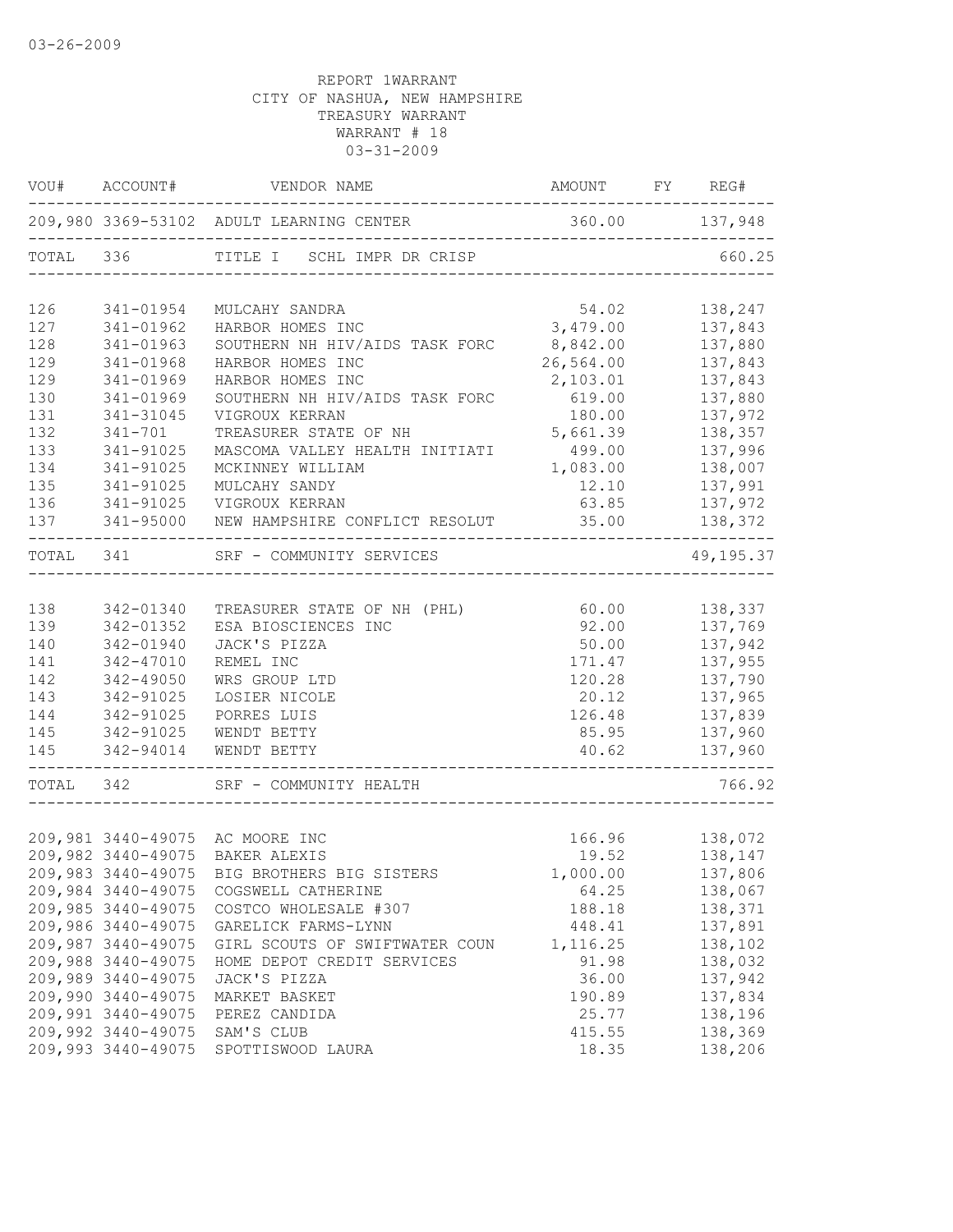03-26-2009

REPORT 1WARRANT
CITY OF NASHUA, NEW HAMPSHIRE
TREASURY WARRANT
WARRANT # 18
03-31-2009

| VOU# | ACCOUNT# | VENDOR NAME | AMOUNT | FY | REG# |
|---|---|---|---|---|---|
| 209,980 | 3369-53102 | ADULT LEARNING CENTER | 360.00 | | 137,948 |
| TOTAL | 336 | TITLE I SCHL IMPR DR CRISP | | | 660.25 |
| 126 | 341-01954 | MULCAHY SANDRA | 54.02 | | 138,247 |
| 127 | 341-01962 | HARBOR HOMES INC | 3,479.00 | | 137,843 |
| 128 | 341-01963 | SOUTHERN NH HIV/AIDS TASK FORC | 8,842.00 | | 137,880 |
| 129 | 341-01968 | HARBOR HOMES INC | 26,564.00 | | 137,843 |
| 129 | 341-01969 | HARBOR HOMES INC | 2,103.01 | | 137,843 |
| 130 | 341-01969 | SOUTHERN NH HIV/AIDS TASK FORC | 619.00 | | 137,880 |
| 131 | 341-31045 | VIGROUX KERRAN | 180.00 | | 137,972 |
| 132 | 341-701 | TREASURER STATE OF NH | 5,661.39 | | 138,357 |
| 133 | 341-91025 | MASCOMA VALLEY HEALTH INITIATI | 499.00 | | 137,996 |
| 134 | 341-91025 | MCKINNEY WILLIAM | 1,083.00 | | 138,007 |
| 135 | 341-91025 | MULCAHY SANDY | 12.10 | | 137,991 |
| 136 | 341-91025 | VIGROUX KERRAN | 63.85 | | 137,972 |
| 137 | 341-95000 | NEW HAMPSHIRE CONFLICT RESOLUT | 35.00 | | 138,372 |
| TOTAL | 341 | SRF - COMMUNITY SERVICES | | | 49,195.37 |
| 138 | 342-01340 | TREASURER STATE OF NH (PHL) | 60.00 | | 138,337 |
| 139 | 342-01352 | ESA BIOSCIENCES INC | 92.00 | | 137,769 |
| 140 | 342-01940 | JACK'S PIZZA | 50.00 | | 137,942 |
| 141 | 342-47010 | REMEL INC | 171.47 | | 137,955 |
| 142 | 342-49050 | WRS GROUP LTD | 120.28 | | 137,790 |
| 143 | 342-91025 | LOSIER NICOLE | 20.12 | | 137,965 |
| 144 | 342-91025 | PORRES LUIS | 126.48 | | 137,839 |
| 145 | 342-91025 | WENDT BETTY | 85.95 | | 137,960 |
| 145 | 342-94014 | WENDT BETTY | 40.62 | | 137,960 |
| TOTAL | 342 | SRF - COMMUNITY HEALTH | | | 766.92 |
| 209,981 | 3440-49075 | AC MOORE INC | 166.96 | | 138,072 |
| 209,982 | 3440-49075 | BAKER ALEXIS | 19.52 | | 138,147 |
| 209,983 | 3440-49075 | BIG BROTHERS BIG SISTERS | 1,000.00 | | 137,806 |
| 209,984 | 3440-49075 | COGSWELL CATHERINE | 64.25 | | 138,067 |
| 209,985 | 3440-49075 | COSTCO WHOLESALE #307 | 188.18 | | 138,371 |
| 209,986 | 3440-49075 | GARELICK FARMS-LYNN | 448.41 | | 137,891 |
| 209,987 | 3440-49075 | GIRL SCOUTS OF SWIFTWATER COUN | 1,116.25 | | 138,102 |
| 209,988 | 3440-49075 | HOME DEPOT CREDIT SERVICES | 91.98 | | 138,032 |
| 209,989 | 3440-49075 | JACK'S PIZZA | 36.00 | | 137,942 |
| 209,990 | 3440-49075 | MARKET BASKET | 190.89 | | 137,834 |
| 209,991 | 3440-49075 | PEREZ CANDIDA | 25.77 | | 138,196 |
| 209,992 | 3440-49075 | SAM'S CLUB | 415.55 | | 138,369 |
| 209,993 | 3440-49075 | SPOTTISWOOD LAURA | 18.35 | | 138,206 |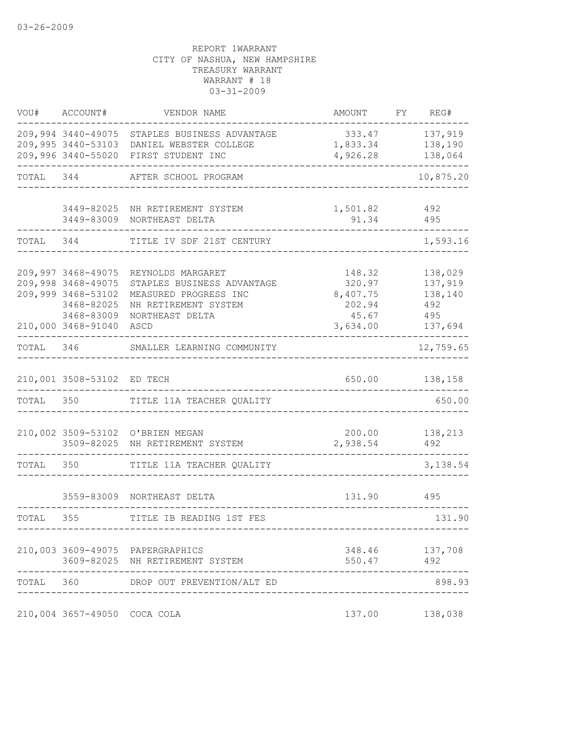03-26-2009

REPORT 1WARRANT
CITY OF NASHUA, NEW HAMPSHIRE
TREASURY WARRANT
WARRANT # 18
03-31-2009

| VOU# | ACCOUNT# | VENDOR NAME | AMOUNT | FY | REG# |
|---|---|---|---|---|---|
| 209,994 | 3440-49075 | STAPLES BUSINESS ADVANTAGE | 333.47 | | 137,919 |
| 209,995 | 3440-53103 | DANIEL WEBSTER COLLEGE | 1,833.34 | | 138,190 |
| 209,996 | 3440-55020 | FIRST STUDENT INC | 4,926.28 | | 138,064 |
| TOTAL | 344 | AFTER SCHOOL PROGRAM | | | 10,875.20 |
| | 3449-82025 | NH RETIREMENT SYSTEM | 1,501.82 | | 492 |
| | 3449-83009 | NORTHEAST DELTA | 91.34 | | 495 |
| TOTAL | 344 | TITLE IV SDF 21ST CENTURY | | | 1,593.16 |
| 209,997 | 3468-49075 | REYNOLDS MARGARET | 148.32 | | 138,029 |
| 209,998 | 3468-49075 | STAPLES BUSINESS ADVANTAGE | 320.97 | | 137,919 |
| 209,999 | 3468-53102 | MEASURED PROGRESS INC | 8,407.75 | | 138,140 |
| | 3468-82025 | NH RETIREMENT SYSTEM | 202.94 | | 492 |
| | 3468-83009 | NORTHEAST DELTA | 45.67 | | 495 |
| 210,000 | 3468-91040 | ASCD | 3,634.00 | | 137,694 |
| TOTAL | 346 | SMALLER LEARNING COMMUNITY | | | 12,759.65 |
| 210,001 | 3508-53102 | ED TECH | 650.00 | | 138,158 |
| TOTAL | 350 | TITLE 11A TEACHER QUALITY | | | 650.00 |
| 210,002 | 3509-53102 | O'BRIEN MEGAN | 200.00 | | 138,213 |
| | 3509-82025 | NH RETIREMENT SYSTEM | 2,938.54 | | 492 |
| TOTAL | 350 | TITLE 11A TEACHER QUALITY | | | 3,138.54 |
| | 3559-83009 | NORTHEAST DELTA | 131.90 | | 495 |
| TOTAL | 355 | TITLE IB READING 1ST FES | | | 131.90 |
| 210,003 | 3609-49075 | PAPERGRAPHICS | 348.46 | | 137,708 |
| | 3609-82025 | NH RETIREMENT SYSTEM | 550.47 | | 492 |
| TOTAL | 360 | DROP OUT PREVENTION/ALT ED | | | 898.93 |
| 210,004 | 3657-49050 | COCA COLA | 137.00 | | 138,038 |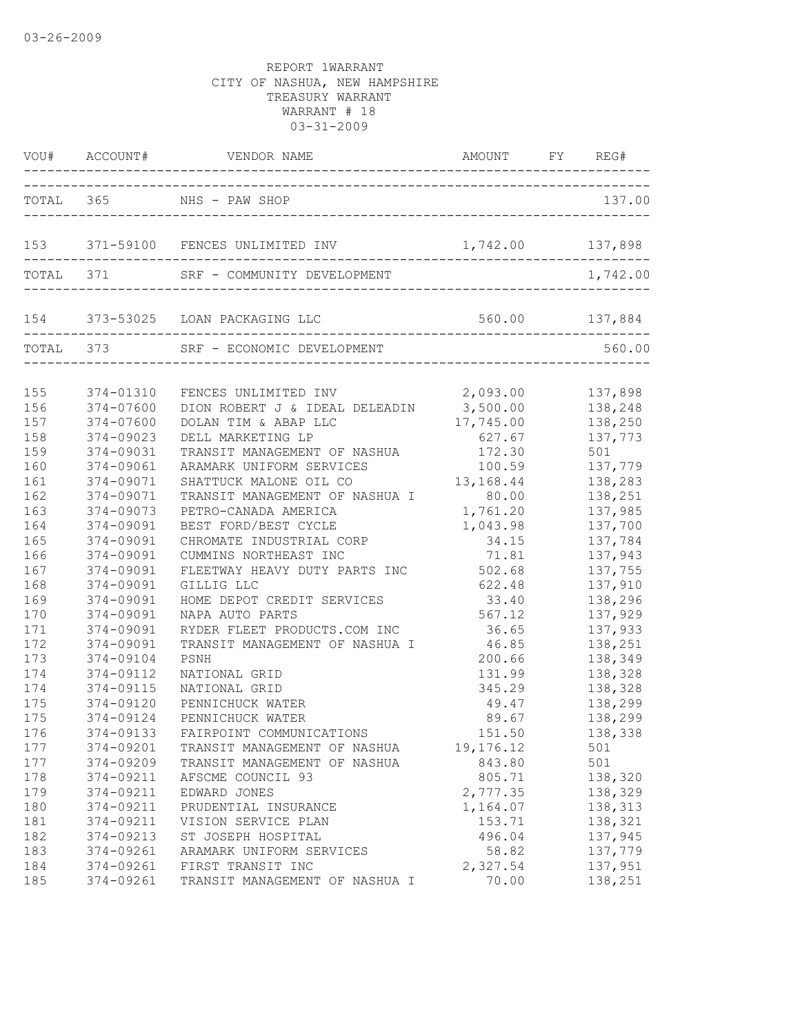REPORT 1WARRANT
CITY OF NASHUA, NEW HAMPSHIRE
TREASURY WARRANT
WARRANT # 18
03-31-2009

| VOU# | ACCOUNT# | VENDOR NAME | AMOUNT | FY | REG# |
|---|---|---|---|---|---|
| TOTAL | 365 | NHS - PAW SHOP | | | 137.00 |
| 153 | 371-59100 | FENCES UNLIMITED INV | 1,742.00 | | 137,898 |
| TOTAL | 371 | SRF - COMMUNITY DEVELOPMENT | | | 1,742.00 |
| 154 | 373-53025 | LOAN PACKAGING LLC | 560.00 | | 137,884 |
| TOTAL | 373 | SRF - ECONOMIC DEVELOPMENT | | | 560.00 |
| 155 | 374-01310 | FENCES UNLIMITED INV | 2,093.00 | | 137,898 |
| 156 | 374-07600 | DION ROBERT J & IDEAL DELEADIN | 3,500.00 | | 138,248 |
| 157 | 374-07600 | DOLAN TIM & ABAP LLC | 17,745.00 | | 138,250 |
| 158 | 374-09023 | DELL MARKETING LP | 627.67 | | 137,773 |
| 159 | 374-09031 | TRANSIT MANAGEMENT OF NASHUA | 172.30 | | 501 |
| 160 | 374-09061 | ARAMARK UNIFORM SERVICES | 100.59 | | 137,779 |
| 161 | 374-09071 | SHATTUCK MALONE OIL CO | 13,168.44 | | 138,283 |
| 162 | 374-09071 | TRANSIT MANAGEMENT OF NASHUA I | 80.00 | | 138,251 |
| 163 | 374-09073 | PETRO-CANADA AMERICA | 1,761.20 | | 137,985 |
| 164 | 374-09091 | BEST FORD/BEST CYCLE | 1,043.98 | | 137,700 |
| 165 | 374-09091 | CHROMATE INDUSTRIAL CORP | 34.15 | | 137,784 |
| 166 | 374-09091 | CUMMINS NORTHEAST INC | 71.81 | | 137,943 |
| 167 | 374-09091 | FLEETWAY HEAVY DUTY PARTS INC | 502.68 | | 137,755 |
| 168 | 374-09091 | GILLIG LLC | 622.48 | | 137,910 |
| 169 | 374-09091 | HOME DEPOT CREDIT SERVICES | 33.40 | | 138,296 |
| 170 | 374-09091 | NAPA AUTO PARTS | 567.12 | | 137,929 |
| 171 | 374-09091 | RYDER FLEET PRODUCTS.COM INC | 36.65 | | 137,933 |
| 172 | 374-09091 | TRANSIT MANAGEMENT OF NASHUA I | 46.85 | | 138,251 |
| 173 | 374-09104 | PSNH | 200.66 | | 138,349 |
| 174 | 374-09112 | NATIONAL GRID | 131.99 | | 138,328 |
| 174 | 374-09115 | NATIONAL GRID | 345.29 | | 138,328 |
| 175 | 374-09120 | PENNICHUCK WATER | 49.47 | | 138,299 |
| 175 | 374-09124 | PENNICHUCK WATER | 89.67 | | 138,299 |
| 176 | 374-09133 | FAIRPOINT COMMUNICATIONS | 151.50 | | 138,338 |
| 177 | 374-09201 | TRANSIT MANAGEMENT OF NASHUA | 19,176.12 | | 501 |
| 177 | 374-09209 | TRANSIT MANAGEMENT OF NASHUA | 843.80 | | 501 |
| 178 | 374-09211 | AFSCME COUNCIL 93 | 805.71 | | 138,320 |
| 179 | 374-09211 | EDWARD JONES | 2,777.35 | | 138,329 |
| 180 | 374-09211 | PRUDENTIAL INSURANCE | 1,164.07 | | 138,313 |
| 181 | 374-09211 | VISION SERVICE PLAN | 153.71 | | 138,321 |
| 182 | 374-09213 | ST JOSEPH HOSPITAL | 496.04 | | 137,945 |
| 183 | 374-09261 | ARAMARK UNIFORM SERVICES | 58.82 | | 137,779 |
| 184 | 374-09261 | FIRST TRANSIT INC | 2,327.54 | | 137,951 |
| 185 | 374-09261 | TRANSIT MANAGEMENT OF NASHUA I | 70.00 | | 138,251 |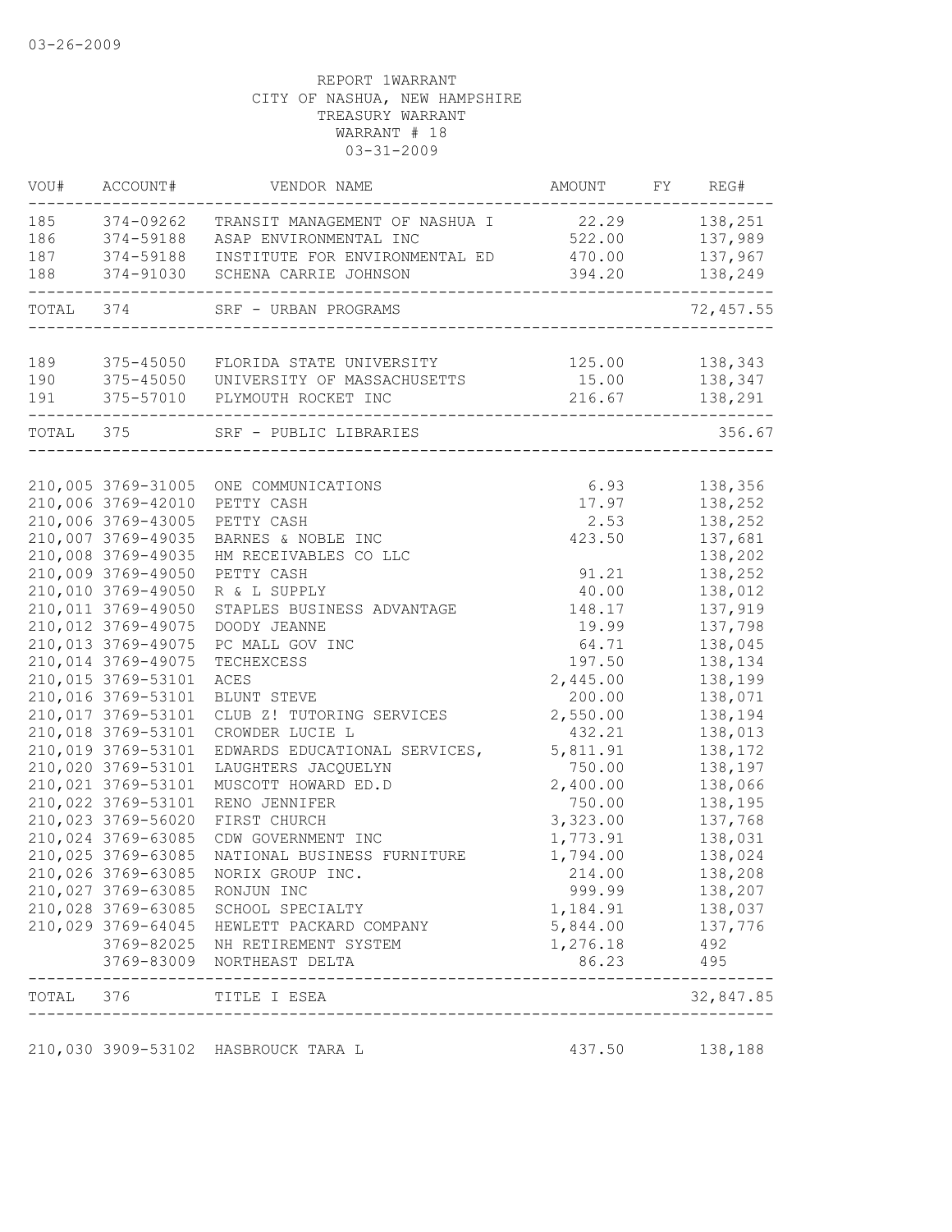03-26-2009

REPORT 1WARRANT
CITY OF NASHUA, NEW HAMPSHIRE
TREASURY WARRANT
WARRANT # 18
03-31-2009

| VOU# | ACCOUNT# | VENDOR NAME | AMOUNT | FY | REG# |
|---|---|---|---|---|---|
| 185 | 374-09262 | TRANSIT MANAGEMENT OF NASHUA I | 22.29 | | 138,251 |
| 186 | 374-59188 | ASAP ENVIRONMENTAL INC | 522.00 | | 137,989 |
| 187 | 374-59188 | INSTITUTE FOR ENVIRONMENTAL ED | 470.00 | | 137,967 |
| 188 | 374-91030 | SCHENA CARRIE JOHNSON | 394.20 | | 138,249 |
| TOTAL | 374 | SRF - URBAN PROGRAMS | | | 72,457.55 |
| 189 | 375-45050 | FLORIDA STATE UNIVERSITY | 125.00 | | 138,343 |
| 190 | 375-45050 | UNIVERSITY OF MASSACHUSETTS | 15.00 | | 138,347 |
| 191 | 375-57010 | PLYMOUTH ROCKET INC | 216.67 | | 138,291 |
| TOTAL | 375 | SRF - PUBLIC LIBRARIES | | | 356.67 |
| 210,005 | 3769-31005 | ONE COMMUNICATIONS | 6.93 | | 138,356 |
| 210,006 | 3769-42010 | PETTY CASH | 17.97 | | 138,252 |
| 210,006 | 3769-43005 | PETTY CASH | 2.53 | | 138,252 |
| 210,007 | 3769-49035 | BARNES & NOBLE INC | 423.50 | | 137,681 |
| 210,008 | 3769-49035 | HM RECEIVABLES CO LLC | | | 138,202 |
| 210,009 | 3769-49050 | PETTY CASH | 91.21 | | 138,252 |
| 210,010 | 3769-49050 | R & L SUPPLY | 40.00 | | 138,012 |
| 210,011 | 3769-49050 | STAPLES BUSINESS ADVANTAGE | 148.17 | | 137,919 |
| 210,012 | 3769-49075 | DOODY JEANNE | 19.99 | | 137,798 |
| 210,013 | 3769-49075 | PC MALL GOV INC | 64.71 | | 138,045 |
| 210,014 | 3769-49075 | TECHEXCESS | 197.50 | | 138,134 |
| 210,015 | 3769-53101 | ACES | 2,445.00 | | 138,199 |
| 210,016 | 3769-53101 | BLUNT STEVE | 200.00 | | 138,071 |
| 210,017 | 3769-53101 | CLUB Z! TUTORING SERVICES | 2,550.00 | | 138,194 |
| 210,018 | 3769-53101 | CROWDER LUCIE L | 432.21 | | 138,013 |
| 210,019 | 3769-53101 | EDWARDS EDUCATIONAL SERVICES, | 5,811.91 | | 138,172 |
| 210,020 | 3769-53101 | LAUGHTERS JACQUELYN | 750.00 | | 138,197 |
| 210,021 | 3769-53101 | MUSCOTT HOWARD ED.D | 2,400.00 | | 138,066 |
| 210,022 | 3769-53101 | RENO JENNIFER | 750.00 | | 138,195 |
| 210,023 | 3769-56020 | FIRST CHURCH | 3,323.00 | | 137,768 |
| 210,024 | 3769-63085 | CDW GOVERNMENT INC | 1,773.91 | | 138,031 |
| 210,025 | 3769-63085 | NATIONAL BUSINESS FURNITURE | 1,794.00 | | 138,024 |
| 210,026 | 3769-63085 | NORIX GROUP INC. | 214.00 | | 138,208 |
| 210,027 | 3769-63085 | RONJUN INC | 999.99 | | 138,207 |
| 210,028 | 3769-63085 | SCHOOL SPECIALTY | 1,184.91 | | 138,037 |
| 210,029 | 3769-64045 | HEWLETT PACKARD COMPANY | 5,844.00 | | 137,776 |
| | 3769-82025 | NH RETIREMENT SYSTEM | 1,276.18 | | 492 |
| | 3769-83009 | NORTHEAST DELTA | 86.23 | | 495 |
| TOTAL | 376 | TITLE I ESEA | | | 32,847.85 |
| 210,030 | 3909-53102 | HASBROUCK TARA L | 437.50 | | 138,188 |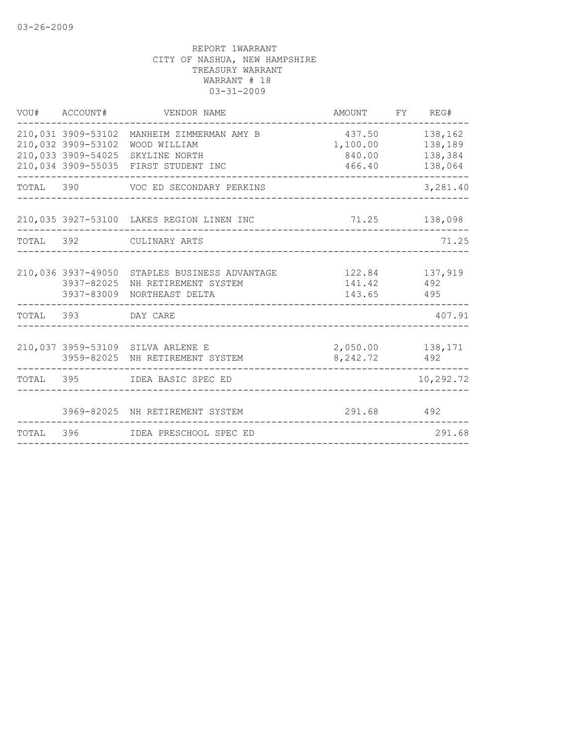03-26-2009

REPORT 1WARRANT
CITY OF NASHUA, NEW HAMPSHIRE
TREASURY WARRANT
WARRANT # 18
03-31-2009

| VOU# | ACCOUNT# | VENDOR NAME | AMOUNT | FY | REG# |
|---|---|---|---|---|---|
| 210,031 | 3909-53102 | MANHEIM ZIMMERMAN AMY B | 437.50 | | 138,162 |
| 210,032 | 3909-53102 | WOOD WILLIAM | 1,100.00 | | 138,189 |
| 210,033 | 3909-54025 | SKYLINE NORTH | 840.00 | | 138,384 |
| 210,034 | 3909-55035 | FIRST STUDENT INC | 466.40 | | 138,064 |
| TOTAL | 390 | VOC ED SECONDARY PERKINS | | | 3,281.40 |
| 210,035 | 3927-53100 | LAKES REGION LINEN INC | 71.25 | | 138,098 |
| TOTAL | 392 | CULINARY ARTS | | | 71.25 |
| 210,036 | 3937-49050 | STAPLES BUSINESS ADVANTAGE | 122.84 | | 137,919 |
| | 3937-82025 | NH RETIREMENT SYSTEM | 141.42 | | 492 |
| | 3937-83009 | NORTHEAST DELTA | 143.65 | | 495 |
| TOTAL | 393 | DAY CARE | | | 407.91 |
| 210,037 | 3959-53109 | SILVA ARLENE E | 2,050.00 | | 138,171 |
| | 3959-82025 | NH RETIREMENT SYSTEM | 8,242.72 | | 492 |
| TOTAL | 395 | IDEA BASIC SPEC ED | | | 10,292.72 |
| | 3969-82025 | NH RETIREMENT SYSTEM | 291.68 | | 492 |
| TOTAL | 396 | IDEA PRESCHOOL SPEC ED | | | 291.68 |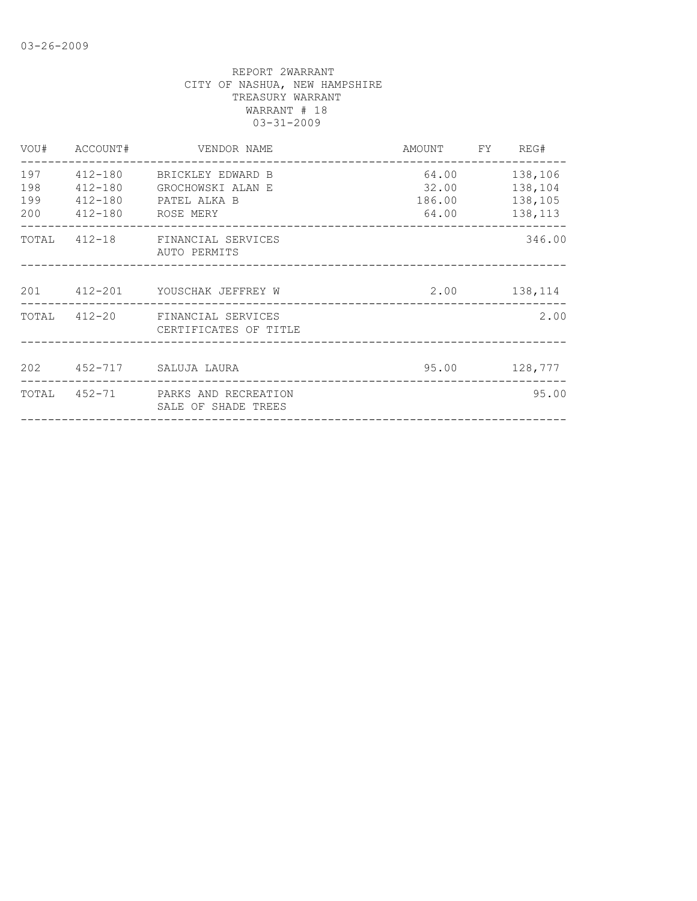REPORT 2WARRANT
CITY OF NASHUA, NEW HAMPSHIRE
TREASURY WARRANT
WARRANT # 18
03-31-2009

| VOU# | ACCOUNT# | VENDOR NAME | AMOUNT | FY | REG# |
|---|---|---|---|---|---|
| 197 | 412-180 | BRICKLEY EDWARD B | 64.00 | | 138,106 |
| 198 | 412-180 | GROCHOWSKI ALAN E | 32.00 | | 138,104 |
| 199 | 412-180 | PATEL ALKA B | 186.00 | | 138,105 |
| 200 | 412-180 | ROSE MERY | 64.00 | | 138,113 |
| TOTAL | 412-18 | FINANCIAL SERVICES AUTO PERMITS | | | 346.00 |
| 201 | 412-201 | YOUSCHAK JEFFREY W | 2.00 | | 138,114 |
| TOTAL | 412-20 | FINANCIAL SERVICES CERTIFICATES OF TITLE | | | 2.00 |
| 202 | 452-717 | SALUJA LAURA | 95.00 | | 128,777 |
| TOTAL | 452-71 | PARKS AND RECREATION SALE OF SHADE TREES | | | 95.00 |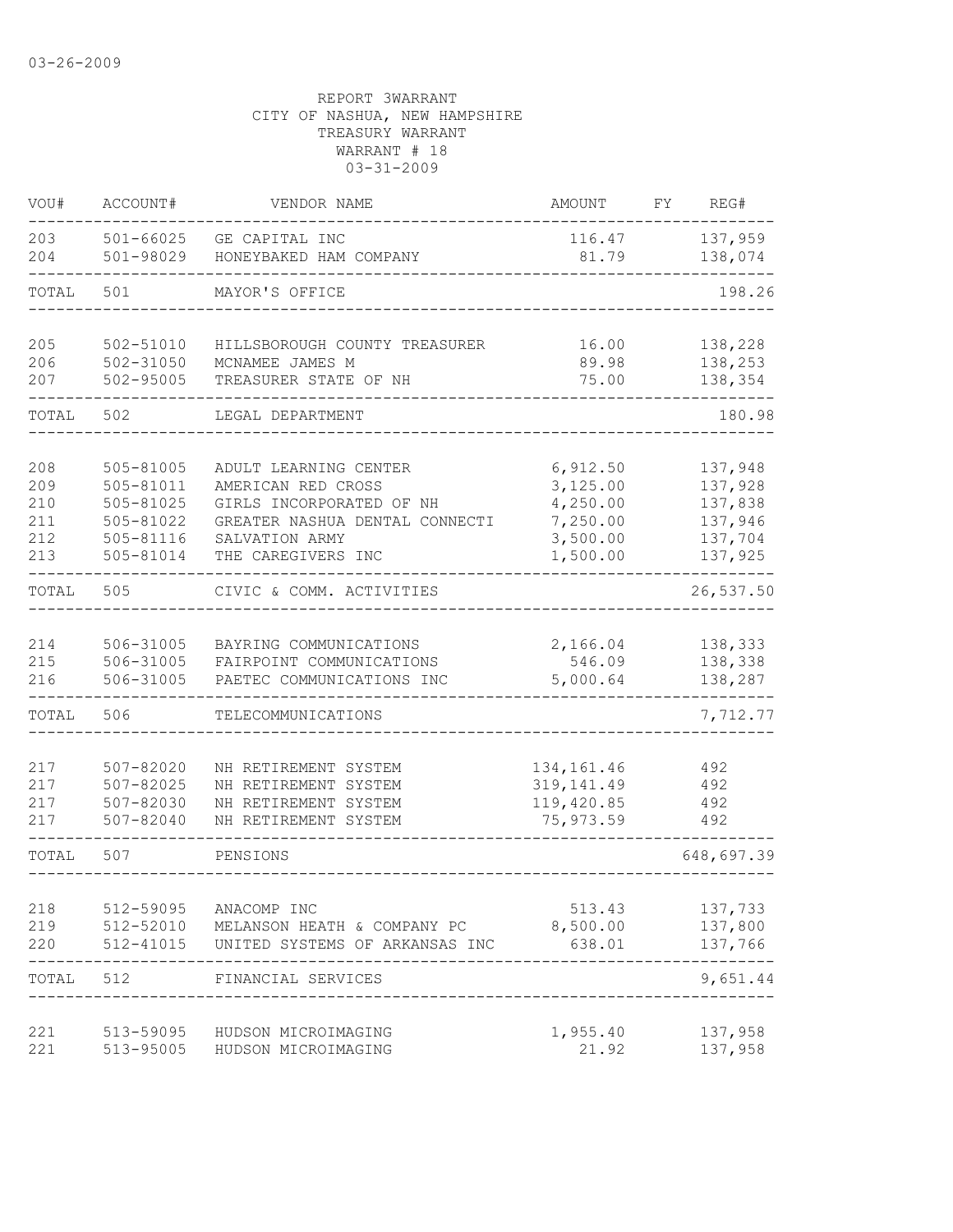03-26-2009

REPORT 3WARRANT
CITY OF NASHUA, NEW HAMPSHIRE
TREASURY WARRANT
WARRANT # 18
03-31-2009

| VOU# | ACCOUNT# | VENDOR NAME | AMOUNT | FY | REG# |
|---|---|---|---|---|---|
| 203 | 501-66025 | GE CAPITAL INC | 116.47 | | 137,959 |
| 204 | 501-98029 | HONEYBAKED HAM COMPANY | 81.79 | | 138,074 |
| TOTAL | 501 | MAYOR'S OFFICE | | | 198.26 |
| 205 | 502-51010 | HILLSBOROUGH COUNTY TREASURER | 16.00 | | 138,228 |
| 206 | 502-31050 | MCNAMEE JAMES M | 89.98 | | 138,253 |
| 207 | 502-95005 | TREASURER STATE OF NH | 75.00 | | 138,354 |
| TOTAL | 502 | LEGAL DEPARTMENT | | | 180.98 |
| 208 | 505-81005 | ADULT LEARNING CENTER | 6,912.50 | | 137,948 |
| 209 | 505-81011 | AMERICAN RED CROSS | 3,125.00 | | 137,928 |
| 210 | 505-81025 | GIRLS INCORPORATED OF NH | 4,250.00 | | 137,838 |
| 211 | 505-81022 | GREATER NASHUA DENTAL CONNECTI | 7,250.00 | | 137,946 |
| 212 | 505-81116 | SALVATION ARMY | 3,500.00 | | 137,704 |
| 213 | 505-81014 | THE CAREGIVERS INC | 1,500.00 | | 137,925 |
| TOTAL | 505 | CIVIC & COMM. ACTIVITIES | | | 26,537.50 |
| 214 | 506-31005 | BAYRING COMMUNICATIONS | 2,166.04 | | 138,333 |
| 215 | 506-31005 | FAIRPOINT COMMUNICATIONS | 546.09 | | 138,338 |
| 216 | 506-31005 | PAETEC COMMUNICATIONS INC | 5,000.64 | | 138,287 |
| TOTAL | 506 | TELECOMMUNICATIONS | | | 7,712.77 |
| 217 | 507-82020 | NH RETIREMENT SYSTEM | 134,161.46 | | 492 |
| 217 | 507-82025 | NH RETIREMENT SYSTEM | 319,141.49 | | 492 |
| 217 | 507-82030 | NH RETIREMENT SYSTEM | 119,420.85 | | 492 |
| 217 | 507-82040 | NH RETIREMENT SYSTEM | 75,973.59 | | 492 |
| TOTAL | 507 | PENSIONS | | | 648,697.39 |
| 218 | 512-59095 | ANACOMP INC | 513.43 | | 137,733 |
| 219 | 512-52010 | MELANSON HEATH & COMPANY PC | 8,500.00 | | 137,800 |
| 220 | 512-41015 | UNITED SYSTEMS OF ARKANSAS INC | 638.01 | | 137,766 |
| TOTAL | 512 | FINANCIAL SERVICES | | | 9,651.44 |
| 221 | 513-59095 | HUDSON MICROIMAGING | 1,955.40 | | 137,958 |
| 221 | 513-95005 | HUDSON MICROIMAGING | 21.92 | | 137,958 |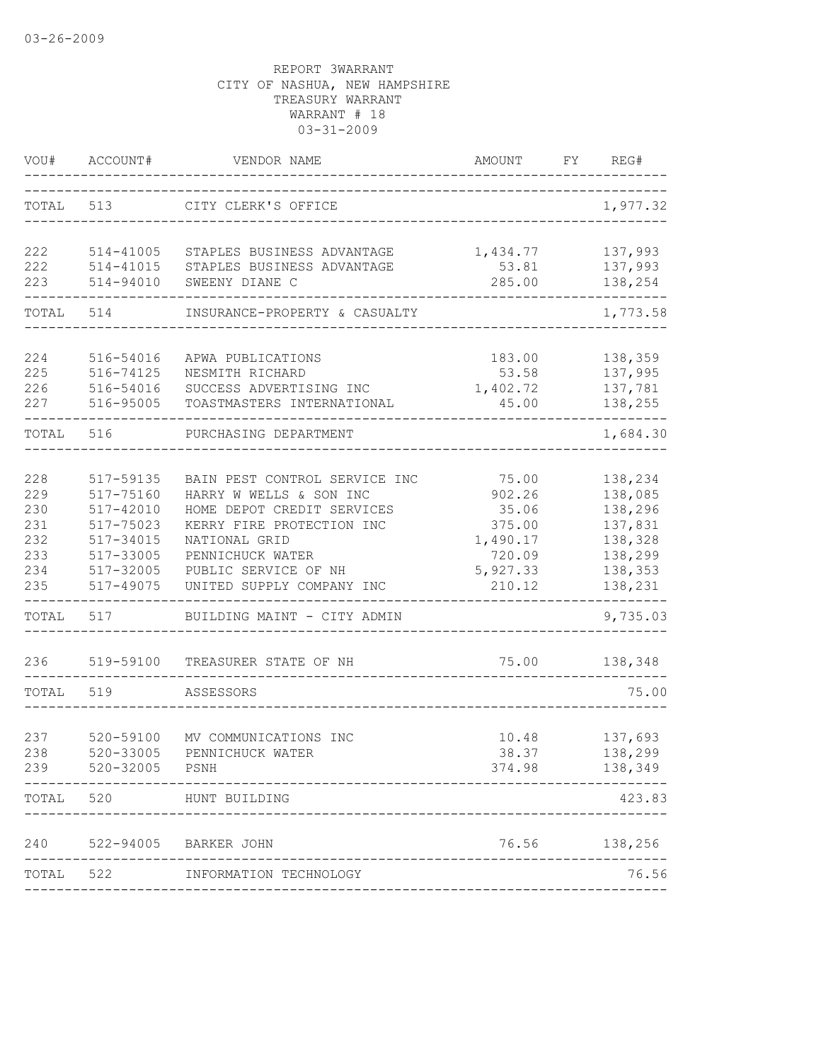03-26-2009

REPORT 3WARRANT
CITY OF NASHUA, NEW HAMPSHIRE
TREASURY WARRANT
WARRANT # 18
03-31-2009

| VOU# | ACCOUNT# | VENDOR NAME | AMOUNT | FY | REG# |
|---|---|---|---|---|---|
| TOTAL | 513 | CITY CLERK'S OFFICE | | | 1,977.32 |
| 222 | 514-41005 | STAPLES BUSINESS ADVANTAGE | 1,434.77 | | 137,993 |
| 222 | 514-41015 | STAPLES BUSINESS ADVANTAGE | 53.81 | | 137,993 |
| 223 | 514-94010 | SWEENY DIANE C | 285.00 | | 138,254 |
| TOTAL | 514 | INSURANCE-PROPERTY & CASUALTY | | | 1,773.58 |
| 224 | 516-54016 | APWA PUBLICATIONS | 183.00 | | 138,359 |
| 225 | 516-74125 | NESMITH RICHARD | 53.58 | | 137,995 |
| 226 | 516-54016 | SUCCESS ADVERTISING INC | 1,402.72 | | 137,781 |
| 227 | 516-95005 | TOASTMASTERS INTERNATIONAL | 45.00 | | 138,255 |
| TOTAL | 516 | PURCHASING DEPARTMENT | | | 1,684.30 |
| 228 | 517-59135 | BAIN PEST CONTROL SERVICE INC | 75.00 | | 138,234 |
| 229 | 517-75160 | HARRY W WELLS & SON INC | 902.26 | | 138,085 |
| 230 | 517-42010 | HOME DEPOT CREDIT SERVICES | 35.06 | | 138,296 |
| 231 | 517-75023 | KERRY FIRE PROTECTION INC | 375.00 | | 137,831 |
| 232 | 517-34015 | NATIONAL GRID | 1,490.17 | | 138,328 |
| 233 | 517-33005 | PENNICHUCK WATER | 720.09 | | 138,299 |
| 234 | 517-32005 | PUBLIC SERVICE OF NH | 5,927.33 | | 138,353 |
| 235 | 517-49075 | UNITED SUPPLY COMPANY INC | 210.12 | | 138,231 |
| TOTAL | 517 | BUILDING MAINT - CITY ADMIN | | | 9,735.03 |
| 236 | 519-59100 | TREASURER STATE OF NH | 75.00 | | 138,348 |
| TOTAL | 519 | ASSESSORS | | | 75.00 |
| 237 | 520-59100 | MV COMMUNICATIONS INC | 10.48 | | 137,693 |
| 238 | 520-33005 | PENNICHUCK WATER | 38.37 | | 138,299 |
| 239 | 520-32005 | PSNH | 374.98 | | 138,349 |
| TOTAL | 520 | HUNT BUILDING | | | 423.83 |
| 240 | 522-94005 | BARKER JOHN | 76.56 | | 138,256 |
| TOTAL | 522 | INFORMATION TECHNOLOGY | | | 76.56 |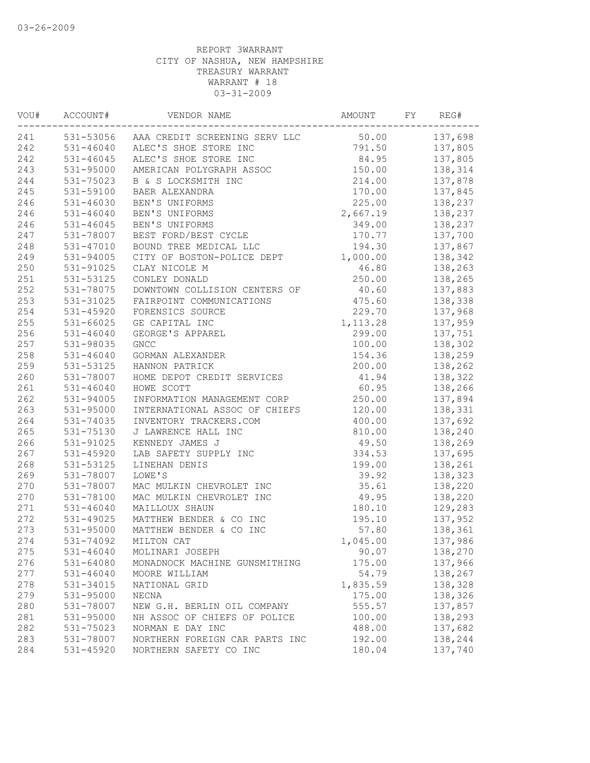03-26-2009

REPORT 3WARRANT
CITY OF NASHUA, NEW HAMPSHIRE
TREASURY WARRANT
WARRANT # 18
03-31-2009

| VOU# | ACCOUNT# | VENDOR NAME | AMOUNT | FY | REG# |
|---|---|---|---|---|---|
| 241 | 531-53056 | AAA CREDIT SCREENING SERV LLC | 50.00 | | 137,698 |
| 242 | 531-46040 | ALEC'S SHOE STORE INC | 791.50 | | 137,805 |
| 242 | 531-46045 | ALEC'S SHOE STORE INC | 84.95 | | 137,805 |
| 243 | 531-95000 | AMERICAN POLYGRAPH ASSOC | 150.00 | | 138,314 |
| 244 | 531-75023 | B & S LOCKSMITH INC | 214.00 | | 137,878 |
| 245 | 531-59100 | BAER ALEXANDRA | 170.00 | | 137,845 |
| 246 | 531-46030 | BEN'S UNIFORMS | 225.00 | | 138,237 |
| 246 | 531-46040 | BEN'S UNIFORMS | 2,667.19 | | 138,237 |
| 246 | 531-46045 | BEN'S UNIFORMS | 349.00 | | 138,237 |
| 247 | 531-78007 | BEST FORD/BEST CYCLE | 170.77 | | 137,700 |
| 248 | 531-47010 | BOUND TREE MEDICAL LLC | 194.30 | | 137,867 |
| 249 | 531-94005 | CITY OF BOSTON-POLICE DEPT | 1,000.00 | | 138,342 |
| 250 | 531-91025 | CLAY NICOLE M | 46.80 | | 138,263 |
| 251 | 531-53125 | CONLEY DONALD | 250.00 | | 138,265 |
| 252 | 531-78075 | DOWNTOWN COLLISION CENTERS OF | 40.60 | | 137,883 |
| 253 | 531-31025 | FAIRPOINT COMMUNICATIONS | 475.60 | | 138,338 |
| 254 | 531-45920 | FORENSICS SOURCE | 229.70 | | 137,968 |
| 255 | 531-66025 | GE CAPITAL INC | 1,113.28 | | 137,959 |
| 256 | 531-46040 | GEORGE'S APPAREL | 299.00 | | 137,751 |
| 257 | 531-98035 | GNCC | 100.00 | | 138,302 |
| 258 | 531-46040 | GORMAN ALEXANDER | 154.36 | | 138,259 |
| 259 | 531-53125 | HANNON PATRICK | 200.00 | | 138,262 |
| 260 | 531-78007 | HOME DEPOT CREDIT SERVICES | 41.94 | | 138,322 |
| 261 | 531-46040 | HOWE SCOTT | 60.95 | | 138,266 |
| 262 | 531-94005 | INFORMATION MANAGEMENT CORP | 250.00 | | 137,894 |
| 263 | 531-95000 | INTERNATIONAL ASSOC OF CHIEFS | 120.00 | | 138,331 |
| 264 | 531-74035 | INVENTORY TRACKERS.COM | 400.00 | | 137,692 |
| 265 | 531-75130 | J LAWRENCE HALL INC | 810.00 | | 138,240 |
| 266 | 531-91025 | KENNEDY JAMES J | 49.50 | | 138,269 |
| 267 | 531-45920 | LAB SAFETY SUPPLY INC | 334.53 | | 137,695 |
| 268 | 531-53125 | LINEHAN DENIS | 199.00 | | 138,261 |
| 269 | 531-78007 | LOWE'S | 39.92 | | 138,323 |
| 270 | 531-78007 | MAC MULKIN CHEVROLET INC | 35.61 | | 138,220 |
| 270 | 531-78100 | MAC MULKIN CHEVROLET INC | 49.95 | | 138,220 |
| 271 | 531-46040 | MAILLOUX SHAUN | 180.10 | | 129,283 |
| 272 | 531-49025 | MATTHEW BENDER & CO INC | 195.10 | | 137,952 |
| 273 | 531-95000 | MATTHEW BENDER & CO INC | 57.80 | | 138,361 |
| 274 | 531-74092 | MILTON CAT | 1,045.00 | | 137,986 |
| 275 | 531-46040 | MOLINARI JOSEPH | 90.07 | | 138,270 |
| 276 | 531-64080 | MONADNOCK MACHINE GUNSMITHING | 175.00 | | 137,966 |
| 277 | 531-46040 | MOORE WILLIAM | 54.79 | | 138,267 |
| 278 | 531-34015 | NATIONAL GRID | 1,835.59 | | 138,328 |
| 279 | 531-95000 | NECNA | 175.00 | | 138,326 |
| 280 | 531-78007 | NEW G.H. BERLIN OIL COMPANY | 555.57 | | 137,857 |
| 281 | 531-95000 | NH ASSOC OF CHIEFS OF POLICE | 100.00 | | 138,293 |
| 282 | 531-75023 | NORMAN E DAY INC | 488.00 | | 137,682 |
| 283 | 531-78007 | NORTHERN FOREIGN CAR PARTS INC | 192.00 | | 138,244 |
| 284 | 531-45920 | NORTHERN SAFETY CO INC | 180.04 | | 137,740 |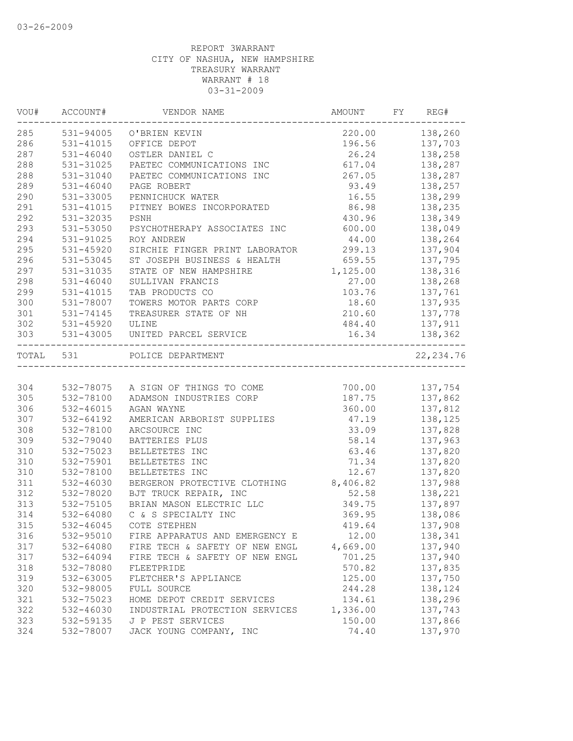03-26-2009

REPORT 3WARRANT
CITY OF NASHUA, NEW HAMPSHIRE
TREASURY WARRANT
WARRANT # 18
03-31-2009

| VOU# | ACCOUNT# | VENDOR NAME | AMOUNT | FY | REG# |
|---|---|---|---|---|---|
| 285 | 531-94005 | O'BRIEN KEVIN | 220.00 | | 138,260 |
| 286 | 531-41015 | OFFICE DEPOT | 196.56 | | 137,703 |
| 287 | 531-46040 | OSTLER DANIEL C | 26.24 | | 138,258 |
| 288 | 531-31025 | PAETEC COMMUNICATIONS INC | 617.04 | | 138,287 |
| 288 | 531-31040 | PAETEC COMMUNICATIONS INC | 267.05 | | 138,287 |
| 289 | 531-46040 | PAGE ROBERT | 93.49 | | 138,257 |
| 290 | 531-33005 | PENNICHUCK WATER | 16.55 | | 138,299 |
| 291 | 531-41015 | PITNEY BOWES INCORPORATED | 86.98 | | 138,235 |
| 292 | 531-32035 | PSNH | 430.96 | | 138,349 |
| 293 | 531-53050 | PSYCHOTHERAPY ASSOCIATES INC | 600.00 | | 138,049 |
| 294 | 531-91025 | ROY ANDREW | 44.00 | | 138,264 |
| 295 | 531-45920 | SIRCHIE FINGER PRINT LABORATOR | 299.13 | | 137,904 |
| 296 | 531-53045 | ST JOSEPH BUSINESS & HEALTH | 659.55 | | 137,795 |
| 297 | 531-31035 | STATE OF NEW HAMPSHIRE | 1,125.00 | | 138,316 |
| 298 | 531-46040 | SULLIVAN FRANCIS | 27.00 | | 138,268 |
| 299 | 531-41015 | TAB PRODUCTS CO | 103.76 | | 137,761 |
| 300 | 531-78007 | TOWERS MOTOR PARTS CORP | 18.60 | | 137,935 |
| 301 | 531-74145 | TREASURER STATE OF NH | 210.60 | | 137,778 |
| 302 | 531-45920 | ULINE | 484.40 | | 137,911 |
| 303 | 531-43005 | UNITED PARCEL SERVICE | 16.34 | | 138,362 |
| TOTAL | 531 | POLICE DEPARTMENT | | | 22,234.76 |
| 304 | 532-78075 | A SIGN OF THINGS TO COME | 700.00 | | 137,754 |
| 305 | 532-78100 | ADAMSON INDUSTRIES CORP | 187.75 | | 137,862 |
| 306 | 532-46015 | AGAN WAYNE | 360.00 | | 137,812 |
| 307 | 532-64192 | AMERICAN ARBORIST SUPPLIES | 47.19 | | 138,125 |
| 308 | 532-78100 | ARCSOURCE INC | 33.09 | | 137,828 |
| 309 | 532-79040 | BATTERIES PLUS | 58.14 | | 137,963 |
| 310 | 532-75023 | BELLETETES INC | 63.46 | | 137,820 |
| 310 | 532-75901 | BELLETETES INC | 71.34 | | 137,820 |
| 310 | 532-78100 | BELLETETES INC | 12.67 | | 137,820 |
| 311 | 532-46030 | BERGERON PROTECTIVE CLOTHING | 8,406.82 | | 137,988 |
| 312 | 532-78020 | BJT TRUCK REPAIR, INC | 52.58 | | 138,221 |
| 313 | 532-75105 | BRIAN MASON ELECTRIC LLC | 349.75 | | 137,897 |
| 314 | 532-64080 | C & S SPECIALTY INC | 369.95 | | 138,086 |
| 315 | 532-46045 | COTE STEPHEN | 419.64 | | 137,908 |
| 316 | 532-95010 | FIRE APPARATUS AND EMERGENCY E | 12.00 | | 138,341 |
| 317 | 532-64080 | FIRE TECH & SAFETY OF NEW ENGL | 4,669.00 | | 137,940 |
| 317 | 532-64094 | FIRE TECH & SAFETY OF NEW ENGL | 701.25 | | 137,940 |
| 318 | 532-78080 | FLEETPRIDE | 570.82 | | 137,835 |
| 319 | 532-63005 | FLETCHER'S APPLIANCE | 125.00 | | 137,750 |
| 320 | 532-98005 | FULL SOURCE | 244.28 | | 138,124 |
| 321 | 532-75023 | HOME DEPOT CREDIT SERVICES | 134.61 | | 138,296 |
| 322 | 532-46030 | INDUSTRIAL PROTECTION SERVICES | 1,336.00 | | 137,743 |
| 323 | 532-59135 | J P PEST SERVICES | 150.00 | | 137,866 |
| 324 | 532-78007 | JACK YOUNG COMPANY, INC | 74.40 | | 137,970 |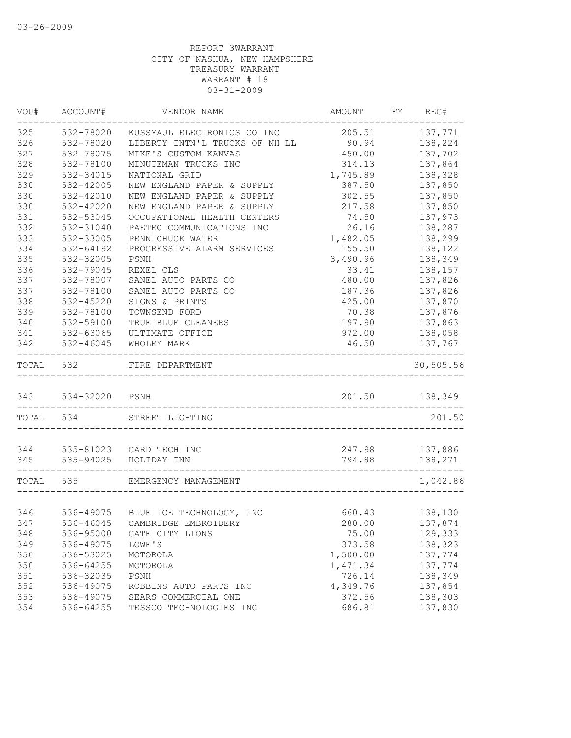03-26-2009

REPORT 3WARRANT
CITY OF NASHUA, NEW HAMPSHIRE
TREASURY WARRANT
WARRANT # 18
03-31-2009

| VOU# | ACCOUNT# | VENDOR NAME | AMOUNT | FY | REG# |
|---|---|---|---|---|---|
| 325 | 532-78020 | KUSSMAUL ELECTRONICS CO INC | 205.51 | | 137,771 |
| 326 | 532-78020 | LIBERTY INTN'L TRUCKS OF NH LL | 90.94 | | 138,224 |
| 327 | 532-78075 | MIKE'S CUSTOM KANVAS | 450.00 | | 137,702 |
| 328 | 532-78100 | MINUTEMAN TRUCKS INC | 314.13 | | 137,864 |
| 329 | 532-34015 | NATIONAL GRID | 1,745.89 | | 138,328 |
| 330 | 532-42005 | NEW ENGLAND PAPER & SUPPLY | 387.50 | | 137,850 |
| 330 | 532-42010 | NEW ENGLAND PAPER & SUPPLY | 302.55 | | 137,850 |
| 330 | 532-42020 | NEW ENGLAND PAPER & SUPPLY | 217.58 | | 137,850 |
| 331 | 532-53045 | OCCUPATIONAL HEALTH CENTERS | 74.50 | | 137,973 |
| 332 | 532-31040 | PAETEC COMMUNICATIONS INC | 26.16 | | 138,287 |
| 333 | 532-33005 | PENNICHUCK WATER | 1,482.05 | | 138,299 |
| 334 | 532-64192 | PROGRESSIVE ALARM SERVICES | 155.50 | | 138,122 |
| 335 | 532-32005 | PSNH | 3,490.96 | | 138,349 |
| 336 | 532-79045 | REXEL CLS | 33.41 | | 138,157 |
| 337 | 532-78007 | SANEL AUTO PARTS CO | 480.00 | | 137,826 |
| 337 | 532-78100 | SANEL AUTO PARTS CO | 187.36 | | 137,826 |
| 338 | 532-45220 | SIGNS & PRINTS | 425.00 | | 137,870 |
| 339 | 532-78100 | TOWNSEND FORD | 70.38 | | 137,876 |
| 340 | 532-59100 | TRUE BLUE CLEANERS | 197.90 | | 137,863 |
| 341 | 532-63065 | ULTIMATE OFFICE | 972.00 | | 138,058 |
| 342 | 532-46045 | WHOLEY MARK | 46.50 | | 137,767 |
| TOTAL | 532 | FIRE DEPARTMENT | | | 30,505.56 |
| 343 | 534-32020 | PSNH | 201.50 | | 138,349 |
| TOTAL | 534 | STREET LIGHTING | | | 201.50 |
| 344 | 535-81023 | CARD TECH INC | 247.98 | | 137,886 |
| 345 | 535-94025 | HOLIDAY INN | 794.88 | | 138,271 |
| TOTAL | 535 | EMERGENCY MANAGEMENT | | | 1,042.86 |
| 346 | 536-49075 | BLUE ICE TECHNOLOGY, INC | 660.43 | | 138,130 |
| 347 | 536-46045 | CAMBRIDGE EMBROIDERY | 280.00 | | 137,874 |
| 348 | 536-95000 | GATE CITY LIONS | 75.00 | | 129,333 |
| 349 | 536-49075 | LOWE'S | 373.58 | | 138,323 |
| 350 | 536-53025 | MOTOROLA | 1,500.00 | | 137,774 |
| 350 | 536-64255 | MOTOROLA | 1,471.34 | | 137,774 |
| 351 | 536-32035 | PSNH | 726.14 | | 138,349 |
| 352 | 536-49075 | ROBBINS AUTO PARTS INC | 4,349.76 | | 137,854 |
| 353 | 536-49075 | SEARS COMMERCIAL ONE | 372.56 | | 138,303 |
| 354 | 536-64255 | TESSCO TECHNOLOGIES INC | 686.81 | | 137,830 |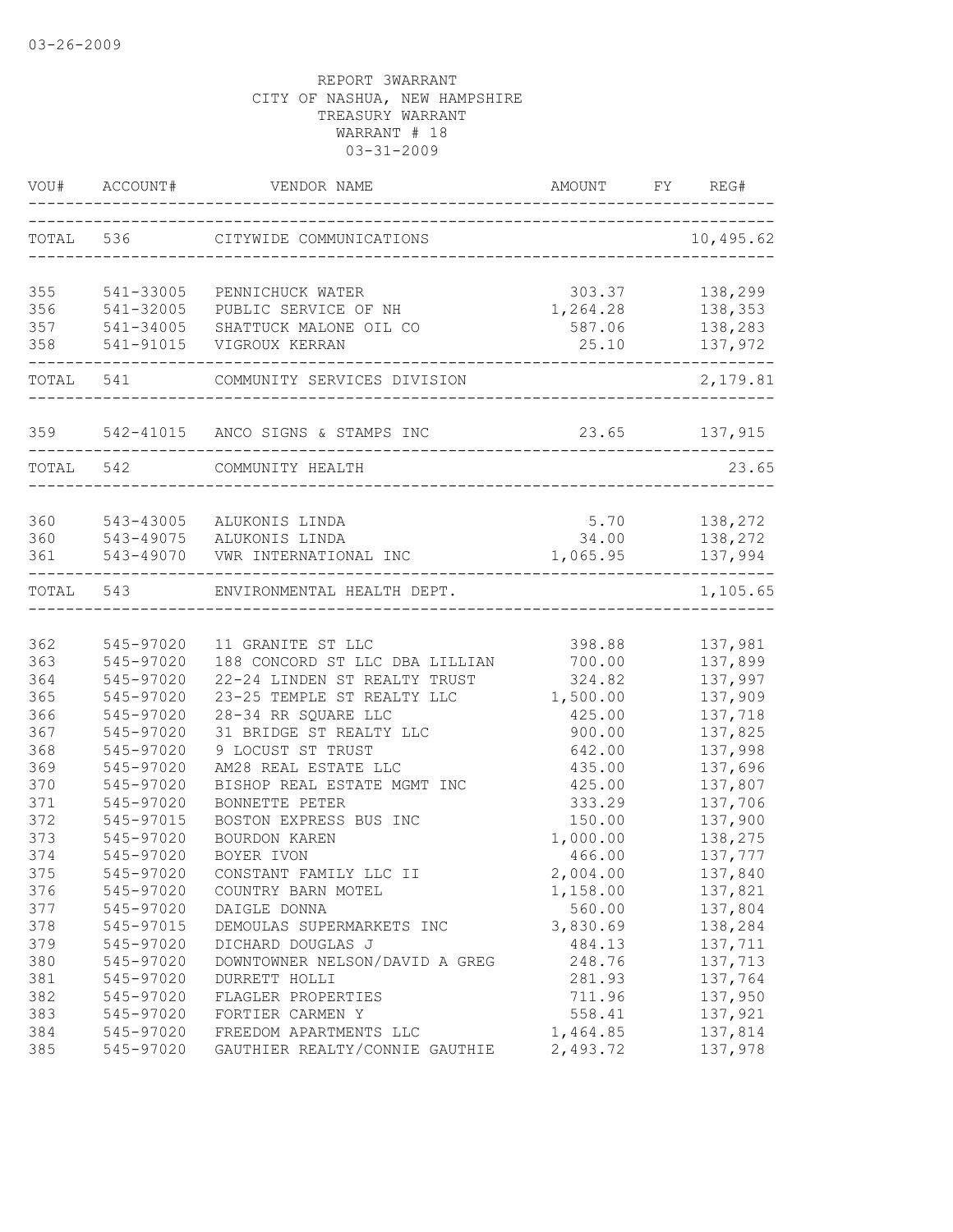03-26-2009

REPORT 3WARRANT
CITY OF NASHUA, NEW HAMPSHIRE
TREASURY WARRANT
WARRANT # 18
03-31-2009

| VOU# | ACCOUNT# | VENDOR NAME | AMOUNT | FY | REG# |
|---|---|---|---|---|---|
| TOTAL | 536 | CITYWIDE COMMUNICATIONS | | | 10,495.62 |
| 355 | 541-33005 | PENNICHUCK WATER | 303.37 | | 138,299 |
| 356 | 541-32005 | PUBLIC SERVICE OF NH | 1,264.28 | | 138,353 |
| 357 | 541-34005 | SHATTUCK MALONE OIL CO | 587.06 | | 138,283 |
| 358 | 541-91015 | VIGROUX KERRAN | 25.10 | | 137,972 |
| TOTAL | 541 | COMMUNITY SERVICES DIVISION | | | 2,179.81 |
| 359 | 542-41015 | ANCO SIGNS & STAMPS INC | 23.65 | | 137,915 |
| TOTAL | 542 | COMMUNITY HEALTH | | | 23.65 |
| 360 | 543-43005 | ALUKONIS LINDA | 5.70 | | 138,272 |
| 360 | 543-49075 | ALUKONIS LINDA | 34.00 | | 138,272 |
| 361 | 543-49070 | VWR INTERNATIONAL INC | 1,065.95 | | 137,994 |
| TOTAL | 543 | ENVIRONMENTAL HEALTH DEPT. | | | 1,105.65 |
| 362 | 545-97020 | 11 GRANITE ST LLC | 398.88 | | 137,981 |
| 363 | 545-97020 | 188 CONCORD ST LLC DBA LILLIAN | 700.00 | | 137,899 |
| 364 | 545-97020 | 22-24 LINDEN ST REALTY TRUST | 324.82 | | 137,997 |
| 365 | 545-97020 | 23-25 TEMPLE ST REALTY LLC | 1,500.00 | | 137,909 |
| 366 | 545-97020 | 28-34 RR SQUARE LLC | 425.00 | | 137,718 |
| 367 | 545-97020 | 31 BRIDGE ST REALTY LLC | 900.00 | | 137,825 |
| 368 | 545-97020 | 9 LOCUST ST TRUST | 642.00 | | 137,998 |
| 369 | 545-97020 | AM28 REAL ESTATE LLC | 435.00 | | 137,696 |
| 370 | 545-97020 | BISHOP REAL ESTATE MGMT INC | 425.00 | | 137,807 |
| 371 | 545-97020 | BONNETTE PETER | 333.29 | | 137,706 |
| 372 | 545-97015 | BOSTON EXPRESS BUS INC | 150.00 | | 137,900 |
| 373 | 545-97020 | BOURDON KAREN | 1,000.00 | | 138,275 |
| 374 | 545-97020 | BOYER IVON | 466.00 | | 137,777 |
| 375 | 545-97020 | CONSTANT FAMILY LLC II | 2,004.00 | | 137,840 |
| 376 | 545-97020 | COUNTRY BARN MOTEL | 1,158.00 | | 137,821 |
| 377 | 545-97020 | DAIGLE DONNA | 560.00 | | 137,804 |
| 378 | 545-97015 | DEMOULAS SUPERMARKETS INC | 3,830.69 | | 138,284 |
| 379 | 545-97020 | DICHARD DOUGLAS J | 484.13 | | 137,711 |
| 380 | 545-97020 | DOWNTOWNER NELSON/DAVID A GREG | 248.76 | | 137,713 |
| 381 | 545-97020 | DURRETT HOLLI | 281.93 | | 137,764 |
| 382 | 545-97020 | FLAGLER PROPERTIES | 711.96 | | 137,950 |
| 383 | 545-97020 | FORTIER CARMEN Y | 558.41 | | 137,921 |
| 384 | 545-97020 | FREEDOM APARTMENTS LLC | 1,464.85 | | 137,814 |
| 385 | 545-97020 | GAUTHIER REALTY/CONNIE GAUTHIE | 2,493.72 | | 137,978 |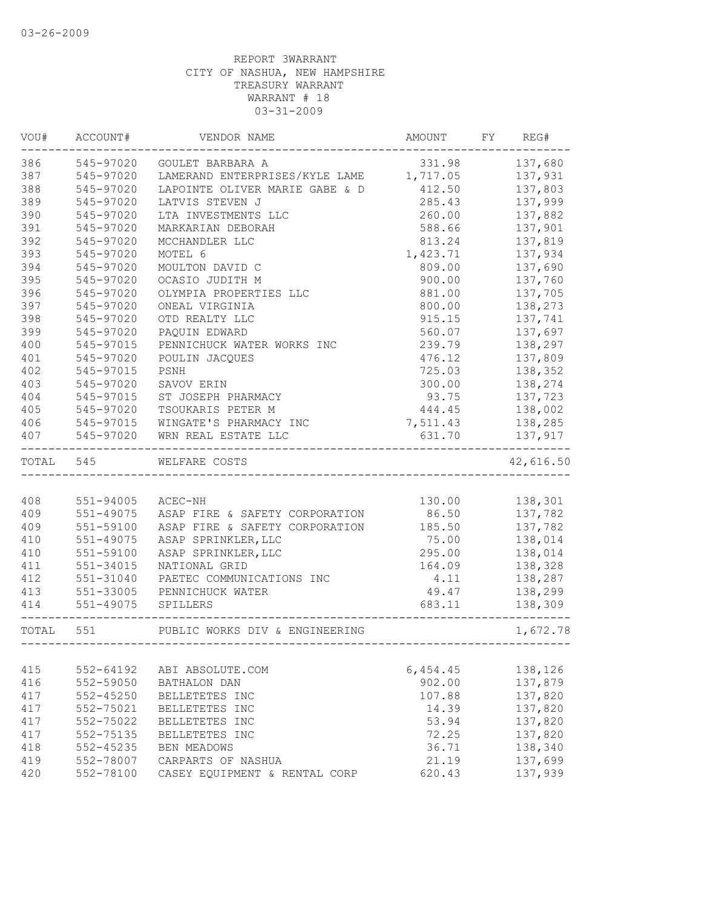03-26-2009

REPORT 3WARRANT
CITY OF NASHUA, NEW HAMPSHIRE
TREASURY WARRANT
WARRANT # 18
03-31-2009

| VOU# | ACCOUNT# | VENDOR NAME | AMOUNT | FY | REG# |
|---|---|---|---|---|---|
| 386 | 545-97020 | GOULET BARBARA A | 331.98 | | 137,680 |
| 387 | 545-97020 | LAMERAND ENTERPRISES/KYLE LAME | 1,717.05 | | 137,931 |
| 388 | 545-97020 | LAPOINTE OLIVER MARIE GABE & D | 412.50 | | 137,803 |
| 389 | 545-97020 | LATVIS STEVEN J | 285.43 | | 137,999 |
| 390 | 545-97020 | LTA INVESTMENTS LLC | 260.00 | | 137,882 |
| 391 | 545-97020 | MARKARIAN DEBORAH | 588.66 | | 137,901 |
| 392 | 545-97020 | MCCHANDLER LLC | 813.24 | | 137,819 |
| 393 | 545-97020 | MOTEL 6 | 1,423.71 | | 137,934 |
| 394 | 545-97020 | MOULTON DAVID C | 809.00 | | 137,690 |
| 395 | 545-97020 | OCASIO JUDITH M | 900.00 | | 137,760 |
| 396 | 545-97020 | OLYMPIA PROPERTIES LLC | 881.00 | | 137,705 |
| 397 | 545-97020 | ONEAL VIRGINIA | 800.00 | | 138,273 |
| 398 | 545-97020 | OTD REALTY LLC | 915.15 | | 137,741 |
| 399 | 545-97020 | PAQUIN EDWARD | 560.07 | | 137,697 |
| 400 | 545-97015 | PENNICHUCK WATER WORKS INC | 239.79 | | 138,297 |
| 401 | 545-97020 | POULIN JACQUES | 476.12 | | 137,809 |
| 402 | 545-97015 | PSNH | 725.03 | | 138,352 |
| 403 | 545-97020 | SAVOV ERIN | 300.00 | | 138,274 |
| 404 | 545-97015 | ST JOSEPH PHARMACY | 93.75 | | 137,723 |
| 405 | 545-97020 | TSOUKARIS PETER M | 444.45 | | 138,002 |
| 406 | 545-97015 | WINGATE'S PHARMACY INC | 7,511.43 | | 138,285 |
| 407 | 545-97020 | WRN REAL ESTATE LLC | 631.70 | | 137,917 |
| TOTAL | 545 | WELFARE COSTS | | | 42,616.50 |
| 408 | 551-94005 | ACEC-NH | 130.00 | | 138,301 |
| 409 | 551-49075 | ASAP FIRE & SAFETY CORPORATION | 86.50 | | 137,782 |
| 409 | 551-59100 | ASAP FIRE & SAFETY CORPORATION | 185.50 | | 137,782 |
| 410 | 551-49075 | ASAP SPRINKLER,LLC | 75.00 | | 138,014 |
| 410 | 551-59100 | ASAP SPRINKLER,LLC | 295.00 | | 138,014 |
| 411 | 551-34015 | NATIONAL GRID | 164.09 | | 138,328 |
| 412 | 551-31040 | PAETEC COMMUNICATIONS INC | 4.11 | | 138,287 |
| 413 | 551-33005 | PENNICHUCK WATER | 49.47 | | 138,299 |
| 414 | 551-49075 | SPILLERS | 683.11 | | 138,309 |
| TOTAL | 551 | PUBLIC WORKS DIV & ENGINEERING | | | 1,672.78 |
| 415 | 552-64192 | ABI ABSOLUTE.COM | 6,454.45 | | 138,126 |
| 416 | 552-59050 | BATHALON DAN | 902.00 | | 137,879 |
| 417 | 552-45250 | BELLETETES INC | 107.88 | | 137,820 |
| 417 | 552-75021 | BELLETETES INC | 14.39 | | 137,820 |
| 417 | 552-75022 | BELLETETES INC | 53.94 | | 137,820 |
| 417 | 552-75135 | BELLETETES INC | 72.25 | | 137,820 |
| 418 | 552-45235 | BEN MEADOWS | 36.71 | | 138,340 |
| 419 | 552-78007 | CARPARTS OF NASHUA | 21.19 | | 137,699 |
| 420 | 552-78100 | CASEY EQUIPMENT & RENTAL CORP | 620.43 | | 137,939 |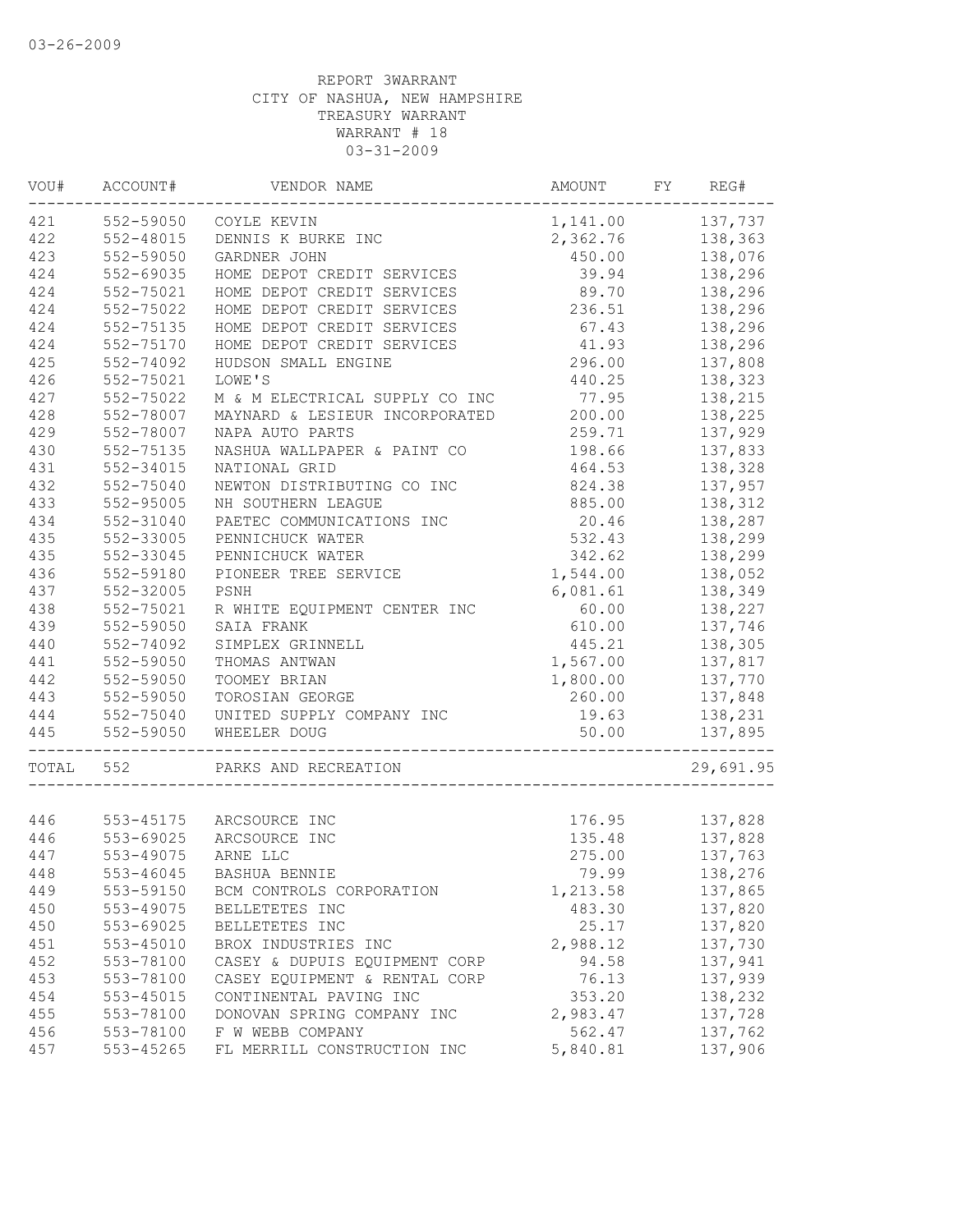03-26-2009

REPORT 3WARRANT
CITY OF NASHUA, NEW HAMPSHIRE
TREASURY WARRANT
WARRANT # 18
03-31-2009

| VOU# | ACCOUNT# | VENDOR NAME | AMOUNT | FY | REG# |
|---|---|---|---|---|---|
| 421 | 552-59050 | COYLE KEVIN | 1,141.00 | | 137,737 |
| 422 | 552-48015 | DENNIS K BURKE INC | 2,362.76 | | 138,363 |
| 423 | 552-59050 | GARDNER JOHN | 450.00 | | 138,076 |
| 424 | 552-69035 | HOME DEPOT CREDIT SERVICES | 39.94 | | 138,296 |
| 424 | 552-75021 | HOME DEPOT CREDIT SERVICES | 89.70 | | 138,296 |
| 424 | 552-75022 | HOME DEPOT CREDIT SERVICES | 236.51 | | 138,296 |
| 424 | 552-75135 | HOME DEPOT CREDIT SERVICES | 67.43 | | 138,296 |
| 424 | 552-75170 | HOME DEPOT CREDIT SERVICES | 41.93 | | 138,296 |
| 425 | 552-74092 | HUDSON SMALL ENGINE | 296.00 | | 137,808 |
| 426 | 552-75021 | LOWE'S | 440.25 | | 138,323 |
| 427 | 552-75022 | M & M ELECTRICAL SUPPLY CO INC | 77.95 | | 138,215 |
| 428 | 552-78007 | MAYNARD & LESIEUR INCORPORATED | 200.00 | | 138,225 |
| 429 | 552-78007 | NAPA AUTO PARTS | 259.71 | | 137,929 |
| 430 | 552-75135 | NASHUA WALLPAPER & PAINT CO | 198.66 | | 137,833 |
| 431 | 552-34015 | NATIONAL GRID | 464.53 | | 138,328 |
| 432 | 552-75040 | NEWTON DISTRIBUTING CO INC | 824.38 | | 137,957 |
| 433 | 552-95005 | NH SOUTHERN LEAGUE | 885.00 | | 138,312 |
| 434 | 552-31040 | PAETEC COMMUNICATIONS INC | 20.46 | | 138,287 |
| 435 | 552-33005 | PENNICHUCK WATER | 532.43 | | 138,299 |
| 435 | 552-33045 | PENNICHUCK WATER | 342.62 | | 138,299 |
| 436 | 552-59180 | PIONEER TREE SERVICE | 1,544.00 | | 138,052 |
| 437 | 552-32005 | PSNH | 6,081.61 | | 138,349 |
| 438 | 552-75021 | R WHITE EQUIPMENT CENTER INC | 60.00 | | 138,227 |
| 439 | 552-59050 | SAIA FRANK | 610.00 | | 137,746 |
| 440 | 552-74092 | SIMPLEX GRINNELL | 445.21 | | 138,305 |
| 441 | 552-59050 | THOMAS ANTWAN | 1,567.00 | | 137,817 |
| 442 | 552-59050 | TOOMEY BRIAN | 1,800.00 | | 137,770 |
| 443 | 552-59050 | TOROSIAN GEORGE | 260.00 | | 137,848 |
| 444 | 552-75040 | UNITED SUPPLY COMPANY INC | 19.63 | | 138,231 |
| 445 | 552-59050 | WHEELER DOUG | 50.00 | | 137,895 |
| TOTAL | 552 | PARKS AND RECREATION | | | 29,691.95 |
| 446 | 553-45175 | ARCSOURCE INC | 176.95 | | 137,828 |
| 446 | 553-69025 | ARCSOURCE INC | 135.48 | | 137,828 |
| 447 | 553-49075 | ARNE LLC | 275.00 | | 137,763 |
| 448 | 553-46045 | BASHUA BENNIE | 79.99 | | 138,276 |
| 449 | 553-59150 | BCM CONTROLS CORPORATION | 1,213.58 | | 137,865 |
| 450 | 553-49075 | BELLETETES INC | 483.30 | | 137,820 |
| 450 | 553-69025 | BELLETETES INC | 25.17 | | 137,820 |
| 451 | 553-45010 | BROX INDUSTRIES INC | 2,988.12 | | 137,730 |
| 452 | 553-78100 | CASEY & DUPUIS EQUIPMENT CORP | 94.58 | | 137,941 |
| 453 | 553-78100 | CASEY EQUIPMENT & RENTAL CORP | 76.13 | | 137,939 |
| 454 | 553-45015 | CONTINENTAL PAVING INC | 353.20 | | 138,232 |
| 455 | 553-78100 | DONOVAN SPRING COMPANY INC | 2,983.47 | | 137,728 |
| 456 | 553-78100 | F W WEBB COMPANY | 562.47 | | 137,762 |
| 457 | 553-45265 | FL MERRILL CONSTRUCTION INC | 5,840.81 | | 137,906 |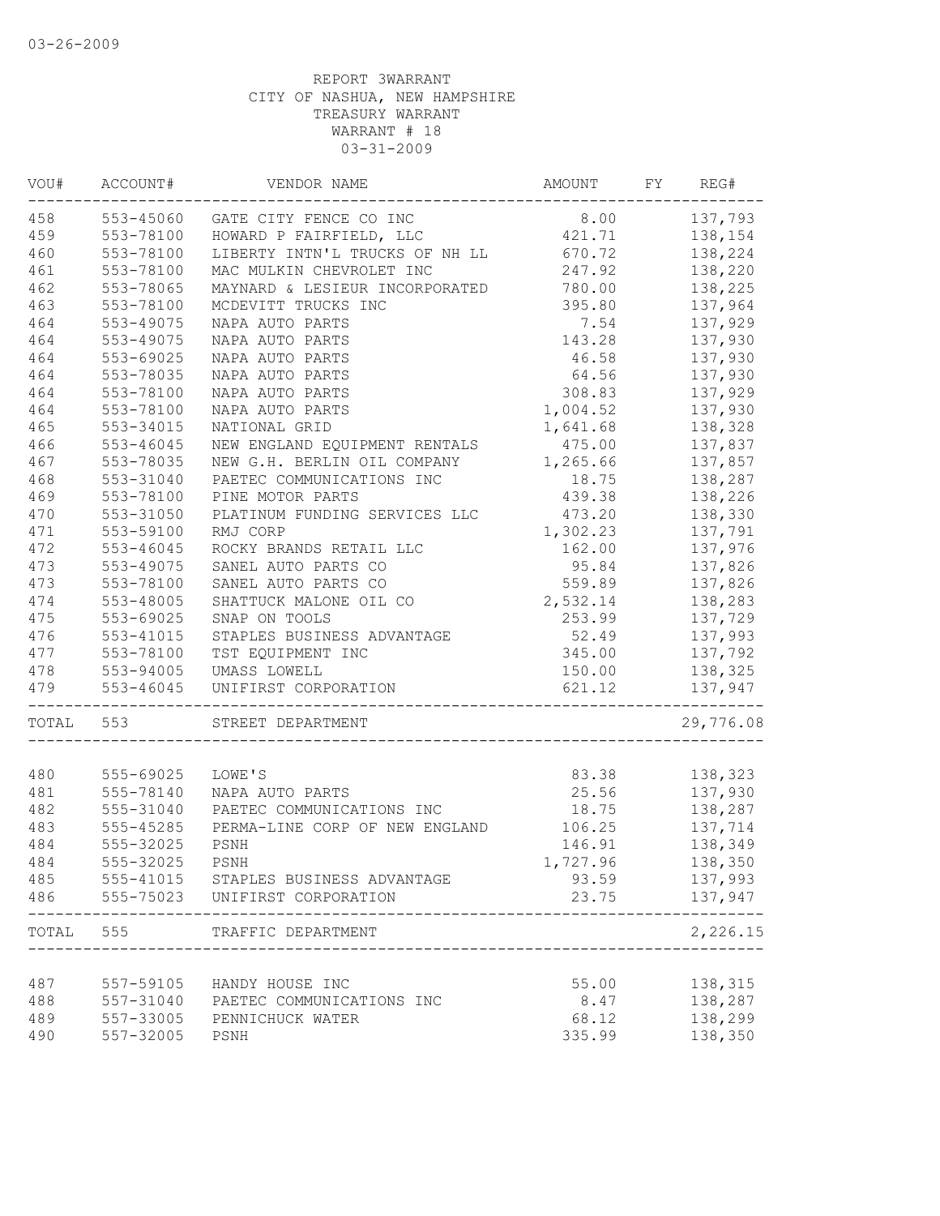03-26-2009

REPORT 3WARRANT
CITY OF NASHUA, NEW HAMPSHIRE
TREASURY WARRANT
WARRANT # 18
03-31-2009

| VOU# | ACCOUNT# | VENDOR NAME | AMOUNT | FY | REG# |
|---|---|---|---|---|---|
| 458 | 553-45060 | GATE CITY FENCE CO INC | 8.00 | | 137,793 |
| 459 | 553-78100 | HOWARD P FAIRFIELD, LLC | 421.71 | | 138,154 |
| 460 | 553-78100 | LIBERTY INTN'L TRUCKS OF NH LL | 670.72 | | 138,224 |
| 461 | 553-78100 | MAC MULKIN CHEVROLET INC | 247.92 | | 138,220 |
| 462 | 553-78065 | MAYNARD & LESIEUR INCORPORATED | 780.00 | | 138,225 |
| 463 | 553-78100 | MCDEVITT TRUCKS INC | 395.80 | | 137,964 |
| 464 | 553-49075 | NAPA AUTO PARTS | 7.54 | | 137,929 |
| 464 | 553-49075 | NAPA AUTO PARTS | 143.28 | | 137,930 |
| 464 | 553-69025 | NAPA AUTO PARTS | 46.58 | | 137,930 |
| 464 | 553-78035 | NAPA AUTO PARTS | 64.56 | | 137,930 |
| 464 | 553-78100 | NAPA AUTO PARTS | 308.83 | | 137,929 |
| 464 | 553-78100 | NAPA AUTO PARTS | 1,004.52 | | 137,930 |
| 465 | 553-34015 | NATIONAL GRID | 1,641.68 | | 138,328 |
| 466 | 553-46045 | NEW ENGLAND EQUIPMENT RENTALS | 475.00 | | 137,837 |
| 467 | 553-78035 | NEW G.H. BERLIN OIL COMPANY | 1,265.66 | | 137,857 |
| 468 | 553-31040 | PAETEC COMMUNICATIONS INC | 18.75 | | 138,287 |
| 469 | 553-78100 | PINE MOTOR PARTS | 439.38 | | 138,226 |
| 470 | 553-31050 | PLATINUM FUNDING SERVICES LLC | 473.20 | | 138,330 |
| 471 | 553-59100 | RMJ CORP | 1,302.23 | | 137,791 |
| 472 | 553-46045 | ROCKY BRANDS RETAIL LLC | 162.00 | | 137,976 |
| 473 | 553-49075 | SANEL AUTO PARTS CO | 95.84 | | 137,826 |
| 473 | 553-78100 | SANEL AUTO PARTS CO | 559.89 | | 137,826 |
| 474 | 553-48005 | SHATTUCK MALONE OIL CO | 2,532.14 | | 138,283 |
| 475 | 553-69025 | SNAP ON TOOLS | 253.99 | | 137,729 |
| 476 | 553-41015 | STAPLES BUSINESS ADVANTAGE | 52.49 | | 137,993 |
| 477 | 553-78100 | TST EQUIPMENT INC | 345.00 | | 137,792 |
| 478 | 553-94005 | UMASS LOWELL | 150.00 | | 138,325 |
| 479 | 553-46045 | UNIFIRST CORPORATION | 621.12 | | 137,947 |
| TOTAL | 553 | STREET DEPARTMENT | | | 29,776.08 |
| 480 | 555-69025 | LOWE'S | 83.38 | | 138,323 |
| 481 | 555-78140 | NAPA AUTO PARTS | 25.56 | | 137,930 |
| 482 | 555-31040 | PAETEC COMMUNICATIONS INC | 18.75 | | 138,287 |
| 483 | 555-45285 | PERMA-LINE CORP OF NEW ENGLAND | 106.25 | | 137,714 |
| 484 | 555-32025 | PSNH | 146.91 | | 138,349 |
| 484 | 555-32025 | PSNH | 1,727.96 | | 138,350 |
| 485 | 555-41015 | STAPLES BUSINESS ADVANTAGE | 93.59 | | 137,993 |
| 486 | 555-75023 | UNIFIRST CORPORATION | 23.75 | | 137,947 |
| TOTAL | 555 | TRAFFIC DEPARTMENT | | | 2,226.15 |
| 487 | 557-59105 | HANDY HOUSE INC | 55.00 | | 138,315 |
| 488 | 557-31040 | PAETEC COMMUNICATIONS INC | 8.47 | | 138,287 |
| 489 | 557-33005 | PENNICHUCK WATER | 68.12 | | 138,299 |
| 490 | 557-32005 | PSNH | 335.99 | | 138,350 |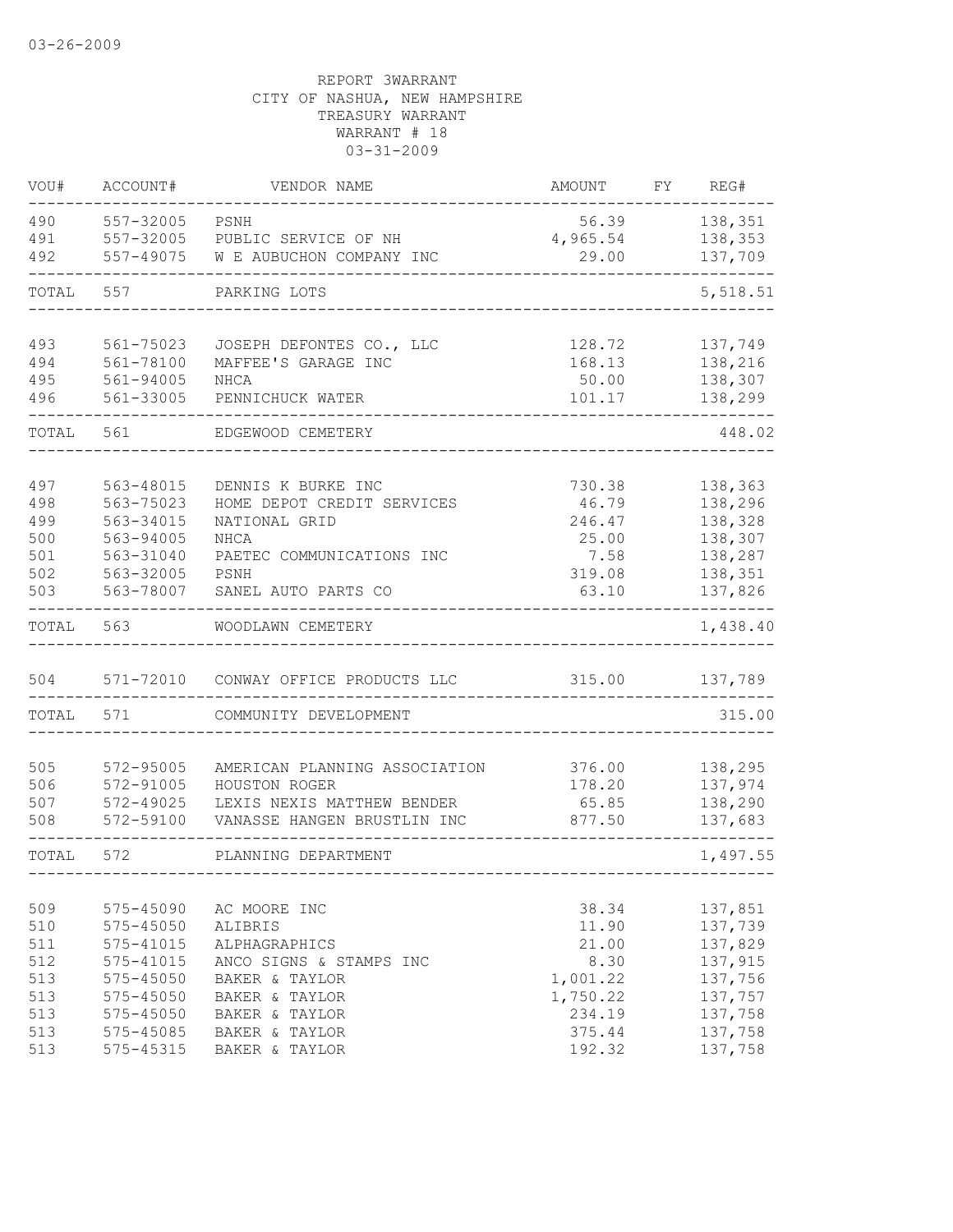03-26-2009

REPORT 3WARRANT
CITY OF NASHUA, NEW HAMPSHIRE
TREASURY WARRANT
WARRANT # 18
03-31-2009

| VOU# | ACCOUNT# | VENDOR NAME | AMOUNT | FY | REG# |
|---|---|---|---|---|---|
| 490 | 557-32005 | PSNH | 56.39 | | 138,351 |
| 491 | 557-32005 | PUBLIC SERVICE OF NH | 4,965.54 | | 138,353 |
| 492 | 557-49075 | W E AUBUCHON COMPANY INC | 29.00 | | 137,709 |
| TOTAL | 557 | PARKING LOTS | | | 5,518.51 |
| 493 | 561-75023 | JOSEPH DEFONTES CO., LLC | 128.72 | | 137,749 |
| 494 | 561-78100 | MAFFEE'S GARAGE INC | 168.13 | | 138,216 |
| 495 | 561-94005 | NHCA | 50.00 | | 138,307 |
| 496 | 561-33005 | PENNICHUCK WATER | 101.17 | | 138,299 |
| TOTAL | 561 | EDGEWOOD CEMETERY | | | 448.02 |
| 497 | 563-48015 | DENNIS K BURKE INC | 730.38 | | 138,363 |
| 498 | 563-75023 | HOME DEPOT CREDIT SERVICES | 46.79 | | 138,296 |
| 499 | 563-34015 | NATIONAL GRID | 246.47 | | 138,328 |
| 500 | 563-94005 | NHCA | 25.00 | | 138,307 |
| 501 | 563-31040 | PAETEC COMMUNICATIONS INC | 7.58 | | 138,287 |
| 502 | 563-32005 | PSNH | 319.08 | | 138,351 |
| 503 | 563-78007 | SANEL AUTO PARTS CO | 63.10 | | 137,826 |
| TOTAL | 563 | WOODLAWN CEMETERY | | | 1,438.40 |
| 504 | 571-72010 | CONWAY OFFICE PRODUCTS LLC | 315.00 | | 137,789 |
| TOTAL | 571 | COMMUNITY DEVELOPMENT | | | 315.00 |
| 505 | 572-95005 | AMERICAN PLANNING ASSOCIATION | 376.00 | | 138,295 |
| 506 | 572-91005 | HOUSTON ROGER | 178.20 | | 137,974 |
| 507 | 572-49025 | LEXIS NEXIS MATTHEW BENDER | 65.85 | | 138,290 |
| 508 | 572-59100 | VANASSE HANGEN BRUSTLIN INC | 877.50 | | 137,683 |
| TOTAL | 572 | PLANNING DEPARTMENT | | | 1,497.55 |
| 509 | 575-45090 | AC MOORE INC | 38.34 | | 137,851 |
| 510 | 575-45050 | ALIBRIS | 11.90 | | 137,739 |
| 511 | 575-41015 | ALPHAGRAPHICS | 21.00 | | 137,829 |
| 512 | 575-41015 | ANCO SIGNS & STAMPS INC | 8.30 | | 137,915 |
| 513 | 575-45050 | BAKER & TAYLOR | 1,001.22 | | 137,756 |
| 513 | 575-45050 | BAKER & TAYLOR | 1,750.22 | | 137,757 |
| 513 | 575-45050 | BAKER & TAYLOR | 234.19 | | 137,758 |
| 513 | 575-45085 | BAKER & TAYLOR | 375.44 | | 137,758 |
| 513 | 575-45315 | BAKER & TAYLOR | 192.32 | | 137,758 |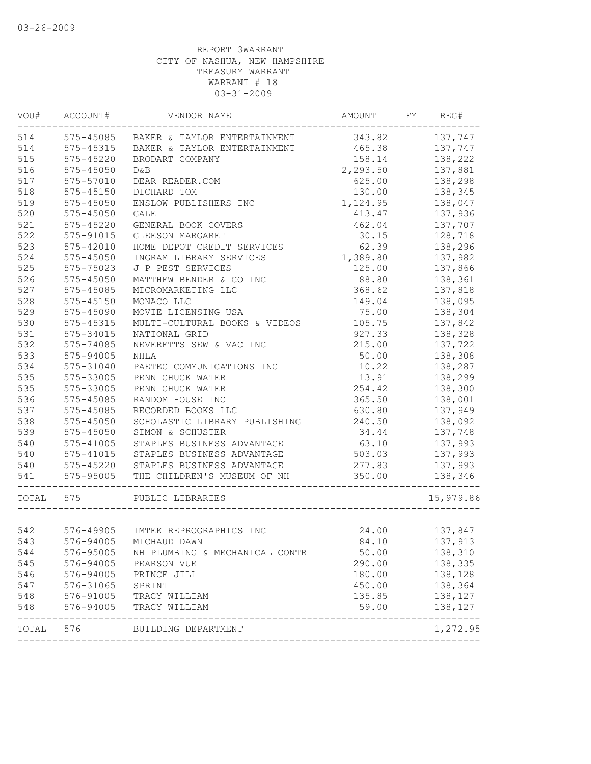03-26-2009

REPORT 3WARRANT
CITY OF NASHUA, NEW HAMPSHIRE
TREASURY WARRANT
WARRANT # 18
03-31-2009

| VOU# | ACCOUNT# | VENDOR NAME | AMOUNT | FY | REG# |
|---|---|---|---|---|---|
| 514 | 575-45085 | BAKER & TAYLOR ENTERTAINMENT | 343.82 | | 137,747 |
| 514 | 575-45315 | BAKER & TAYLOR ENTERTAINMENT | 465.38 | | 137,747 |
| 515 | 575-45220 | BRODART COMPANY | 158.14 | | 138,222 |
| 516 | 575-45050 | D&B | 2,293.50 | | 137,881 |
| 517 | 575-57010 | DEAR READER.COM | 625.00 | | 138,298 |
| 518 | 575-45150 | DICHARD TOM | 130.00 | | 138,345 |
| 519 | 575-45050 | ENSLOW PUBLISHERS INC | 1,124.95 | | 138,047 |
| 520 | 575-45050 | GALE | 413.47 | | 137,936 |
| 521 | 575-45220 | GENERAL BOOK COVERS | 462.04 | | 137,707 |
| 522 | 575-91015 | GLEESON MARGARET | 30.15 | | 128,718 |
| 523 | 575-42010 | HOME DEPOT CREDIT SERVICES | 62.39 | | 138,296 |
| 524 | 575-45050 | INGRAM LIBRARY SERVICES | 1,389.80 | | 137,982 |
| 525 | 575-75023 | J P PEST SERVICES | 125.00 | | 137,866 |
| 526 | 575-45050 | MATTHEW BENDER & CO INC | 88.80 | | 138,361 |
| 527 | 575-45085 | MICROMARKETING LLC | 368.62 | | 137,818 |
| 528 | 575-45150 | MONACO LLC | 149.04 | | 138,095 |
| 529 | 575-45090 | MOVIE LICENSING USA | 75.00 | | 138,304 |
| 530 | 575-45315 | MULTI-CULTURAL BOOKS & VIDEOS | 105.75 | | 137,842 |
| 531 | 575-34015 | NATIONAL GRID | 927.33 | | 138,328 |
| 532 | 575-74085 | NEVERETTS SEW & VAC INC | 215.00 | | 137,722 |
| 533 | 575-94005 | NHLA | 50.00 | | 138,308 |
| 534 | 575-31040 | PAETEC COMMUNICATIONS INC | 10.22 | | 138,287 |
| 535 | 575-33005 | PENNICHUCK WATER | 13.91 | | 138,299 |
| 535 | 575-33005 | PENNICHUCK WATER | 254.42 | | 138,300 |
| 536 | 575-45085 | RANDOM HOUSE INC | 365.50 | | 138,001 |
| 537 | 575-45085 | RECORDED BOOKS LLC | 630.80 | | 137,949 |
| 538 | 575-45050 | SCHOLASTIC LIBRARY PUBLISHING | 240.50 | | 138,092 |
| 539 | 575-45050 | SIMON & SCHUSTER | 34.44 | | 137,748 |
| 540 | 575-41005 | STAPLES BUSINESS ADVANTAGE | 63.10 | | 137,993 |
| 540 | 575-41015 | STAPLES BUSINESS ADVANTAGE | 503.03 | | 137,993 |
| 540 | 575-45220 | STAPLES BUSINESS ADVANTAGE | 277.83 | | 137,993 |
| 541 | 575-95005 | THE CHILDREN'S MUSEUM OF NH | 350.00 | | 138,346 |
| TOTAL | 575 | PUBLIC LIBRARIES | | | 15,979.86 |
| 542 | 576-49905 | IMTEK REPROGRAPHICS INC | 24.00 | | 137,847 |
| 543 | 576-94005 | MICHAUD DAWN | 84.10 | | 137,913 |
| 544 | 576-95005 | NH PLUMBING & MECHANICAL CONTR | 50.00 | | 138,310 |
| 545 | 576-94005 | PEARSON VUE | 290.00 | | 138,335 |
| 546 | 576-94005 | PRINCE JILL | 180.00 | | 138,128 |
| 547 | 576-31065 | SPRINT | 450.00 | | 138,364 |
| 548 | 576-91005 | TRACY WILLIAM | 135.85 | | 138,127 |
| 548 | 576-94005 | TRACY WILLIAM | 59.00 | | 138,127 |
| TOTAL | 576 | BUILDING DEPARTMENT | | | 1,272.95 |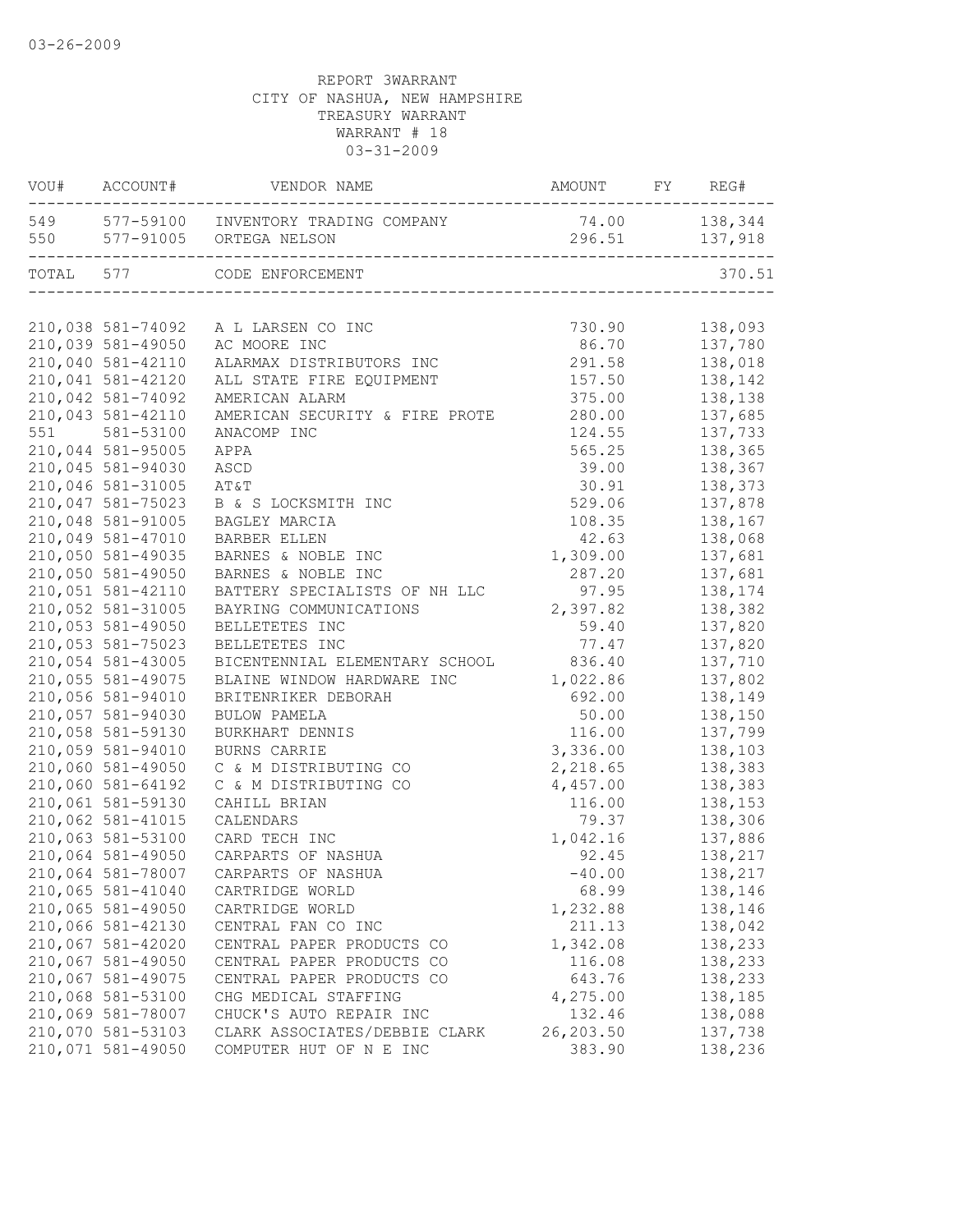03-26-2009

REPORT 3WARRANT
CITY OF NASHUA, NEW HAMPSHIRE
TREASURY WARRANT
WARRANT # 18
03-31-2009

| VOU# | ACCOUNT# | VENDOR NAME | AMOUNT | FY | REG# |
|---|---|---|---|---|---|
| 549 | 577-59100 | INVENTORY TRADING COMPANY | 74.00 | | 138,344 |
| 550 | 577-91005 | ORTEGA NELSON | 296.51 | | 137,918 |
| TOTAL | 577 | CODE ENFORCEMENT | | | 370.51 |
| 210,038 | 581-74092 | A L LARSEN CO INC | 730.90 | | 138,093 |
| 210,039 | 581-49050 | AC MOORE INC | 86.70 | | 137,780 |
| 210,040 | 581-42110 | ALARMAX DISTRIBUTORS INC | 291.58 | | 138,018 |
| 210,041 | 581-42120 | ALL STATE FIRE EQUIPMENT | 157.50 | | 138,142 |
| 210,042 | 581-74092 | AMERICAN ALARM | 375.00 | | 138,138 |
| 210,043 | 581-42110 | AMERICAN SECURITY & FIRE PROTE | 280.00 | | 137,685 |
| 551 | 581-53100 | ANACOMP INC | 124.55 | | 137,733 |
| 210,044 | 581-95005 | APPA | 565.25 | | 138,365 |
| 210,045 | 581-94030 | ASCD | 39.00 | | 138,367 |
| 210,046 | 581-31005 | AT&T | 30.91 | | 138,373 |
| 210,047 | 581-75023 | B & S LOCKSMITH INC | 529.06 | | 137,878 |
| 210,048 | 581-91005 | BAGLEY MARCIA | 108.35 | | 138,167 |
| 210,049 | 581-47010 | BARBER ELLEN | 42.63 | | 138,068 |
| 210,050 | 581-49035 | BARNES & NOBLE INC | 1,309.00 | | 137,681 |
| 210,050 | 581-49050 | BARNES & NOBLE INC | 287.20 | | 137,681 |
| 210,051 | 581-42110 | BATTERY SPECIALISTS OF NH LLC | 97.95 | | 138,174 |
| 210,052 | 581-31005 | BAYRING COMMUNICATIONS | 2,397.82 | | 138,382 |
| 210,053 | 581-49050 | BELLETETES INC | 59.40 | | 137,820 |
| 210,053 | 581-75023 | BELLETETES INC | 77.47 | | 137,820 |
| 210,054 | 581-43005 | BICENTENNIAL ELEMENTARY SCHOOL | 836.40 | | 137,710 |
| 210,055 | 581-49075 | BLAINE WINDOW HARDWARE INC | 1,022.86 | | 137,802 |
| 210,056 | 581-94010 | BRITENRIKER DEBORAH | 692.00 | | 138,149 |
| 210,057 | 581-94030 | BULOW PAMELA | 50.00 | | 138,150 |
| 210,058 | 581-59130 | BURKHART DENNIS | 116.00 | | 137,799 |
| 210,059 | 581-94010 | BURNS CARRIE | 3,336.00 | | 138,103 |
| 210,060 | 581-49050 | C & M DISTRIBUTING CO | 2,218.65 | | 138,383 |
| 210,060 | 581-64192 | C & M DISTRIBUTING CO | 4,457.00 | | 138,383 |
| 210,061 | 581-59130 | CAHILL BRIAN | 116.00 | | 138,153 |
| 210,062 | 581-41015 | CALENDARS | 79.37 | | 138,306 |
| 210,063 | 581-53100 | CARD TECH INC | 1,042.16 | | 137,886 |
| 210,064 | 581-49050 | CARPARTS OF NASHUA | 92.45 | | 138,217 |
| 210,064 | 581-78007 | CARPARTS OF NASHUA | -40.00 | | 138,217 |
| 210,065 | 581-41040 | CARTRIDGE WORLD | 68.99 | | 138,146 |
| 210,065 | 581-49050 | CARTRIDGE WORLD | 1,232.88 | | 138,146 |
| 210,066 | 581-42130 | CENTRAL FAN CO INC | 211.13 | | 138,042 |
| 210,067 | 581-42020 | CENTRAL PAPER PRODUCTS CO | 1,342.08 | | 138,233 |
| 210,067 | 581-49050 | CENTRAL PAPER PRODUCTS CO | 116.08 | | 138,233 |
| 210,067 | 581-49075 | CENTRAL PAPER PRODUCTS CO | 643.76 | | 138,233 |
| 210,068 | 581-53100 | CHG MEDICAL STAFFING | 4,275.00 | | 138,185 |
| 210,069 | 581-78007 | CHUCK'S AUTO REPAIR INC | 132.46 | | 138,088 |
| 210,070 | 581-53103 | CLARK ASSOCIATES/DEBBIE CLARK | 26,203.50 | | 137,738 |
| 210,071 | 581-49050 | COMPUTER HUT OF N E INC | 383.90 | | 138,236 |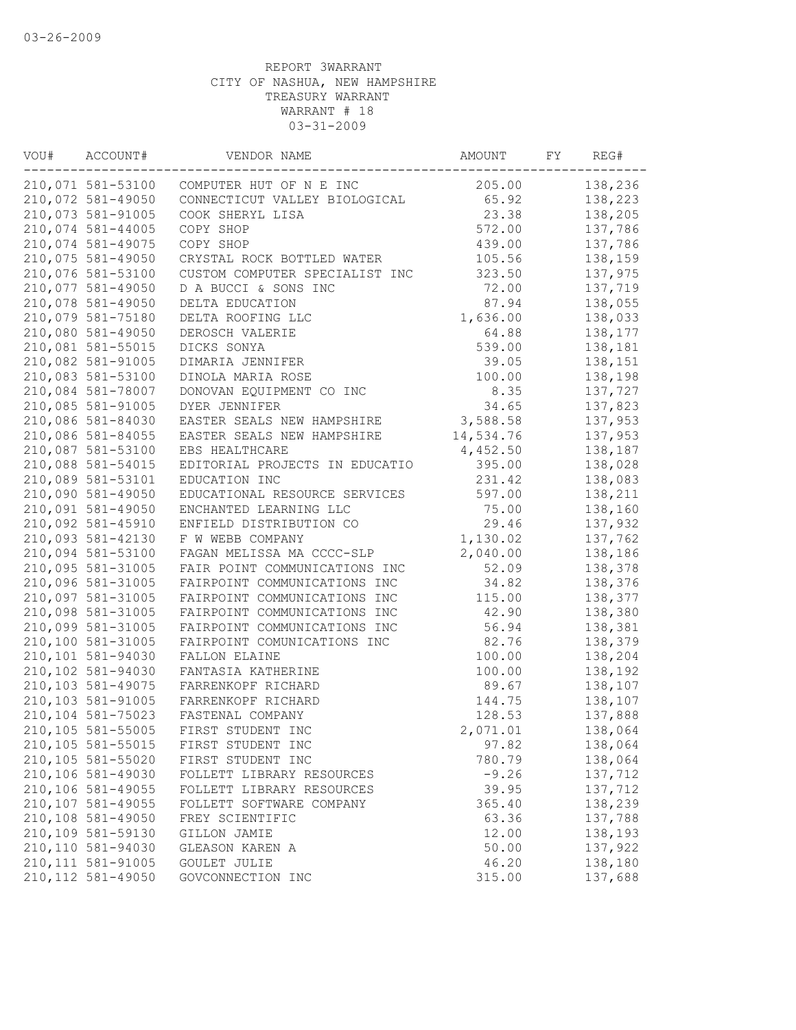03-26-2009

REPORT 3WARRANT
CITY OF NASHUA, NEW HAMPSHIRE
TREASURY WARRANT
WARRANT # 18
03-31-2009

| VOU# | ACCOUNT# | VENDOR NAME | AMOUNT | FY | REG# |
|---|---|---|---|---|---|
| 210,071 | 581-53100 | COMPUTER HUT OF N E INC | 205.00 | | 138,236 |
| 210,072 | 581-49050 | CONNECTICUT VALLEY BIOLOGICAL | 65.92 | | 138,223 |
| 210,073 | 581-91005 | COOK SHERYL LISA | 23.38 | | 138,205 |
| 210,074 | 581-44005 | COPY SHOP | 572.00 | | 137,786 |
| 210,074 | 581-49075 | COPY SHOP | 439.00 | | 137,786 |
| 210,075 | 581-49050 | CRYSTAL ROCK BOTTLED WATER | 105.56 | | 138,159 |
| 210,076 | 581-53100 | CUSTOM COMPUTER SPECIALIST INC | 323.50 | | 137,975 |
| 210,077 | 581-49050 | D A BUCCI & SONS INC | 72.00 | | 137,719 |
| 210,078 | 581-49050 | DELTA EDUCATION | 87.94 | | 138,055 |
| 210,079 | 581-75180 | DELTA ROOFING LLC | 1,636.00 | | 138,033 |
| 210,080 | 581-49050 | DEROSCH VALERIE | 64.88 | | 138,177 |
| 210,081 | 581-55015 | DICKS SONYA | 539.00 | | 138,181 |
| 210,082 | 581-91005 | DIMARIA JENNIFER | 39.05 | | 138,151 |
| 210,083 | 581-53100 | DINOLA MARIA ROSE | 100.00 | | 138,198 |
| 210,084 | 581-78007 | DONOVAN EQUIPMENT CO INC | 8.35 | | 137,727 |
| 210,085 | 581-91005 | DYER JENNIFER | 34.65 | | 137,823 |
| 210,086 | 581-84030 | EASTER SEALS NEW HAMPSHIRE | 3,588.58 | | 137,953 |
| 210,086 | 581-84055 | EASTER SEALS NEW HAMPSHIRE | 14,534.76 | | 137,953 |
| 210,087 | 581-53100 | EBS HEALTHCARE | 4,452.50 | | 138,187 |
| 210,088 | 581-54015 | EDITORIAL PROJECTS IN EDUCATIO | 395.00 | | 138,028 |
| 210,089 | 581-53101 | EDUCATION INC | 231.42 | | 138,083 |
| 210,090 | 581-49050 | EDUCATIONAL RESOURCE SERVICES | 597.00 | | 138,211 |
| 210,091 | 581-49050 | ENCHANTED LEARNING LLC | 75.00 | | 138,160 |
| 210,092 | 581-45910 | ENFIELD DISTRIBUTION CO | 29.46 | | 137,932 |
| 210,093 | 581-42130 | F W WEBB COMPANY | 1,130.02 | | 137,762 |
| 210,094 | 581-53100 | FAGAN MELISSA MA CCCC-SLP | 2,040.00 | | 138,186 |
| 210,095 | 581-31005 | FAIR POINT COMMUNICATIONS INC | 52.09 | | 138,378 |
| 210,096 | 581-31005 | FAIRPOINT COMMUNICATIONS INC | 34.82 | | 138,376 |
| 210,097 | 581-31005 | FAIRPOINT COMMUNICATIONS INC | 115.00 | | 138,377 |
| 210,098 | 581-31005 | FAIRPOINT COMMUNICATIONS INC | 42.90 | | 138,380 |
| 210,099 | 581-31005 | FAIRPOINT COMMUNICATIONS INC | 56.94 | | 138,381 |
| 210,100 | 581-31005 | FAIRPOINT COMUNICATIONS INC | 82.76 | | 138,379 |
| 210,101 | 581-94030 | FALLON ELAINE | 100.00 | | 138,204 |
| 210,102 | 581-94030 | FANTASIA KATHERINE | 100.00 | | 138,192 |
| 210,103 | 581-49075 | FARRENKOPF RICHARD | 89.67 | | 138,107 |
| 210,103 | 581-91005 | FARRENKOPF RICHARD | 144.75 | | 138,107 |
| 210,104 | 581-75023 | FASTENAL COMPANY | 128.53 | | 137,888 |
| 210,105 | 581-55005 | FIRST STUDENT INC | 2,071.01 | | 138,064 |
| 210,105 | 581-55015 | FIRST STUDENT INC | 97.82 | | 138,064 |
| 210,105 | 581-55020 | FIRST STUDENT INC | 780.79 | | 138,064 |
| 210,106 | 581-49030 | FOLLETT LIBRARY RESOURCES | -9.26 | | 137,712 |
| 210,106 | 581-49055 | FOLLETT LIBRARY RESOURCES | 39.95 | | 137,712 |
| 210,107 | 581-49055 | FOLLETT SOFTWARE COMPANY | 365.40 | | 138,239 |
| 210,108 | 581-49050 | FREY SCIENTIFIC | 63.36 | | 137,788 |
| 210,109 | 581-59130 | GILLON JAMIE | 12.00 | | 138,193 |
| 210,110 | 581-94030 | GLEASON KAREN A | 50.00 | | 137,922 |
| 210,111 | 581-91005 | GOULET JULIE | 46.20 | | 138,180 |
| 210,112 | 581-49050 | GOVCONNECTION INC | 315.00 | | 137,688 |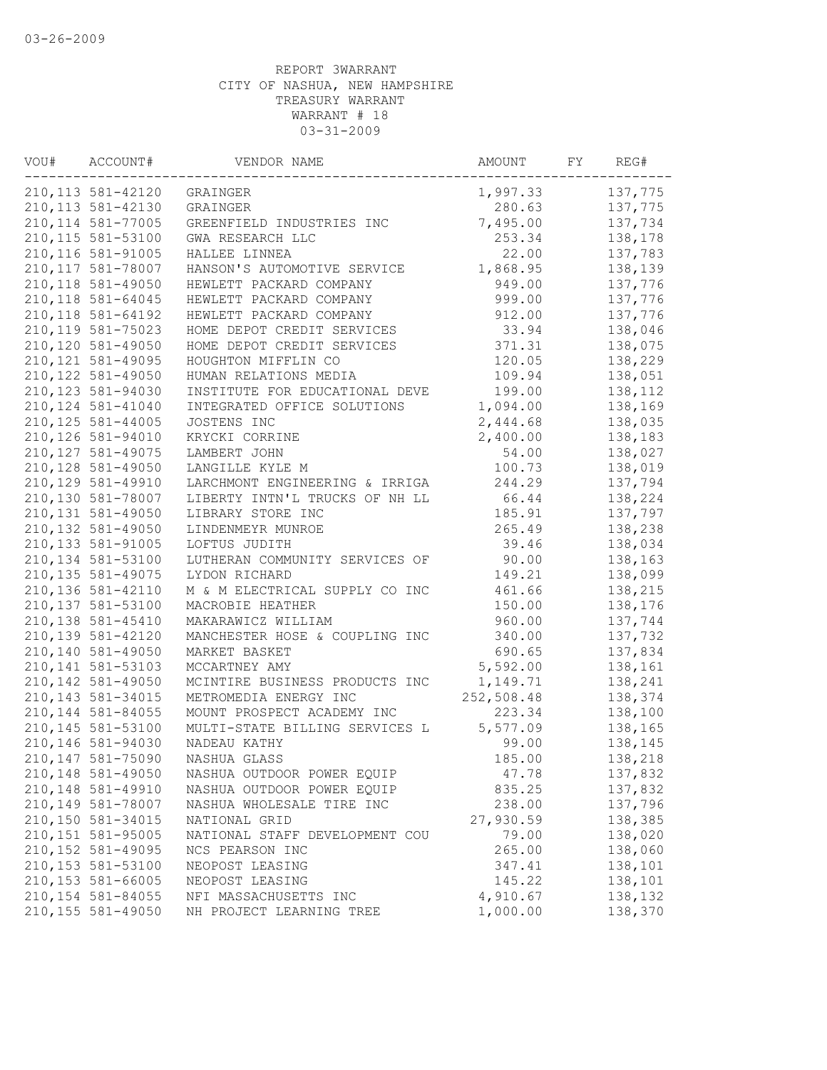03-26-2009

REPORT 3WARRANT
CITY OF NASHUA, NEW HAMPSHIRE
TREASURY WARRANT
WARRANT # 18
03-31-2009

| VOU# | ACCOUNT# | VENDOR NAME | AMOUNT | FY | REG# |
|---|---|---|---|---|---|
| 210,113 | 581-42120 | GRAINGER | 1,997.33 | | 137,775 |
| 210,113 | 581-42130 | GRAINGER | 280.63 | | 137,775 |
| 210,114 | 581-77005 | GREENFIELD INDUSTRIES INC | 7,495.00 | | 137,734 |
| 210,115 | 581-53100 | GWA RESEARCH LLC | 253.34 | | 138,178 |
| 210,116 | 581-91005 | HALLEE LINNEA | 22.00 | | 137,783 |
| 210,117 | 581-78007 | HANSON'S AUTOMOTIVE SERVICE | 1,868.95 | | 138,139 |
| 210,118 | 581-49050 | HEWLETT PACKARD COMPANY | 949.00 | | 137,776 |
| 210,118 | 581-64045 | HEWLETT PACKARD COMPANY | 999.00 | | 137,776 |
| 210,118 | 581-64192 | HEWLETT PACKARD COMPANY | 912.00 | | 137,776 |
| 210,119 | 581-75023 | HOME DEPOT CREDIT SERVICES | 33.94 | | 138,046 |
| 210,120 | 581-49050 | HOME DEPOT CREDIT SERVICES | 371.31 | | 138,075 |
| 210,121 | 581-49095 | HOUGHTON MIFFLIN CO | 120.05 | | 138,229 |
| 210,122 | 581-49050 | HUMAN RELATIONS MEDIA | 109.94 | | 138,051 |
| 210,123 | 581-94030 | INSTITUTE FOR EDUCATIONAL DEVE | 199.00 | | 138,112 |
| 210,124 | 581-41040 | INTEGRATED OFFICE SOLUTIONS | 1,094.00 | | 138,169 |
| 210,125 | 581-44005 | JOSTENS INC | 2,444.68 | | 138,035 |
| 210,126 | 581-94010 | KRYCKI CORRINE | 2,400.00 | | 138,183 |
| 210,127 | 581-49075 | LAMBERT JOHN | 54.00 | | 138,027 |
| 210,128 | 581-49050 | LANGILLE KYLE M | 100.73 | | 138,019 |
| 210,129 | 581-49910 | LARCHMONT ENGINEERING & IRRIGA | 244.29 | | 137,794 |
| 210,130 | 581-78007 | LIBERTY INTN'L TRUCKS OF NH LL | 66.44 | | 138,224 |
| 210,131 | 581-49050 | LIBRARY STORE INC | 185.91 | | 137,797 |
| 210,132 | 581-49050 | LINDENMEYR MUNROE | 265.49 | | 138,238 |
| 210,133 | 581-91005 | LOFTUS JUDITH | 39.46 | | 138,034 |
| 210,134 | 581-53100 | LUTHERAN COMMUNITY SERVICES OF | 90.00 | | 138,163 |
| 210,135 | 581-49075 | LYDON RICHARD | 149.21 | | 138,099 |
| 210,136 | 581-42110 | M & M ELECTRICAL SUPPLY CO INC | 461.66 | | 138,215 |
| 210,137 | 581-53100 | MACROBIE HEATHER | 150.00 | | 138,176 |
| 210,138 | 581-45410 | MAKARAWICZ WILLIAM | 960.00 | | 137,744 |
| 210,139 | 581-42120 | MANCHESTER HOSE & COUPLING INC | 340.00 | | 137,732 |
| 210,140 | 581-49050 | MARKET BASKET | 690.65 | | 137,834 |
| 210,141 | 581-53103 | MCCARTNEY AMY | 5,592.00 | | 138,161 |
| 210,142 | 581-49050 | MCINTIRE BUSINESS PRODUCTS INC | 1,149.71 | | 138,241 |
| 210,143 | 581-34015 | METROMEDIA ENERGY INC | 252,508.48 | | 138,374 |
| 210,144 | 581-84055 | MOUNT PROSPECT ACADEMY INC | 223.34 | | 138,100 |
| 210,145 | 581-53100 | MULTI-STATE BILLING SERVICES L | 5,577.09 | | 138,165 |
| 210,146 | 581-94030 | NADEAU KATHY | 99.00 | | 138,145 |
| 210,147 | 581-75090 | NASHUA GLASS | 185.00 | | 138,218 |
| 210,148 | 581-49050 | NASHUA OUTDOOR POWER EQUIP | 47.78 | | 137,832 |
| 210,148 | 581-49910 | NASHUA OUTDOOR POWER EQUIP | 835.25 | | 137,832 |
| 210,149 | 581-78007 | NASHUA WHOLESALE TIRE INC | 238.00 | | 137,796 |
| 210,150 | 581-34015 | NATIONAL GRID | 27,930.59 | | 138,385 |
| 210,151 | 581-95005 | NATIONAL STAFF DEVELOPMENT COU | 79.00 | | 138,020 |
| 210,152 | 581-49095 | NCS PEARSON INC | 265.00 | | 138,060 |
| 210,153 | 581-53100 | NEOPOST LEASING | 347.41 | | 138,101 |
| 210,153 | 581-66005 | NEOPOST LEASING | 145.22 | | 138,101 |
| 210,154 | 581-84055 | NFI MASSACHUSETTS INC | 4,910.67 | | 138,132 |
| 210,155 | 581-49050 | NH PROJECT LEARNING TREE | 1,000.00 | | 138,370 |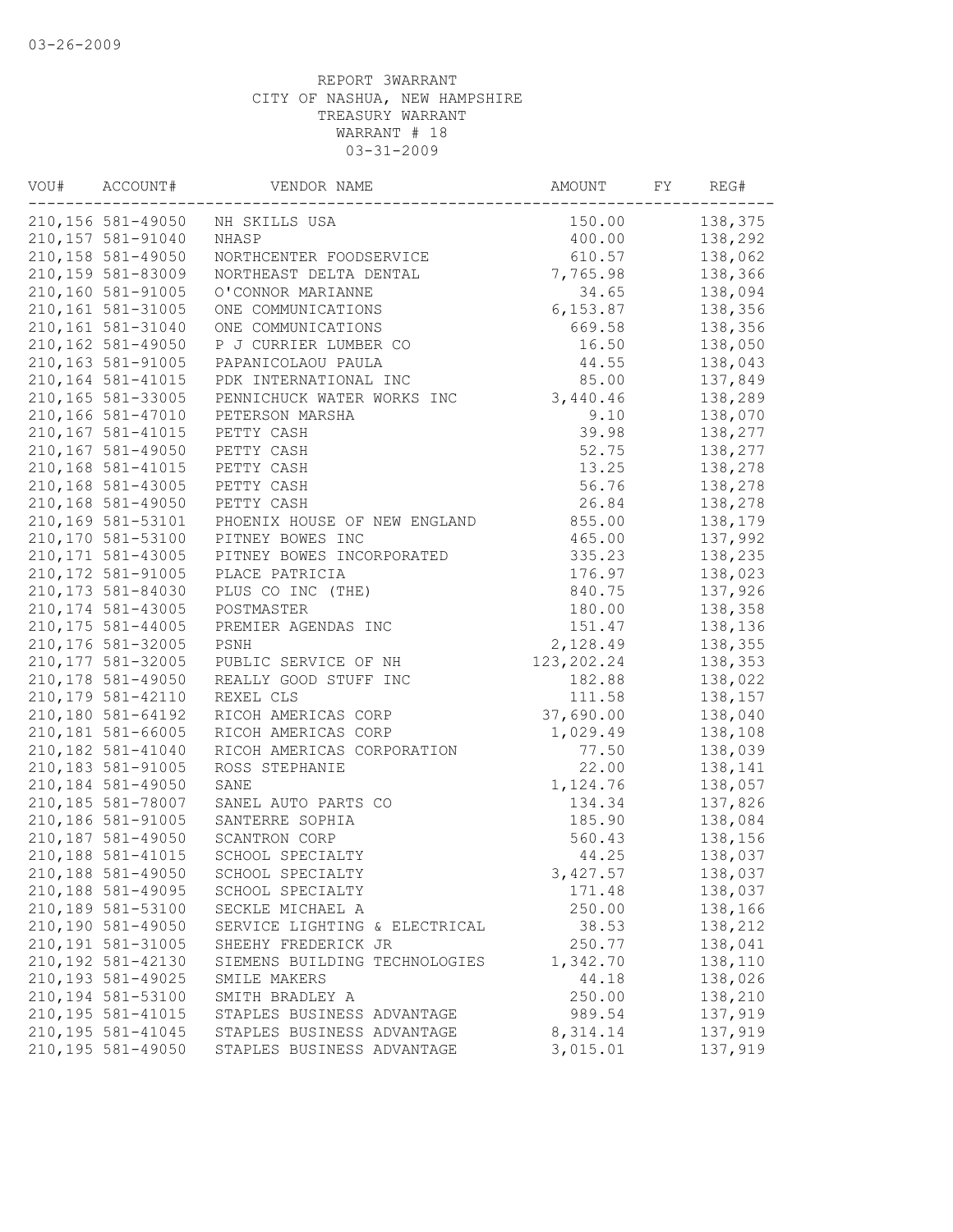REPORT 3WARRANT
CITY OF NASHUA, NEW HAMPSHIRE
TREASURY WARRANT
WARRANT # 18
03-31-2009

| VOU# | ACCOUNT# | VENDOR NAME | AMOUNT | FY | REG# |
|---|---|---|---|---|---|
| 210,156 | 581-49050 | NH SKILLS USA | 150.00 | | 138,375 |
| 210,157 | 581-91040 | NHASP | 400.00 | | 138,292 |
| 210,158 | 581-49050 | NORTHCENTER FOODSERVICE | 610.57 | | 138,062 |
| 210,159 | 581-83009 | NORTHEAST DELTA DENTAL | 7,765.98 | | 138,366 |
| 210,160 | 581-91005 | O'CONNOR MARIANNE | 34.65 | | 138,094 |
| 210,161 | 581-31005 | ONE COMMUNICATIONS | 6,153.87 | | 138,356 |
| 210,161 | 581-31040 | ONE COMMUNICATIONS | 669.58 | | 138,356 |
| 210,162 | 581-49050 | P J CURRIER LUMBER CO | 16.50 | | 138,050 |
| 210,163 | 581-91005 | PAPANICOLAOU PAULA | 44.55 | | 138,043 |
| 210,164 | 581-41015 | PDK INTERNATIONAL INC | 85.00 | | 137,849 |
| 210,165 | 581-33005 | PENNICHUCK WATER WORKS INC | 3,440.46 | | 138,289 |
| 210,166 | 581-47010 | PETERSON MARSHA | 9.10 | | 138,070 |
| 210,167 | 581-41015 | PETTY CASH | 39.98 | | 138,277 |
| 210,167 | 581-49050 | PETTY CASH | 52.75 | | 138,277 |
| 210,168 | 581-41015 | PETTY CASH | 13.25 | | 138,278 |
| 210,168 | 581-43005 | PETTY CASH | 56.76 | | 138,278 |
| 210,168 | 581-49050 | PETTY CASH | 26.84 | | 138,278 |
| 210,169 | 581-53101 | PHOENIX HOUSE OF NEW ENGLAND | 855.00 | | 138,179 |
| 210,170 | 581-53100 | PITNEY BOWES INC | 465.00 | | 137,992 |
| 210,171 | 581-43005 | PITNEY BOWES INCORPORATED | 335.23 | | 138,235 |
| 210,172 | 581-91005 | PLACE PATRICIA | 176.97 | | 138,023 |
| 210,173 | 581-84030 | PLUS CO INC (THE) | 840.75 | | 137,926 |
| 210,174 | 581-43005 | POSTMASTER | 180.00 | | 138,358 |
| 210,175 | 581-44005 | PREMIER AGENDAS INC | 151.47 | | 138,136 |
| 210,176 | 581-32005 | PSNH | 2,128.49 | | 138,355 |
| 210,177 | 581-32005 | PUBLIC SERVICE OF NH | 123,202.24 | | 138,353 |
| 210,178 | 581-49050 | REALLY GOOD STUFF INC | 182.88 | | 138,022 |
| 210,179 | 581-42110 | REXEL CLS | 111.58 | | 138,157 |
| 210,180 | 581-64192 | RICOH AMERICAS CORP | 37,690.00 | | 138,040 |
| 210,181 | 581-66005 | RICOH AMERICAS CORP | 1,029.49 | | 138,108 |
| 210,182 | 581-41040 | RICOH AMERICAS CORPORATION | 77.50 | | 138,039 |
| 210,183 | 581-91005 | ROSS STEPHANIE | 22.00 | | 138,141 |
| 210,184 | 581-49050 | SANE | 1,124.76 | | 138,057 |
| 210,185 | 581-78007 | SANEL AUTO PARTS CO | 134.34 | | 137,826 |
| 210,186 | 581-91005 | SANTERRE SOPHIA | 185.90 | | 138,084 |
| 210,187 | 581-49050 | SCANTRON CORP | 560.43 | | 138,156 |
| 210,188 | 581-41015 | SCHOOL SPECIALTY | 44.25 | | 138,037 |
| 210,188 | 581-49050 | SCHOOL SPECIALTY | 3,427.57 | | 138,037 |
| 210,188 | 581-49095 | SCHOOL SPECIALTY | 171.48 | | 138,037 |
| 210,189 | 581-53100 | SECKLE MICHAEL A | 250.00 | | 138,166 |
| 210,190 | 581-49050 | SERVICE LIGHTING & ELECTRICAL | 38.53 | | 138,212 |
| 210,191 | 581-31005 | SHEEHY FREDERICK JR | 250.77 | | 138,041 |
| 210,192 | 581-42130 | SIEMENS BUILDING TECHNOLOGIES | 1,342.70 | | 138,110 |
| 210,193 | 581-49025 | SMILE MAKERS | 44.18 | | 138,026 |
| 210,194 | 581-53100 | SMITH BRADLEY A | 250.00 | | 138,210 |
| 210,195 | 581-41015 | STAPLES BUSINESS ADVANTAGE | 989.54 | | 137,919 |
| 210,195 | 581-41045 | STAPLES BUSINESS ADVANTAGE | 8,314.14 | | 137,919 |
| 210,195 | 581-49050 | STAPLES BUSINESS ADVANTAGE | 3,015.01 | | 137,919 |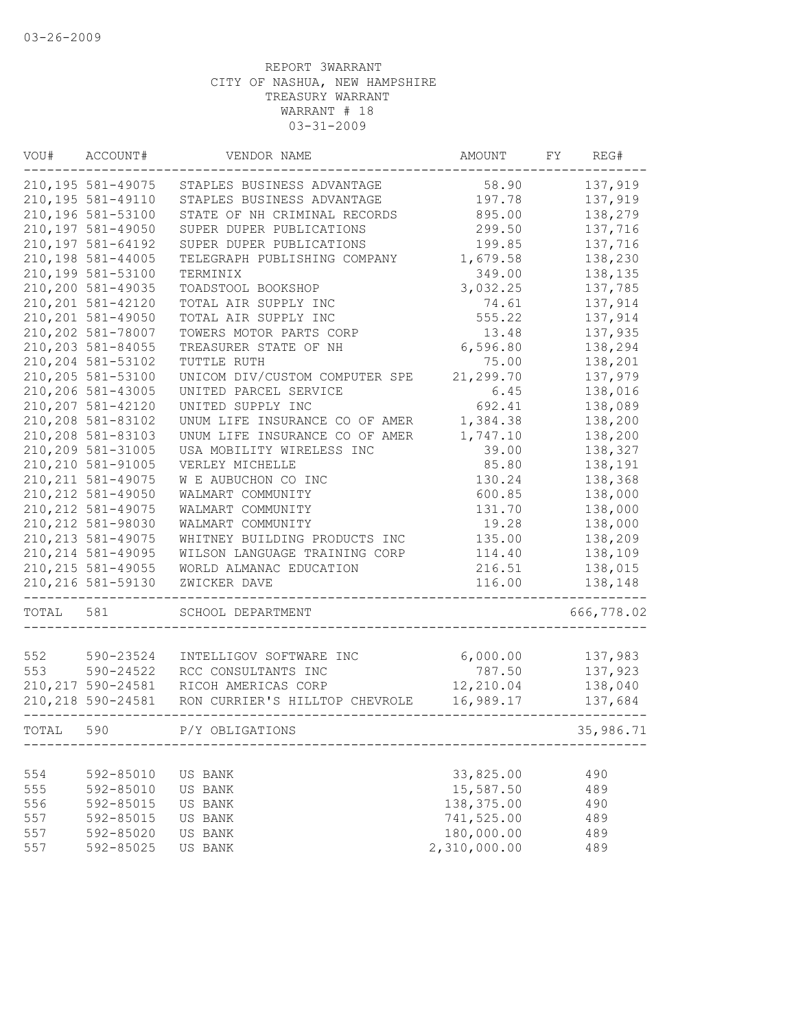03-26-2009

REPORT 3WARRANT
CITY OF NASHUA, NEW HAMPSHIRE
TREASURY WARRANT
WARRANT # 18
03-31-2009

| VOU# | ACCOUNT# | VENDOR NAME | AMOUNT | FY | REG# |
|---|---|---|---|---|---|
| 210,195 | 581-49075 | STAPLES BUSINESS ADVANTAGE | 58.90 | | 137,919 |
| 210,195 | 581-49110 | STAPLES BUSINESS ADVANTAGE | 197.78 | | 137,919 |
| 210,196 | 581-53100 | STATE OF NH CRIMINAL RECORDS | 895.00 | | 138,279 |
| 210,197 | 581-49050 | SUPER DUPER PUBLICATIONS | 299.50 | | 137,716 |
| 210,197 | 581-64192 | SUPER DUPER PUBLICATIONS | 199.85 | | 137,716 |
| 210,198 | 581-44005 | TELEGRAPH PUBLISHING COMPANY | 1,679.58 | | 138,230 |
| 210,199 | 581-53100 | TERMINIX | 349.00 | | 138,135 |
| 210,200 | 581-49035 | TOADSTOOL BOOKSHOP | 3,032.25 | | 137,785 |
| 210,201 | 581-42120 | TOTAL AIR SUPPLY INC | 74.61 | | 137,914 |
| 210,201 | 581-49050 | TOTAL AIR SUPPLY INC | 555.22 | | 137,914 |
| 210,202 | 581-78007 | TOWERS MOTOR PARTS CORP | 13.48 | | 137,935 |
| 210,203 | 581-84055 | TREASURER STATE OF NH | 6,596.80 | | 138,294 |
| 210,204 | 581-53102 | TUTTLE RUTH | 75.00 | | 138,201 |
| 210,205 | 581-53100 | UNICOM DIV/CUSTOM COMPUTER SPE | 21,299.70 | | 137,979 |
| 210,206 | 581-43005 | UNITED PARCEL SERVICE | 6.45 | | 138,016 |
| 210,207 | 581-42120 | UNITED SUPPLY INC | 692.41 | | 138,089 |
| 210,208 | 581-83102 | UNUM LIFE INSURANCE CO OF AMER | 1,384.38 | | 138,200 |
| 210,208 | 581-83103 | UNUM LIFE INSURANCE CO OF AMER | 1,747.10 | | 138,200 |
| 210,209 | 581-31005 | USA MOBILITY WIRELESS INC | 39.00 | | 138,327 |
| 210,210 | 581-91005 | VERLEY MICHELLE | 85.80 | | 138,191 |
| 210,211 | 581-49075 | W E AUBUCHON CO INC | 130.24 | | 138,368 |
| 210,212 | 581-49050 | WALMART COMMUNITY | 600.85 | | 138,000 |
| 210,212 | 581-49075 | WALMART COMMUNITY | 131.70 | | 138,000 |
| 210,212 | 581-98030 | WALMART COMMUNITY | 19.28 | | 138,000 |
| 210,213 | 581-49075 | WHITNEY BUILDING PRODUCTS INC | 135.00 | | 138,209 |
| 210,214 | 581-49095 | WILSON LANGUAGE TRAINING CORP | 114.40 | | 138,109 |
| 210,215 | 581-49055 | WORLD ALMANAC EDUCATION | 216.51 | | 138,015 |
| 210,216 | 581-59130 | ZWICKER DAVE | 116.00 | | 138,148 |
| TOTAL | 581 | SCHOOL DEPARTMENT | | | 666,778.02 |
| 552 | 590-23524 | INTELLIGOV SOFTWARE INC | 6,000.00 | | 137,983 |
| 553 | 590-24522 | RCC CONSULTANTS INC | 787.50 | | 137,923 |
| 210,217 | 590-24581 | RICOH AMERICAS CORP | 12,210.04 | | 138,040 |
| 210,218 | 590-24581 | RON CURRIER'S HILLTOP CHEVROLE | 16,989.17 | | 137,684 |
| TOTAL | 590 | P/Y OBLIGATIONS | | | 35,986.71 |
| 554 | 592-85010 | US BANK | 33,825.00 | | 490 |
| 555 | 592-85010 | US BANK | 15,587.50 | | 489 |
| 556 | 592-85015 | US BANK | 138,375.00 | | 490 |
| 557 | 592-85015 | US BANK | 741,525.00 | | 489 |
| 557 | 592-85020 | US BANK | 180,000.00 | | 489 |
| 557 | 592-85025 | US BANK | 2,310,000.00 | | 489 |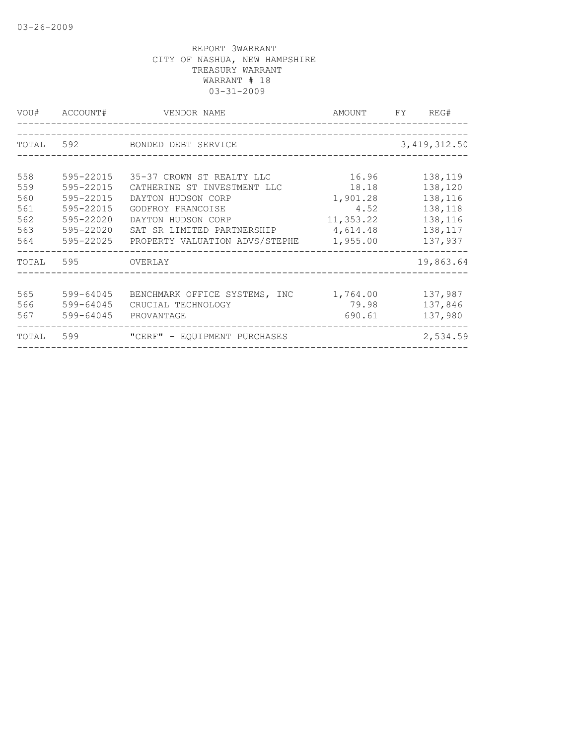03-26-2009

REPORT 3WARRANT
CITY OF NASHUA, NEW HAMPSHIRE
TREASURY WARRANT
WARRANT # 18
03-31-2009

| VOU# | ACCOUNT# | VENDOR NAME | AMOUNT | FY | REG# |
|---|---|---|---|---|---|
| TOTAL | 592 | BONDED DEBT SERVICE | | | 3,419,312.50 |
| 558 | 595-22015 | 35-37 CROWN ST REALTY LLC | 16.96 | | 138,119 |
| 559 | 595-22015 | CATHERINE ST INVESTMENT LLC | 18.18 | | 138,120 |
| 560 | 595-22015 | DAYTON HUDSON CORP | 1,901.28 | | 138,116 |
| 561 | 595-22015 | GODFROY FRANCOISE | 4.52 | | 138,118 |
| 562 | 595-22020 | DAYTON HUDSON CORP | 11,353.22 | | 138,116 |
| 563 | 595-22020 | SAT SR LIMITED PARTNERSHIP | 4,614.48 | | 138,117 |
| 564 | 595-22025 | PROPERTY VALUATION ADVS/STEPHE | 1,955.00 | | 137,937 |
| TOTAL | 595 | OVERLAY | | | 19,863.64 |
| 565 | 599-64045 | BENCHMARK OFFICE SYSTEMS, INC | 1,764.00 | | 137,987 |
| 566 | 599-64045 | CRUCIAL TECHNOLOGY | 79.98 | | 137,846 |
| 567 | 599-64045 | PROVANTAGE | 690.61 | | 137,980 |
| TOTAL | 599 | "CERF" - EQUIPMENT PURCHASES | | | 2,534.59 |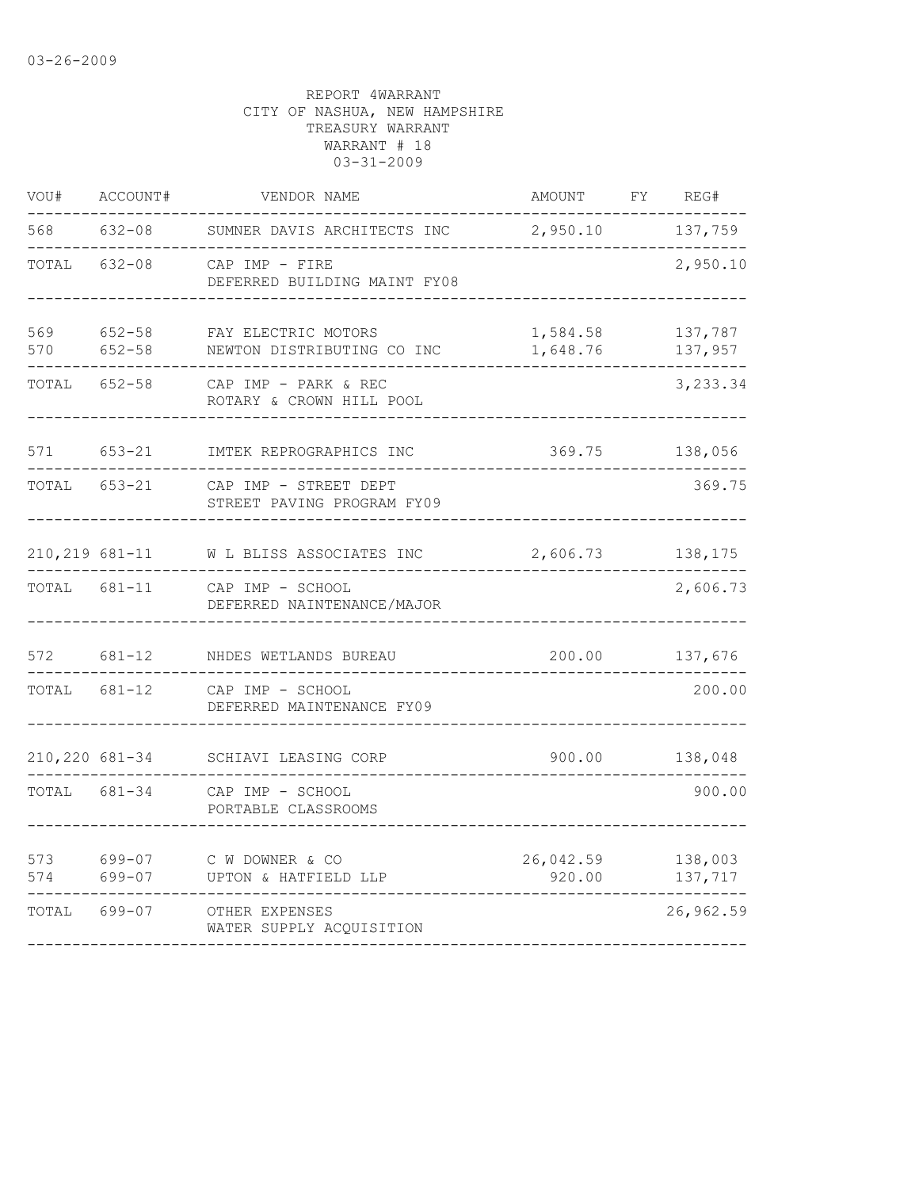03-26-2009

REPORT 4WARRANT
CITY OF NASHUA, NEW HAMPSHIRE
TREASURY WARRANT
WARRANT # 18
03-31-2009

| VOU# | ACCOUNT# | VENDOR NAME | AMOUNT | FY | REG# |
|---|---|---|---|---|---|
| 568 | 632-08 | SUMNER DAVIS ARCHITECTS INC | 2,950.10 | | 137,759 |
| TOTAL | 632-08 | CAP IMP - FIRE<br>DEFERRED BUILDING MAINT FY08 | | | 2,950.10 |
| 569 | 652-58 | FAY ELECTRIC MOTORS | 1,584.58 | | 137,787 |
| 570 | 652-58 | NEWTON DISTRIBUTING CO INC | 1,648.76 | | 137,957 |
| TOTAL | 652-58 | CAP IMP - PARK & REC<br>ROTARY & CROWN HILL POOL | | | 3,233.34 |
| 571 | 653-21 | IMTEK REPROGRAPHICS INC | 369.75 | | 138,056 |
| TOTAL | 653-21 | CAP IMP - STREET DEPT<br>STREET PAVING PROGRAM FY09 | | | 369.75 |
| 210,219 | 681-11 | W L BLISS ASSOCIATES INC | 2,606.73 | | 138,175 |
| TOTAL | 681-11 | CAP IMP - SCHOOL<br>DEFERRED NAINTENANCE/MAJOR | | | 2,606.73 |
| 572 | 681-12 | NHDES WETLANDS BUREAU | 200.00 | | 137,676 |
| TOTAL | 681-12 | CAP IMP - SCHOOL<br>DEFERRED MAINTENANCE FY09 | | | 200.00 |
| 210,220 | 681-34 | SCHIAVI LEASING CORP | 900.00 | | 138,048 |
| TOTAL | 681-34 | CAP IMP - SCHOOL<br>PORTABLE CLASSROOMS | | | 900.00 |
| 573 | 699-07 | C W DOWNER & CO | 26,042.59 | | 138,003 |
| 574 | 699-07 | UPTON & HATFIELD LLP | 920.00 | | 137,717 |
| TOTAL | 699-07 | OTHER EXPENSES<br>WATER SUPPLY ACQUISITION | | | 26,962.59 |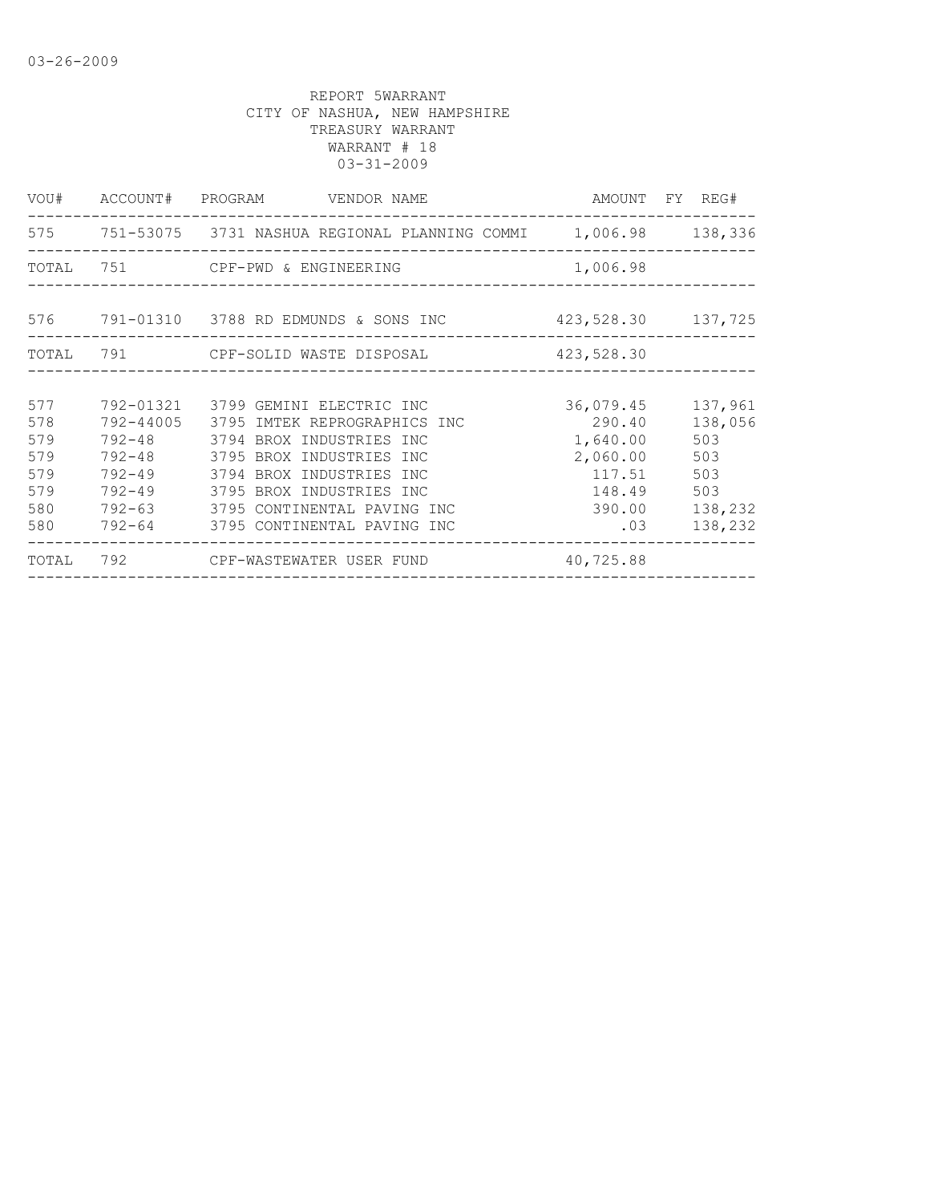03-26-2009

REPORT 5WARRANT
CITY OF NASHUA, NEW HAMPSHIRE
TREASURY WARRANT
WARRANT # 18
03-31-2009

| VOU# | ACCOUNT# | PROGRAM | VENDOR NAME | AMOUNT | FY | REG# |
|---|---|---|---|---|---|---|
| 575 | 751-53075 | 3731 | NASHUA REGIONAL PLANNING COMMI | 1,006.98 | | 138,336 |
| TOTAL | 751 | | CPF-PWD & ENGINEERING | 1,006.98 | | |
| 576 | 791-01310 | 3788 | RD EDMUNDS & SONS INC | 423,528.30 | | 137,725 |
| TOTAL | 791 | | CPF-SOLID WASTE DISPOSAL | 423,528.30 | | |
| 577 | 792-01321 | 3799 | GEMINI ELECTRIC INC | 36,079.45 | | 137,961 |
| 578 | 792-44005 | 3795 | IMTEK REPROGRAPHICS INC | 290.40 | | 138,056 |
| 579 | 792-48 | 3794 | BROX INDUSTRIES INC | 1,640.00 | | 503 |
| 579 | 792-48 | 3795 | BROX INDUSTRIES INC | 2,060.00 | | 503 |
| 579 | 792-49 | 3794 | BROX INDUSTRIES INC | 117.51 | | 503 |
| 579 | 792-49 | 3795 | BROX INDUSTRIES INC | 148.49 | | 503 |
| 580 | 792-63 | 3795 | CONTINENTAL PAVING INC | 390.00 | | 138,232 |
| 580 | 792-64 | 3795 | CONTINENTAL PAVING INC | .03 | | 138,232 |
| TOTAL | 792 | | CPF-WASTEWATER USER FUND | 40,725.88 | | |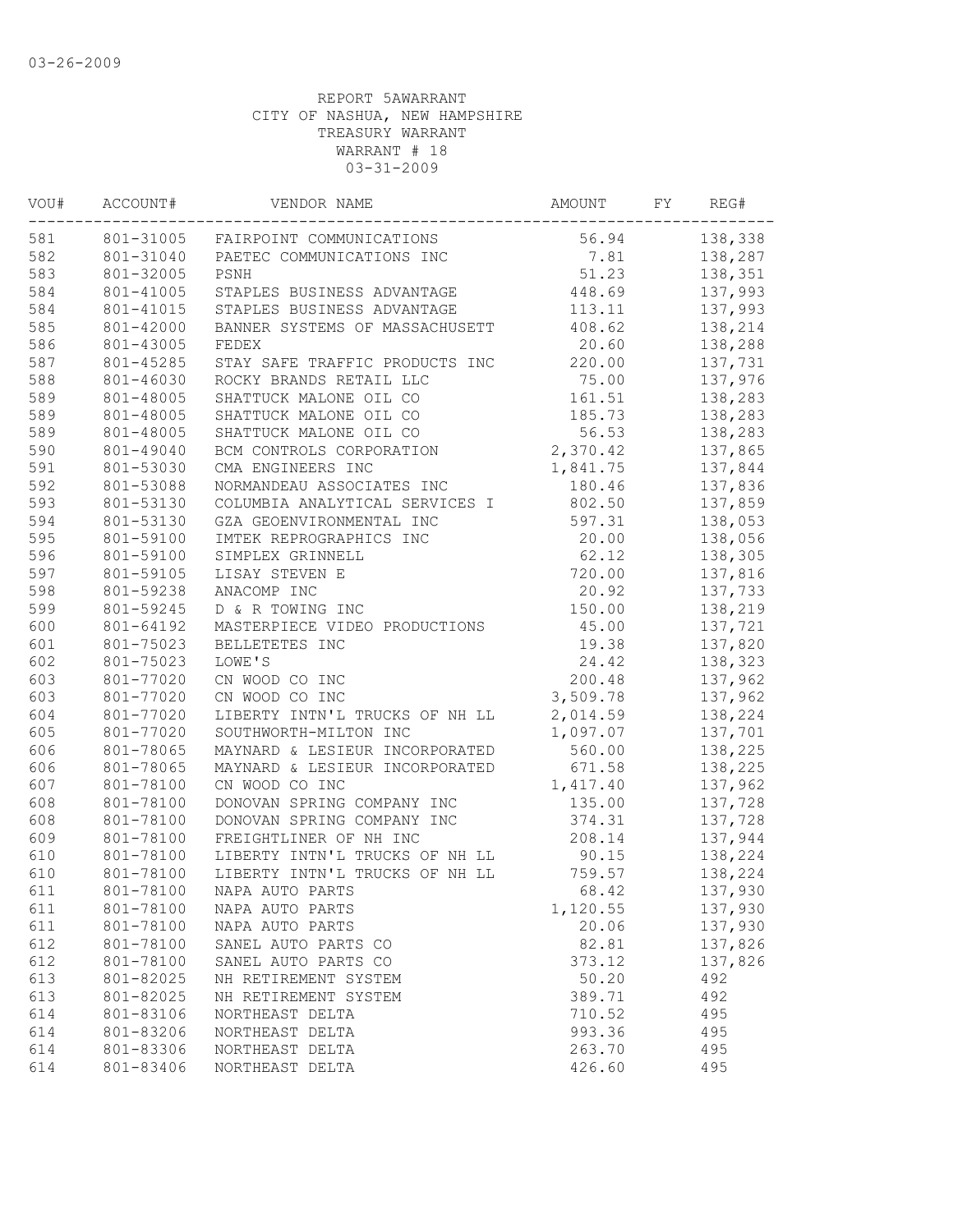03-26-2009

REPORT 5AWARRANT
CITY OF NASHUA, NEW HAMPSHIRE
TREASURY WARRANT
WARRANT # 18
03-31-2009

| VOU# | ACCOUNT# | VENDOR NAME | AMOUNT | FY | REG# |
|---|---|---|---|---|---|
| 581 | 801-31005 | FAIRPOINT COMMUNICATIONS | 56.94 | | 138,338 |
| 582 | 801-31040 | PAETEC COMMUNICATIONS INC | 7.81 | | 138,287 |
| 583 | 801-32005 | PSNH | 51.23 | | 138,351 |
| 584 | 801-41005 | STAPLES BUSINESS ADVANTAGE | 448.69 | | 137,993 |
| 584 | 801-41015 | STAPLES BUSINESS ADVANTAGE | 113.11 | | 137,993 |
| 585 | 801-42000 | BANNER SYSTEMS OF MASSACHUSETT | 408.62 | | 138,214 |
| 586 | 801-43005 | FEDEX | 20.60 | | 138,288 |
| 587 | 801-45285 | STAY SAFE TRAFFIC PRODUCTS INC | 220.00 | | 137,731 |
| 588 | 801-46030 | ROCKY BRANDS RETAIL LLC | 75.00 | | 137,976 |
| 589 | 801-48005 | SHATTUCK MALONE OIL CO | 161.51 | | 138,283 |
| 589 | 801-48005 | SHATTUCK MALONE OIL CO | 185.73 | | 138,283 |
| 589 | 801-48005 | SHATTUCK MALONE OIL CO | 56.53 | | 138,283 |
| 590 | 801-49040 | BCM CONTROLS CORPORATION | 2,370.42 | | 137,865 |
| 591 | 801-53030 | CMA ENGINEERS INC | 1,841.75 | | 137,844 |
| 592 | 801-53088 | NORMANDEAU ASSOCIATES INC | 180.46 | | 137,836 |
| 593 | 801-53130 | COLUMBIA ANALYTICAL SERVICES I | 802.50 | | 137,859 |
| 594 | 801-53130 | GZA GEOENVIRONMENTAL INC | 597.31 | | 138,053 |
| 595 | 801-59100 | IMTEK REPROGRAPHICS INC | 20.00 | | 138,056 |
| 596 | 801-59100 | SIMPLEX GRINNELL | 62.12 | | 138,305 |
| 597 | 801-59105 | LISAY STEVEN E | 720.00 | | 137,816 |
| 598 | 801-59238 | ANACOMP INC | 20.92 | | 137,733 |
| 599 | 801-59245 | D & R TOWING INC | 150.00 | | 138,219 |
| 600 | 801-64192 | MASTERPIECE VIDEO PRODUCTIONS | 45.00 | | 137,721 |
| 601 | 801-75023 | BELLETETES INC | 19.38 | | 137,820 |
| 602 | 801-75023 | LOWE'S | 24.42 | | 138,323 |
| 603 | 801-77020 | CN WOOD CO INC | 200.48 | | 137,962 |
| 603 | 801-77020 | CN WOOD CO INC | 3,509.78 | | 137,962 |
| 604 | 801-77020 | LIBERTY INTN'L TRUCKS OF NH LL | 2,014.59 | | 138,224 |
| 605 | 801-77020 | SOUTHWORTH-MILTON INC | 1,097.07 | | 137,701 |
| 606 | 801-78065 | MAYNARD & LESIEUR INCORPORATED | 560.00 | | 138,225 |
| 606 | 801-78065 | MAYNARD & LESIEUR INCORPORATED | 671.58 | | 138,225 |
| 607 | 801-78100 | CN WOOD CO INC | 1,417.40 | | 137,962 |
| 608 | 801-78100 | DONOVAN SPRING COMPANY INC | 135.00 | | 137,728 |
| 608 | 801-78100 | DONOVAN SPRING COMPANY INC | 374.31 | | 137,728 |
| 609 | 801-78100 | FREIGHTLINER OF NH INC | 208.14 | | 137,944 |
| 610 | 801-78100 | LIBERTY INTN'L TRUCKS OF NH LL | 90.15 | | 138,224 |
| 610 | 801-78100 | LIBERTY INTN'L TRUCKS OF NH LL | 759.57 | | 138,224 |
| 611 | 801-78100 | NAPA AUTO PARTS | 68.42 | | 137,930 |
| 611 | 801-78100 | NAPA AUTO PARTS | 1,120.55 | | 137,930 |
| 611 | 801-78100 | NAPA AUTO PARTS | 20.06 | | 137,930 |
| 612 | 801-78100 | SANEL AUTO PARTS CO | 82.81 | | 137,826 |
| 612 | 801-78100 | SANEL AUTO PARTS CO | 373.12 | | 137,826 |
| 613 | 801-82025 | NH RETIREMENT SYSTEM | 50.20 | | 492 |
| 613 | 801-82025 | NH RETIREMENT SYSTEM | 389.71 | | 492 |
| 614 | 801-83106 | NORTHEAST DELTA | 710.52 | | 495 |
| 614 | 801-83206 | NORTHEAST DELTA | 993.36 | | 495 |
| 614 | 801-83306 | NORTHEAST DELTA | 263.70 | | 495 |
| 614 | 801-83406 | NORTHEAST DELTA | 426.60 | | 495 |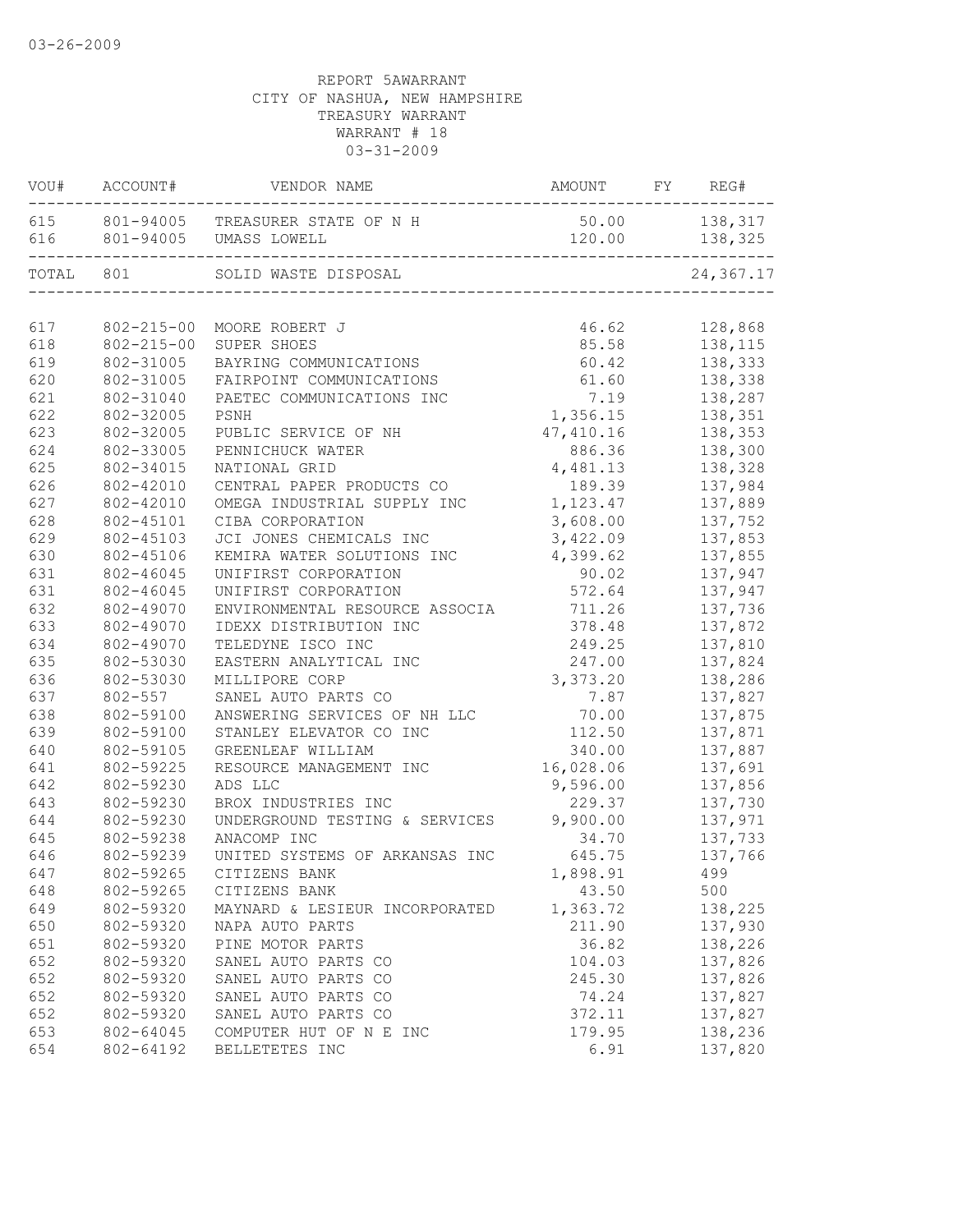03-26-2009

REPORT 5AWARRANT
CITY OF NASHUA, NEW HAMPSHIRE
TREASURY WARRANT
WARRANT # 18
03-31-2009

| VOU# | ACCOUNT# | VENDOR NAME | AMOUNT | FY | REG# |
|---|---|---|---|---|---|
| 615 | 801-94005 | TREASURER STATE OF N H | 50.00 | | 138,317 |
| 616 | 801-94005 | UMASS LOWELL | 120.00 | | 138,325 |
| TOTAL | 801 | SOLID WASTE DISPOSAL | | | 24,367.17 |
| 617 | 802-215-00 | MOORE ROBERT J | 46.62 | | 128,868 |
| 618 | 802-215-00 | SUPER SHOES | 85.58 | | 138,115 |
| 619 | 802-31005 | BAYRING COMMUNICATIONS | 60.42 | | 138,333 |
| 620 | 802-31005 | FAIRPOINT COMMUNICATIONS | 61.60 | | 138,338 |
| 621 | 802-31040 | PAETEC COMMUNICATIONS INC | 7.19 | | 138,287 |
| 622 | 802-32005 | PSNH | 1,356.15 | | 138,351 |
| 623 | 802-32005 | PUBLIC SERVICE OF NH | 47,410.16 | | 138,353 |
| 624 | 802-33005 | PENNICHUCK WATER | 886.36 | | 138,300 |
| 625 | 802-34015 | NATIONAL GRID | 4,481.13 | | 138,328 |
| 626 | 802-42010 | CENTRAL PAPER PRODUCTS CO | 189.39 | | 137,984 |
| 627 | 802-42010 | OMEGA INDUSTRIAL SUPPLY INC | 1,123.47 | | 137,889 |
| 628 | 802-45101 | CIBA CORPORATION | 3,608.00 | | 137,752 |
| 629 | 802-45103 | JCI JONES CHEMICALS INC | 3,422.09 | | 137,853 |
| 630 | 802-45106 | KEMIRA WATER SOLUTIONS INC | 4,399.62 | | 137,855 |
| 631 | 802-46045 | UNIFIRST CORPORATION | 90.02 | | 137,947 |
| 631 | 802-46045 | UNIFIRST CORPORATION | 572.64 | | 137,947 |
| 632 | 802-49070 | ENVIRONMENTAL RESOURCE ASSOCIA | 711.26 | | 137,736 |
| 633 | 802-49070 | IDEXX DISTRIBUTION INC | 378.48 | | 137,872 |
| 634 | 802-49070 | TELEDYNE ISCO INC | 249.25 | | 137,810 |
| 635 | 802-53030 | EASTERN ANALYTICAL INC | 247.00 | | 137,824 |
| 636 | 802-53030 | MILLIPORE CORP | 3,373.20 | | 138,286 |
| 637 | 802-557 | SANEL AUTO PARTS CO | 7.87 | | 137,827 |
| 638 | 802-59100 | ANSWERING SERVICES OF NH LLC | 70.00 | | 137,875 |
| 639 | 802-59100 | STANLEY ELEVATOR CO INC | 112.50 | | 137,871 |
| 640 | 802-59105 | GREENLEAF WILLIAM | 340.00 | | 137,887 |
| 641 | 802-59225 | RESOURCE MANAGEMENT INC | 16,028.06 | | 137,691 |
| 642 | 802-59230 | ADS LLC | 9,596.00 | | 137,856 |
| 643 | 802-59230 | BROX INDUSTRIES INC | 229.37 | | 137,730 |
| 644 | 802-59230 | UNDERGROUND TESTING & SERVICES | 9,900.00 | | 137,971 |
| 645 | 802-59238 | ANACOMP INC | 34.70 | | 137,733 |
| 646 | 802-59239 | UNITED SYSTEMS OF ARKANSAS INC | 645.75 | | 137,766 |
| 647 | 802-59265 | CITIZENS BANK | 1,898.91 | | 499 |
| 648 | 802-59265 | CITIZENS BANK | 43.50 | | 500 |
| 649 | 802-59320 | MAYNARD & LESIEUR INCORPORATED | 1,363.72 | | 138,225 |
| 650 | 802-59320 | NAPA AUTO PARTS | 211.90 | | 137,930 |
| 651 | 802-59320 | PINE MOTOR PARTS | 36.82 | | 138,226 |
| 652 | 802-59320 | SANEL AUTO PARTS CO | 104.03 | | 137,826 |
| 652 | 802-59320 | SANEL AUTO PARTS CO | 245.30 | | 137,826 |
| 652 | 802-59320 | SANEL AUTO PARTS CO | 74.24 | | 137,827 |
| 652 | 802-59320 | SANEL AUTO PARTS CO | 372.11 | | 137,827 |
| 653 | 802-64045 | COMPUTER HUT OF N E INC | 179.95 | | 138,236 |
| 654 | 802-64192 | BELLETETES INC | 6.91 | | 137,820 |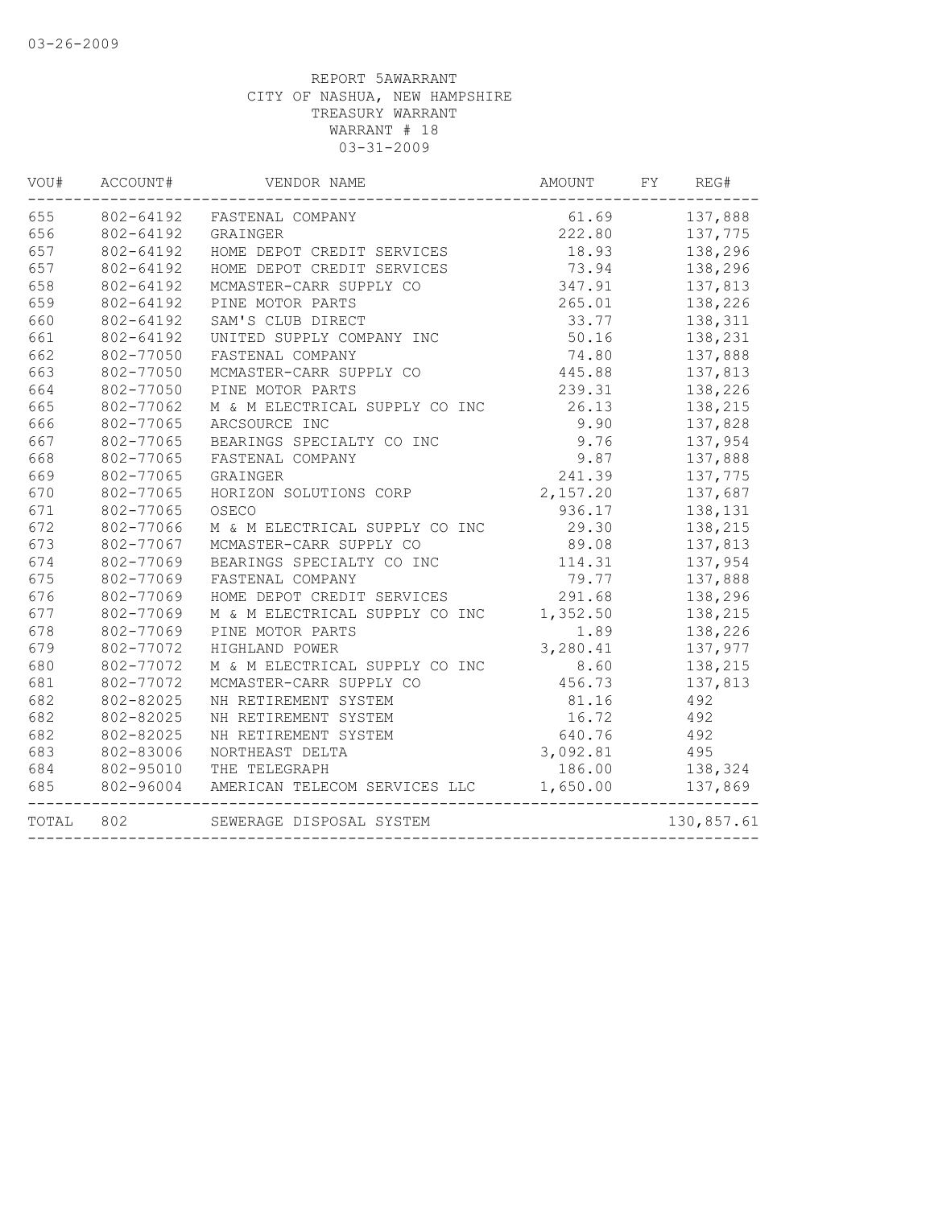03-26-2009

REPORT 5AWARRANT
CITY OF NASHUA, NEW HAMPSHIRE
TREASURY WARRANT
WARRANT # 18
03-31-2009

| VOU# | ACCOUNT# | VENDOR NAME | AMOUNT | FY | REG# |
|---|---|---|---|---|---|
| 655 | 802-64192 | FASTENAL COMPANY | 61.69 | | 137,888 |
| 656 | 802-64192 | GRAINGER | 222.80 | | 137,775 |
| 657 | 802-64192 | HOME DEPOT CREDIT SERVICES | 18.93 | | 138,296 |
| 657 | 802-64192 | HOME DEPOT CREDIT SERVICES | 73.94 | | 138,296 |
| 658 | 802-64192 | MCMASTER-CARR SUPPLY CO | 347.91 | | 137,813 |
| 659 | 802-64192 | PINE MOTOR PARTS | 265.01 | | 138,226 |
| 660 | 802-64192 | SAM'S CLUB DIRECT | 33.77 | | 138,311 |
| 661 | 802-64192 | UNITED SUPPLY COMPANY INC | 50.16 | | 138,231 |
| 662 | 802-77050 | FASTENAL COMPANY | 74.80 | | 137,888 |
| 663 | 802-77050 | MCMASTER-CARR SUPPLY CO | 445.88 | | 137,813 |
| 664 | 802-77050 | PINE MOTOR PARTS | 239.31 | | 138,226 |
| 665 | 802-77062 | M & M ELECTRICAL SUPPLY CO INC | 26.13 | | 138,215 |
| 666 | 802-77065 | ARCSOURCE INC | 9.90 | | 137,828 |
| 667 | 802-77065 | BEARINGS SPECIALTY CO INC | 9.76 | | 137,954 |
| 668 | 802-77065 | FASTENAL COMPANY | 9.87 | | 137,888 |
| 669 | 802-77065 | GRAINGER | 241.39 | | 137,775 |
| 670 | 802-77065 | HORIZON SOLUTIONS CORP | 2,157.20 | | 137,687 |
| 671 | 802-77065 | OSECO | 936.17 | | 138,131 |
| 672 | 802-77066 | M & M ELECTRICAL SUPPLY CO INC | 29.30 | | 138,215 |
| 673 | 802-77067 | MCMASTER-CARR SUPPLY CO | 89.08 | | 137,813 |
| 674 | 802-77069 | BEARINGS SPECIALTY CO INC | 114.31 | | 137,954 |
| 675 | 802-77069 | FASTENAL COMPANY | 79.77 | | 137,888 |
| 676 | 802-77069 | HOME DEPOT CREDIT SERVICES | 291.68 | | 138,296 |
| 677 | 802-77069 | M & M ELECTRICAL SUPPLY CO INC | 1,352.50 | | 138,215 |
| 678 | 802-77069 | PINE MOTOR PARTS | 1.89 | | 138,226 |
| 679 | 802-77072 | HIGHLAND POWER | 3,280.41 | | 137,977 |
| 680 | 802-77072 | M & M ELECTRICAL SUPPLY CO INC | 8.60 | | 138,215 |
| 681 | 802-77072 | MCMASTER-CARR SUPPLY CO | 456.73 | | 137,813 |
| 682 | 802-82025 | NH RETIREMENT SYSTEM | 81.16 | | 492 |
| 682 | 802-82025 | NH RETIREMENT SYSTEM | 16.72 | | 492 |
| 682 | 802-82025 | NH RETIREMENT SYSTEM | 640.76 | | 492 |
| 683 | 802-83006 | NORTHEAST DELTA | 3,092.81 | | 495 |
| 684 | 802-95010 | THE TELEGRAPH | 186.00 | | 138,324 |
| 685 | 802-96004 | AMERICAN TELECOM SERVICES LLC | 1,650.00 | | 137,869 |
| TOTAL | 802 | SEWERAGE DISPOSAL SYSTEM | | | 130,857.61 |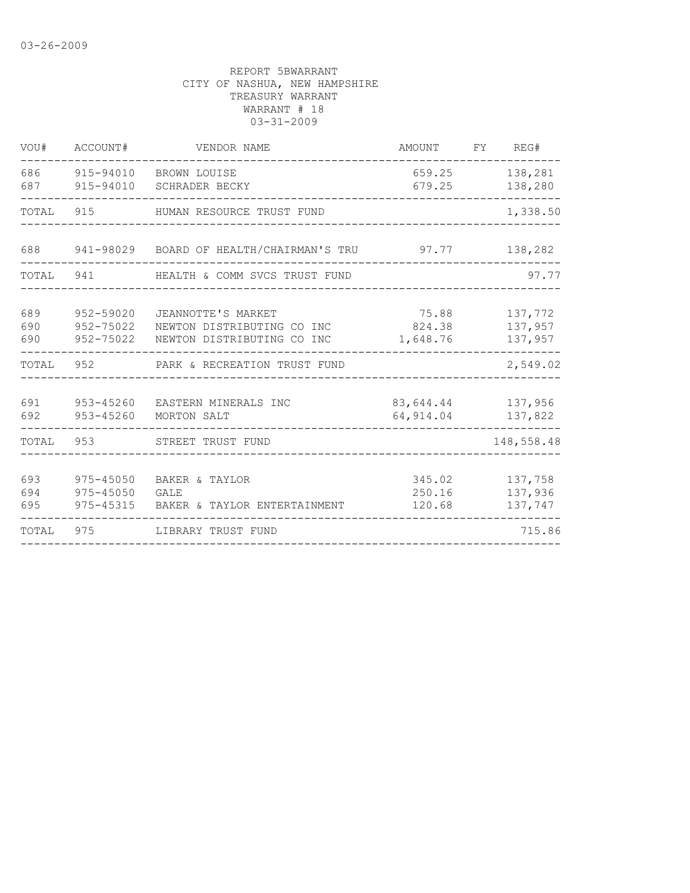03-26-2009

REPORT 5BWARRANT
CITY OF NASHUA, NEW HAMPSHIRE
TREASURY WARRANT
WARRANT # 18
03-31-2009

| VOU# | ACCOUNT# | VENDOR NAME | AMOUNT | FY | REG# |
|---|---|---|---|---|---|
| 686 | 915-94010 | BROWN LOUISE | 659.25 | | 138,281 |
| 687 | 915-94010 | SCHRADER BECKY | 679.25 | | 138,280 |
| TOTAL | 915 | HUMAN RESOURCE TRUST FUND | | | 1,338.50 |
| 688 | 941-98029 | BOARD OF HEALTH/CHAIRMAN'S TRU | 97.77 | | 138,282 |
| TOTAL | 941 | HEALTH & COMM SVCS TRUST FUND | | | 97.77 |
| 689 | 952-59020 | JEANNOTTE'S MARKET | 75.88 | | 137,772 |
| 690 | 952-75022 | NEWTON DISTRIBUTING CO INC | 824.38 | | 137,957 |
| 690 | 952-75022 | NEWTON DISTRIBUTING CO INC | 1,648.76 | | 137,957 |
| TOTAL | 952 | PARK & RECREATION TRUST FUND | | | 2,549.02 |
| 691 | 953-45260 | EASTERN MINERALS INC | 83,644.44 | | 137,956 |
| 692 | 953-45260 | MORTON SALT | 64,914.04 | | 137,822 |
| TOTAL | 953 | STREET TRUST FUND | | | 148,558.48 |
| 693 | 975-45050 | BAKER & TAYLOR | 345.02 | | 137,758 |
| 694 | 975-45050 | GALE | 250.16 | | 137,936 |
| 695 | 975-45315 | BAKER & TAYLOR ENTERTAINMENT | 120.68 | | 137,747 |
| TOTAL | 975 | LIBRARY TRUST FUND | | | 715.86 |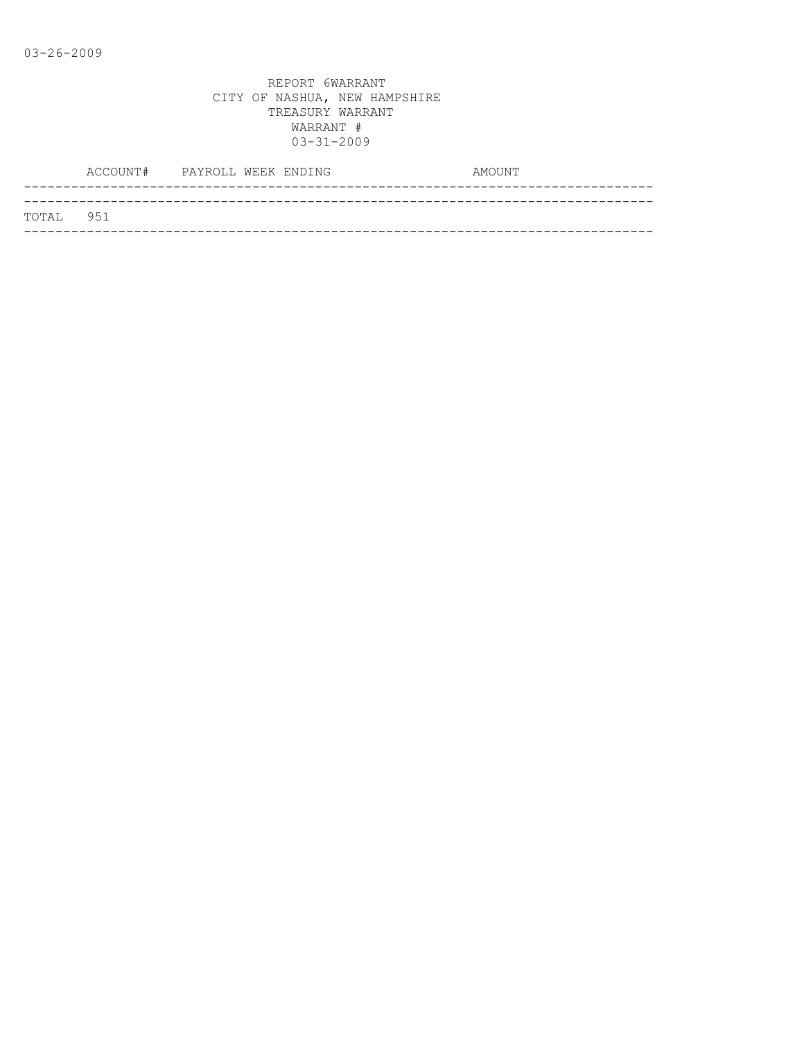03-26-2009

REPORT 6WARRANT
CITY OF NASHUA, NEW HAMPSHIRE
TREASURY WARRANT
WARRANT #
03-31-2009

| ACCOUNT# | PAYROLL WEEK ENDING | AMOUNT |
| --- | --- | --- |
| TOTAL 951 | | |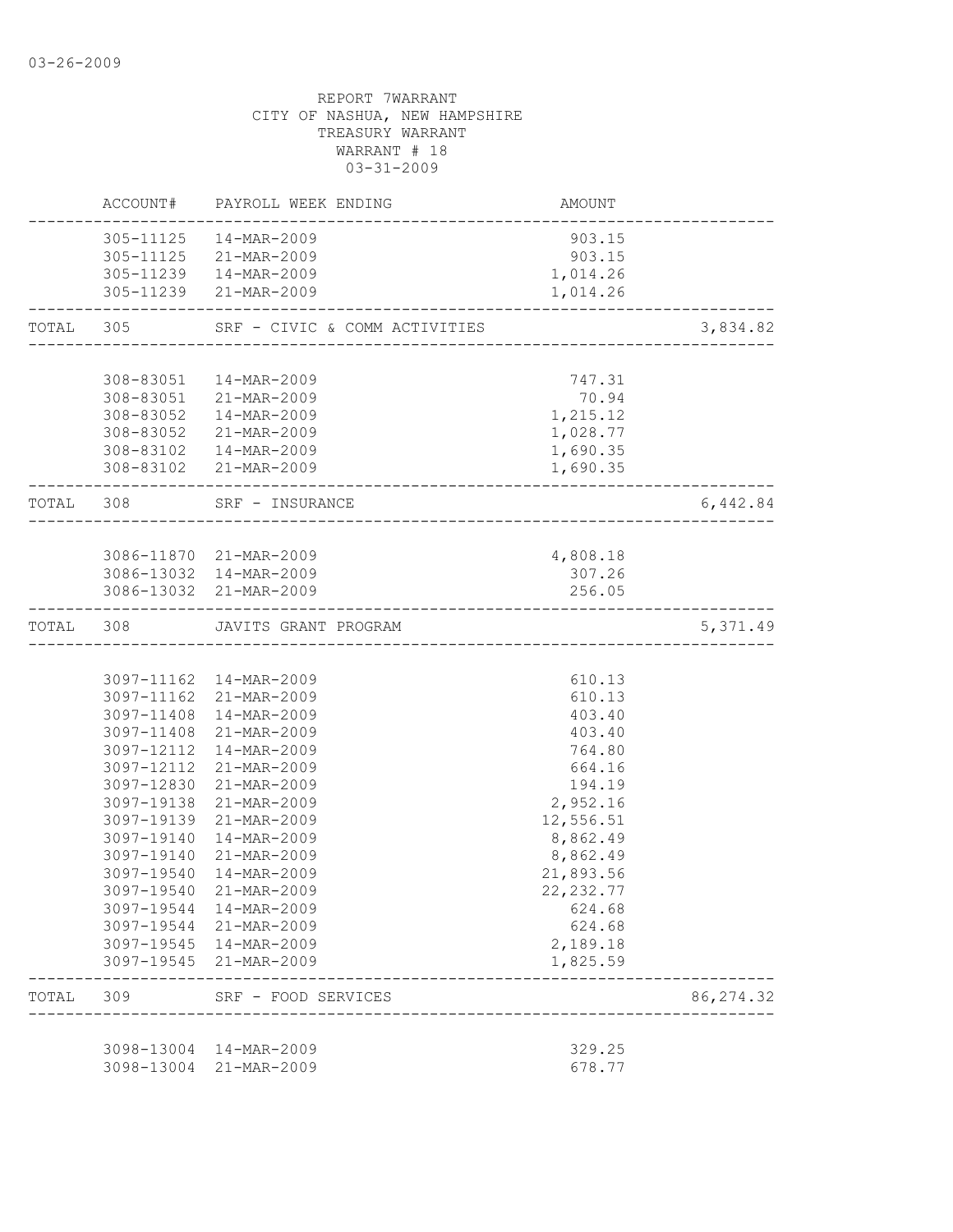REPORT 7WARRANT
CITY OF NASHUA, NEW HAMPSHIRE
TREASURY WARRANT
WARRANT # 18
03-31-2009

| | ACCOUNT# | PAYROLL WEEK ENDING | AMOUNT | |
|---|---|---|---|---|
| | 305-11125 | 14-MAR-2009 | 903.15 | |
| | 305-11125 | 21-MAR-2009 | 903.15 | |
| | 305-11239 | 14-MAR-2009 | 1,014.26 | |
| | 305-11239 | 21-MAR-2009 | 1,014.26 | |
| TOTAL | 305 | SRF - CIVIC & COMM ACTIVITIES | | 3,834.82 |
| | 308-83051 | 14-MAR-2009 | 747.31 | |
| | 308-83051 | 21-MAR-2009 | 70.94 | |
| | 308-83052 | 14-MAR-2009 | 1,215.12 | |
| | 308-83052 | 21-MAR-2009 | 1,028.77 | |
| | 308-83102 | 14-MAR-2009 | 1,690.35 | |
| | 308-83102 | 21-MAR-2009 | 1,690.35 | |
| TOTAL | 308 | SRF - INSURANCE | | 6,442.84 |
| | 3086-11870 | 21-MAR-2009 | 4,808.18 | |
| | 3086-13032 | 14-MAR-2009 | 307.26 | |
| | 3086-13032 | 21-MAR-2009 | 256.05 | |
| TOTAL | 308 | JAVITS GRANT PROGRAM | | 5,371.49 |
| | 3097-11162 | 14-MAR-2009 | 610.13 | |
| | 3097-11162 | 21-MAR-2009 | 610.13 | |
| | 3097-11408 | 14-MAR-2009 | 403.40 | |
| | 3097-11408 | 21-MAR-2009 | 403.40 | |
| | 3097-12112 | 14-MAR-2009 | 764.80 | |
| | 3097-12112 | 21-MAR-2009 | 664.16 | |
| | 3097-12830 | 21-MAR-2009 | 194.19 | |
| | 3097-19138 | 21-MAR-2009 | 2,952.16 | |
| | 3097-19139 | 21-MAR-2009 | 12,556.51 | |
| | 3097-19140 | 14-MAR-2009 | 8,862.49 | |
| | 3097-19140 | 21-MAR-2009 | 8,862.49 | |
| | 3097-19540 | 14-MAR-2009 | 21,893.56 | |
| | 3097-19540 | 21-MAR-2009 | 22,232.77 | |
| | 3097-19544 | 14-MAR-2009 | 624.68 | |
| | 3097-19544 | 21-MAR-2009 | 624.68 | |
| | 3097-19545 | 14-MAR-2009 | 2,189.18 | |
| | 3097-19545 | 21-MAR-2009 | 1,825.59 | |
| TOTAL | 309 | SRF - FOOD SERVICES | | 86,274.32 |
| | 3098-13004 | 14-MAR-2009 | 329.25 | |
| | 3098-13004 | 21-MAR-2009 | 678.77 | |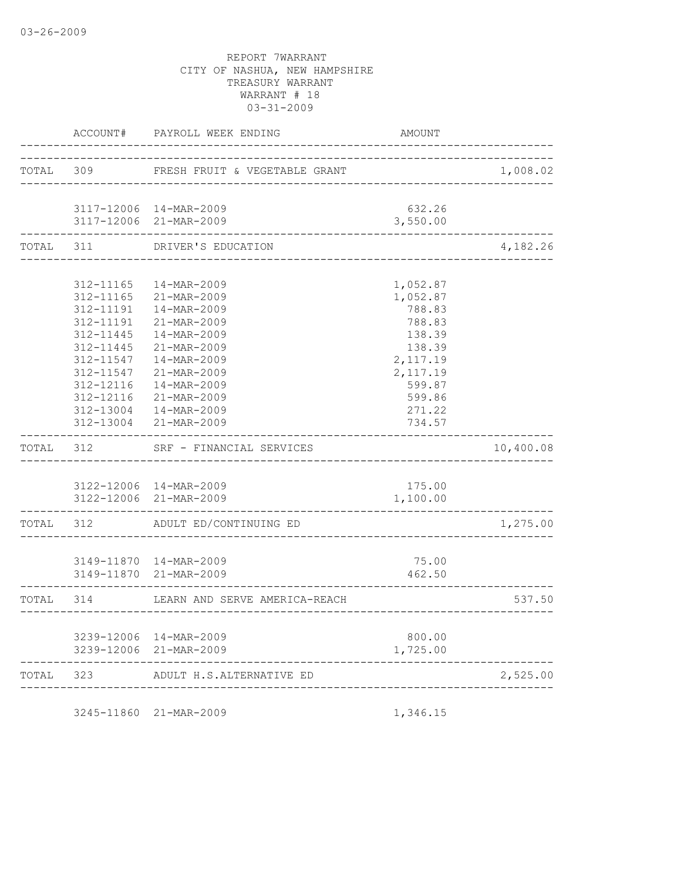03-26-2009

REPORT 7WARRANT
CITY OF NASHUA, NEW HAMPSHIRE
TREASURY WARRANT
WARRANT # 18
03-31-2009

| | ACCOUNT# | PAYROLL WEEK ENDING | AMOUNT | |
|---|---|---|---|---|
| TOTAL | 309 | FRESH FRUIT & VEGETABLE GRANT | | 1,008.02 |
| | 3117-12006 | 14-MAR-2009 | 632.26 | |
| | 3117-12006 | 21-MAR-2009 | 3,550.00 | |
| TOTAL | 311 | DRIVER'S EDUCATION | | 4,182.26 |
| | 312-11165 | 14-MAR-2009 | 1,052.87 | |
| | 312-11165 | 21-MAR-2009 | 1,052.87 | |
| | 312-11191 | 14-MAR-2009 | 788.83 | |
| | 312-11191 | 21-MAR-2009 | 788.83 | |
| | 312-11445 | 14-MAR-2009 | 138.39 | |
| | 312-11445 | 21-MAR-2009 | 138.39 | |
| | 312-11547 | 14-MAR-2009 | 2,117.19 | |
| | 312-11547 | 21-MAR-2009 | 2,117.19 | |
| | 312-12116 | 14-MAR-2009 | 599.87 | |
| | 312-12116 | 21-MAR-2009 | 599.86 | |
| | 312-13004 | 14-MAR-2009 | 271.22 | |
| | 312-13004 | 21-MAR-2009 | 734.57 | |
| TOTAL | 312 | SRF - FINANCIAL SERVICES | | 10,400.08 |
| | 3122-12006 | 14-MAR-2009 | 175.00 | |
| | 3122-12006 | 21-MAR-2009 | 1,100.00 | |
| TOTAL | 312 | ADULT ED/CONTINUING ED | | 1,275.00 |
| | 3149-11870 | 14-MAR-2009 | 75.00 | |
| | 3149-11870 | 21-MAR-2009 | 462.50 | |
| TOTAL | 314 | LEARN AND SERVE AMERICA-REACH | | 537.50 |
| | 3239-12006 | 14-MAR-2009 | 800.00 | |
| | 3239-12006 | 21-MAR-2009 | 1,725.00 | |
| TOTAL | 323 | ADULT H.S.ALTERNATIVE ED | | 2,525.00 |
| | 3245-11860 | 21-MAR-2009 | 1,346.15 | |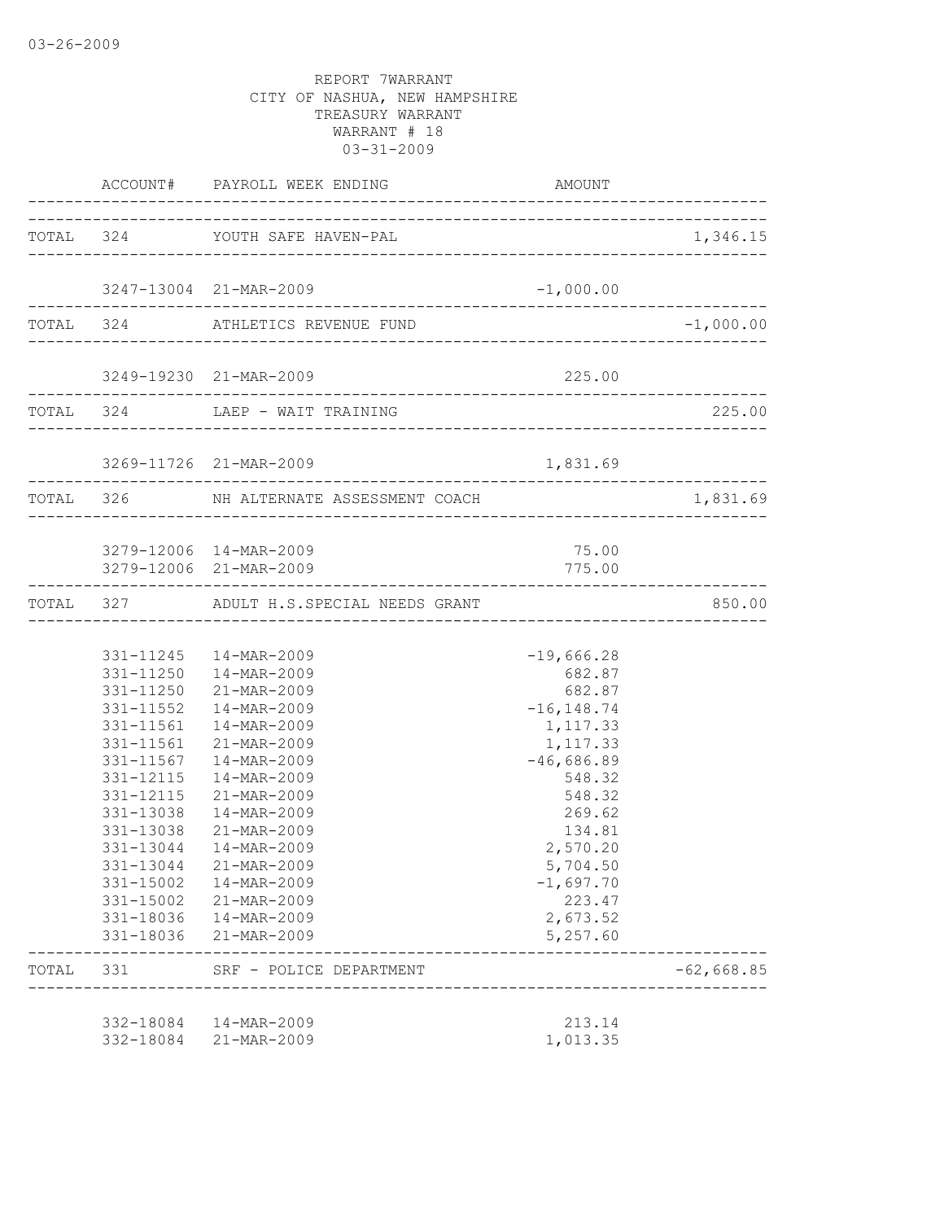03-26-2009

REPORT 7WARRANT
CITY OF NASHUA, NEW HAMPSHIRE
TREASURY WARRANT
WARRANT # 18
03-31-2009

| | ACCOUNT# | PAYROLL WEEK ENDING | AMOUNT | |
|---|---|---|---|---|
| TOTAL | 324 | YOUTH SAFE HAVEN-PAL | | 1,346.15 |
| | 3247-13004 | 21-MAR-2009 | -1,000.00 | |
| TOTAL | 324 | ATHLETICS REVENUE FUND | | -1,000.00 |
| | 3249-19230 | 21-MAR-2009 | 225.00 | |
| TOTAL | 324 | LAEP - WAIT TRAINING | | 225.00 |
| | 3269-11726 | 21-MAR-2009 | 1,831.69 | |
| TOTAL | 326 | NH ALTERNATE ASSESSMENT COACH | | 1,831.69 |
| | 3279-12006 | 14-MAR-2009 | 75.00 | |
| | 3279-12006 | 21-MAR-2009 | 775.00 | |
| TOTAL | 327 | ADULT H.S.SPECIAL NEEDS GRANT | | 850.00 |
| | 331-11245 | 14-MAR-2009 | -19,666.28 | |
| | 331-11250 | 14-MAR-2009 | 682.87 | |
| | 331-11250 | 21-MAR-2009 | 682.87 | |
| | 331-11552 | 14-MAR-2009 | -16,148.74 | |
| | 331-11561 | 14-MAR-2009 | 1,117.33 | |
| | 331-11561 | 21-MAR-2009 | 1,117.33 | |
| | 331-11567 | 14-MAR-2009 | -46,686.89 | |
| | 331-12115 | 14-MAR-2009 | 548.32 | |
| | 331-12115 | 21-MAR-2009 | 548.32 | |
| | 331-13038 | 14-MAR-2009 | 269.62 | |
| | 331-13038 | 21-MAR-2009 | 134.81 | |
| | 331-13044 | 14-MAR-2009 | 2,570.20 | |
| | 331-13044 | 21-MAR-2009 | 5,704.50 | |
| | 331-15002 | 14-MAR-2009 | -1,697.70 | |
| | 331-15002 | 21-MAR-2009 | 223.47 | |
| | 331-18036 | 14-MAR-2009 | 2,673.52 | |
| | 331-18036 | 21-MAR-2009 | 5,257.60 | |
| TOTAL | 331 | SRF - POLICE DEPARTMENT | | -62,668.85 |
| | 332-18084 | 14-MAR-2009 | 213.14 | |
| | 332-18084 | 21-MAR-2009 | 1,013.35 | |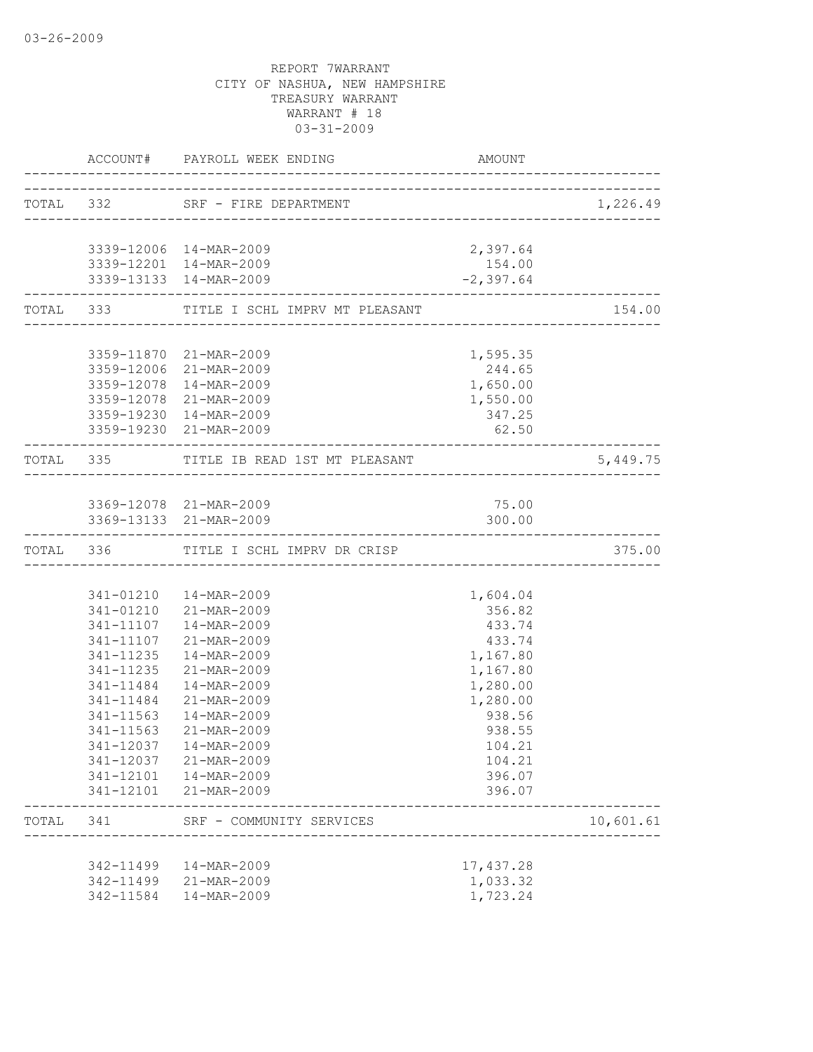03-26-2009

REPORT 7WARRANT
CITY OF NASHUA, NEW HAMPSHIRE
TREASURY WARRANT
WARRANT # 18
03-31-2009

| | ACCOUNT# | PAYROLL WEEK ENDING | AMOUNT | |
|---|---|---|---|---|
| TOTAL | 332 | SRF - FIRE DEPARTMENT | | 1,226.49 |
| | 3339-12006 | 14-MAR-2009 | 2,397.64 | |
| | 3339-12201 | 14-MAR-2009 | 154.00 | |
| | 3339-13133 | 14-MAR-2009 | -2,397.64 | |
| TOTAL | 333 | TITLE I SCHL IMPRV MT PLEASANT | | 154.00 |
| | 3359-11870 | 21-MAR-2009 | 1,595.35 | |
| | 3359-12006 | 21-MAR-2009 | 244.65 | |
| | 3359-12078 | 14-MAR-2009 | 1,650.00 | |
| | 3359-12078 | 21-MAR-2009 | 1,550.00 | |
| | 3359-19230 | 14-MAR-2009 | 347.25 | |
| | 3359-19230 | 21-MAR-2009 | 62.50 | |
| TOTAL | 335 | TITLE IB READ 1ST MT PLEASANT | | 5,449.75 |
| | 3369-12078 | 21-MAR-2009 | 75.00 | |
| | 3369-13133 | 21-MAR-2009 | 300.00 | |
| TOTAL | 336 | TITLE I SCHL IMPRV DR CRISP | | 375.00 |
| | 341-01210 | 14-MAR-2009 | 1,604.04 | |
| | 341-01210 | 21-MAR-2009 | 356.82 | |
| | 341-11107 | 14-MAR-2009 | 433.74 | |
| | 341-11107 | 21-MAR-2009 | 433.74 | |
| | 341-11235 | 14-MAR-2009 | 1,167.80 | |
| | 341-11235 | 21-MAR-2009 | 1,167.80 | |
| | 341-11484 | 14-MAR-2009 | 1,280.00 | |
| | 341-11484 | 21-MAR-2009 | 1,280.00 | |
| | 341-11563 | 14-MAR-2009 | 938.56 | |
| | 341-11563 | 21-MAR-2009 | 938.55 | |
| | 341-12037 | 14-MAR-2009 | 104.21 | |
| | 341-12037 | 21-MAR-2009 | 104.21 | |
| | 341-12101 | 14-MAR-2009 | 396.07 | |
| | 341-12101 | 21-MAR-2009 | 396.07 | |
| TOTAL | 341 | SRF - COMMUNITY SERVICES | | 10,601.61 |
| | 342-11499 | 14-MAR-2009 | 17,437.28 | |
| | 342-11499 | 21-MAR-2009 | 1,033.32 | |
| | 342-11584 | 14-MAR-2009 | 1,723.24 | |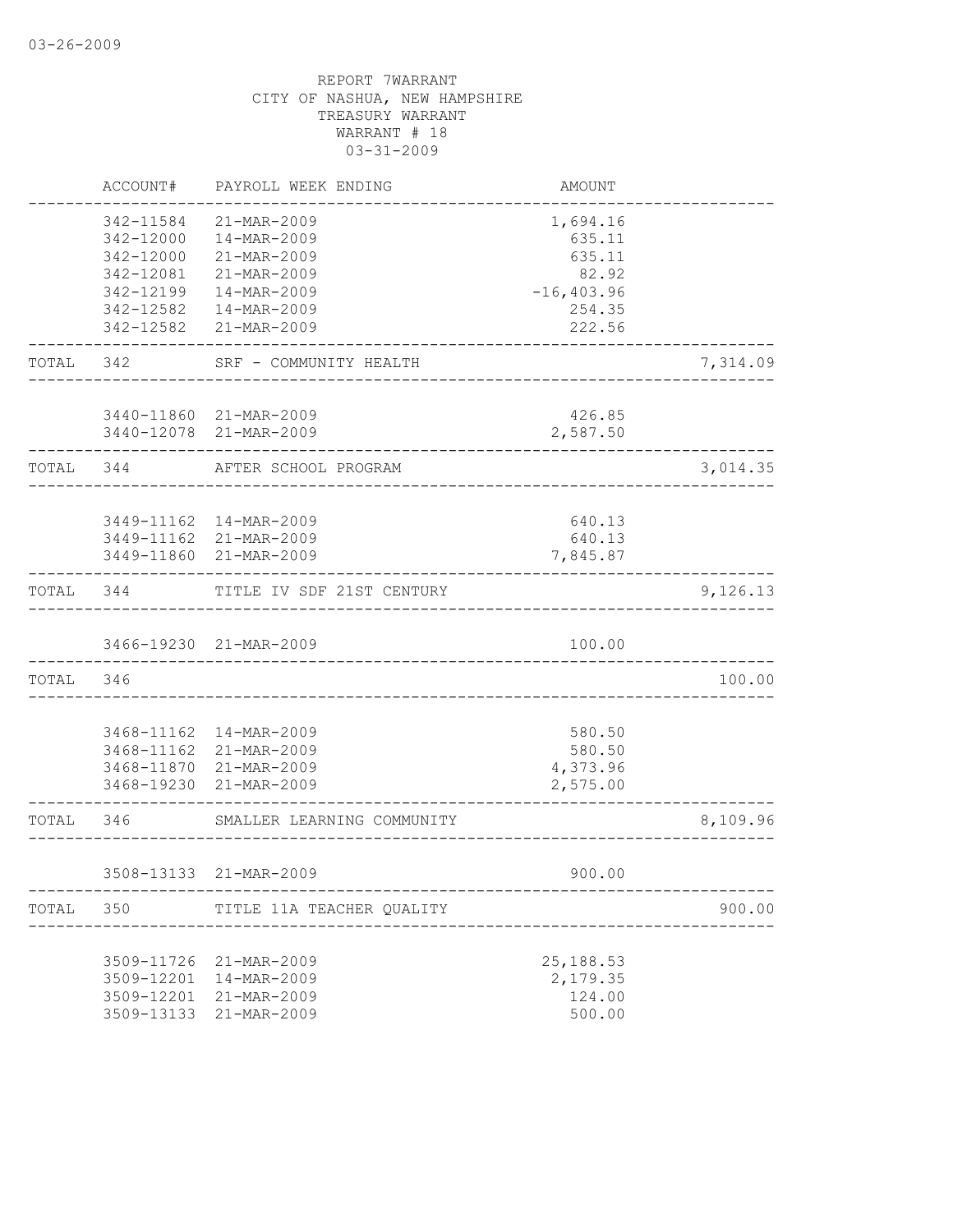03-26-2009

REPORT 7WARRANT
CITY OF NASHUA, NEW HAMPSHIRE
TREASURY WARRANT
WARRANT # 18
03-31-2009

| | ACCOUNT# | PAYROLL WEEK ENDING | AMOUNT | |
|---|---|---|---|---|
| | 342-11584 | 21-MAR-2009 | 1,694.16 | |
| | 342-12000 | 14-MAR-2009 | 635.11 | |
| | 342-12000 | 21-MAR-2009 | 635.11 | |
| | 342-12081 | 21-MAR-2009 | 82.92 | |
| | 342-12199 | 14-MAR-2009 | -16,403.96 | |
| | 342-12582 | 14-MAR-2009 | 254.35 | |
| | 342-12582 | 21-MAR-2009 | 222.56 | |
| TOTAL | 342 | SRF - COMMUNITY HEALTH | | 7,314.09 |
| | 3440-11860 | 21-MAR-2009 | 426.85 | |
| | 3440-12078 | 21-MAR-2009 | 2,587.50 | |
| TOTAL | 344 | AFTER SCHOOL PROGRAM | | 3,014.35 |
| | 3449-11162 | 14-MAR-2009 | 640.13 | |
| | 3449-11162 | 21-MAR-2009 | 640.13 | |
| | 3449-11860 | 21-MAR-2009 | 7,845.87 | |
| TOTAL | 344 | TITLE IV SDF 21ST CENTURY | | 9,126.13 |
| | 3466-19230 | 21-MAR-2009 | 100.00 | |
| TOTAL | 346 | | | 100.00 |
| | 3468-11162 | 14-MAR-2009 | 580.50 | |
| | 3468-11162 | 21-MAR-2009 | 580.50 | |
| | 3468-11870 | 21-MAR-2009 | 4,373.96 | |
| | 3468-19230 | 21-MAR-2009 | 2,575.00 | |
| TOTAL | 346 | SMALLER LEARNING COMMUNITY | | 8,109.96 |
| | 3508-13133 | 21-MAR-2009 | 900.00 | |
| TOTAL | 350 | TITLE 11A TEACHER QUALITY | | 900.00 |
| | 3509-11726 | 21-MAR-2009 | 25,188.53 | |
| | 3509-12201 | 14-MAR-2009 | 2,179.35 | |
| | 3509-12201 | 21-MAR-2009 | 124.00 | |
| | 3509-13133 | 21-MAR-2009 | 500.00 | |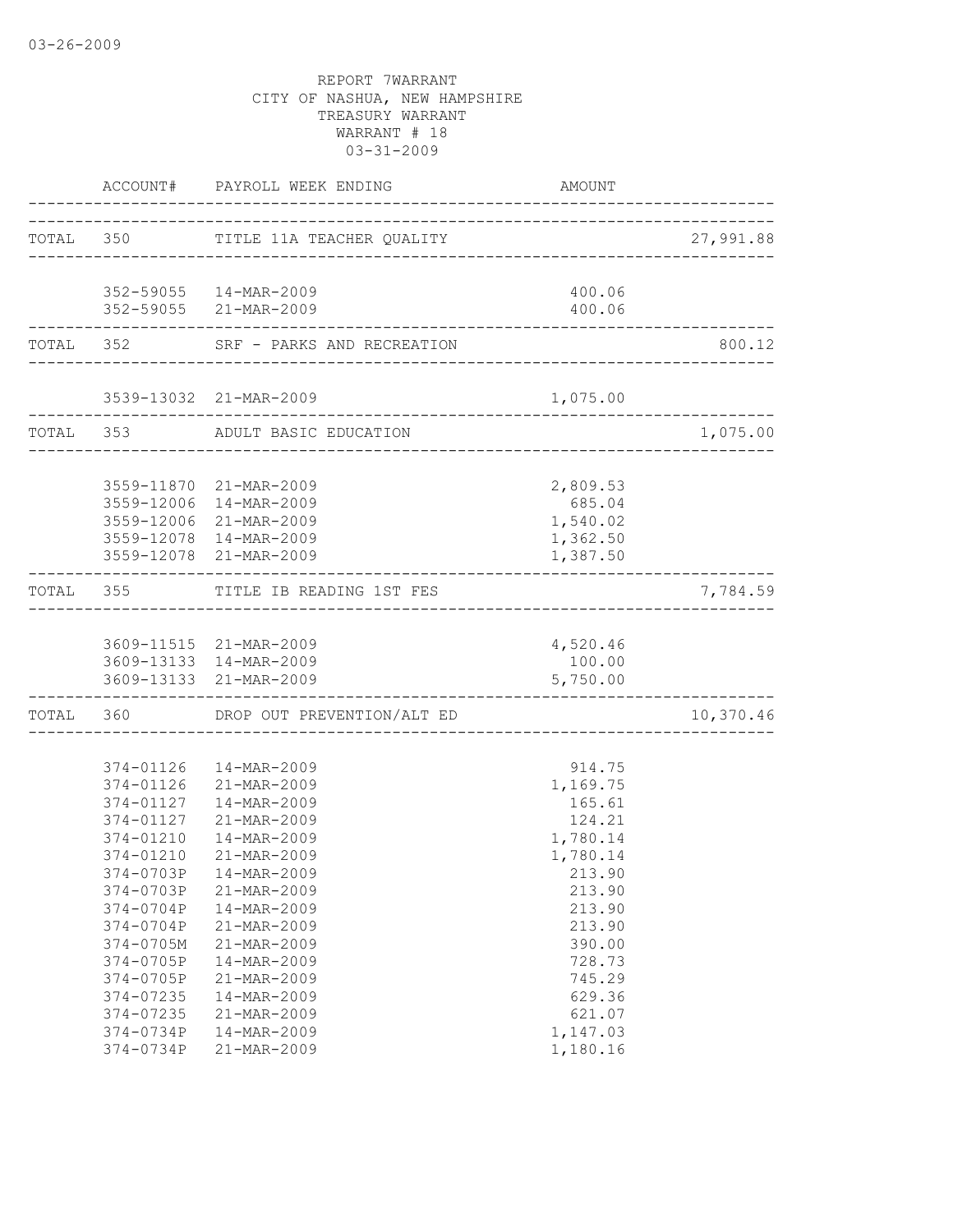03-26-2009

REPORT 7WARRANT
CITY OF NASHUA, NEW HAMPSHIRE
TREASURY WARRANT
WARRANT # 18
03-31-2009

| | ACCOUNT# | PAYROLL WEEK ENDING | AMOUNT | |
|---|---|---|---|---|
| TOTAL | 350 | TITLE 11A TEACHER QUALITY | | 27,991.88 |
| | 352-59055 | 14-MAR-2009 | 400.06 | |
| | 352-59055 | 21-MAR-2009 | 400.06 | |
| TOTAL | 352 | SRF - PARKS AND RECREATION | | 800.12 |
| | 3539-13032 | 21-MAR-2009 | 1,075.00 | |
| TOTAL | 353 | ADULT BASIC EDUCATION | | 1,075.00 |
| | 3559-11870 | 21-MAR-2009 | 2,809.53 | |
| | 3559-12006 | 14-MAR-2009 | 685.04 | |
| | 3559-12006 | 21-MAR-2009 | 1,540.02 | |
| | 3559-12078 | 14-MAR-2009 | 1,362.50 | |
| | 3559-12078 | 21-MAR-2009 | 1,387.50 | |
| TOTAL | 355 | TITLE IB READING 1ST FES | | 7,784.59 |
| | 3609-11515 | 21-MAR-2009 | 4,520.46 | |
| | 3609-13133 | 14-MAR-2009 | 100.00 | |
| | 3609-13133 | 21-MAR-2009 | 5,750.00 | |
| TOTAL | 360 | DROP OUT PREVENTION/ALT ED | | 10,370.46 |
| | 374-01126 | 14-MAR-2009 | 914.75 | |
| | 374-01126 | 21-MAR-2009 | 1,169.75 | |
| | 374-01127 | 14-MAR-2009 | 165.61 | |
| | 374-01127 | 21-MAR-2009 | 124.21 | |
| | 374-01210 | 14-MAR-2009 | 1,780.14 | |
| | 374-01210 | 21-MAR-2009 | 1,780.14 | |
| | 374-0703P | 14-MAR-2009 | 213.90 | |
| | 374-0703P | 21-MAR-2009 | 213.90 | |
| | 374-0704P | 14-MAR-2009 | 213.90 | |
| | 374-0704P | 21-MAR-2009 | 213.90 | |
| | 374-0705M | 21-MAR-2009 | 390.00 | |
| | 374-0705P | 14-MAR-2009 | 728.73 | |
| | 374-0705P | 21-MAR-2009 | 745.29 | |
| | 374-07235 | 14-MAR-2009 | 629.36 | |
| | 374-07235 | 21-MAR-2009 | 621.07 | |
| | 374-0734P | 14-MAR-2009 | 1,147.03 | |
| | 374-0734P | 21-MAR-2009 | 1,180.16 | |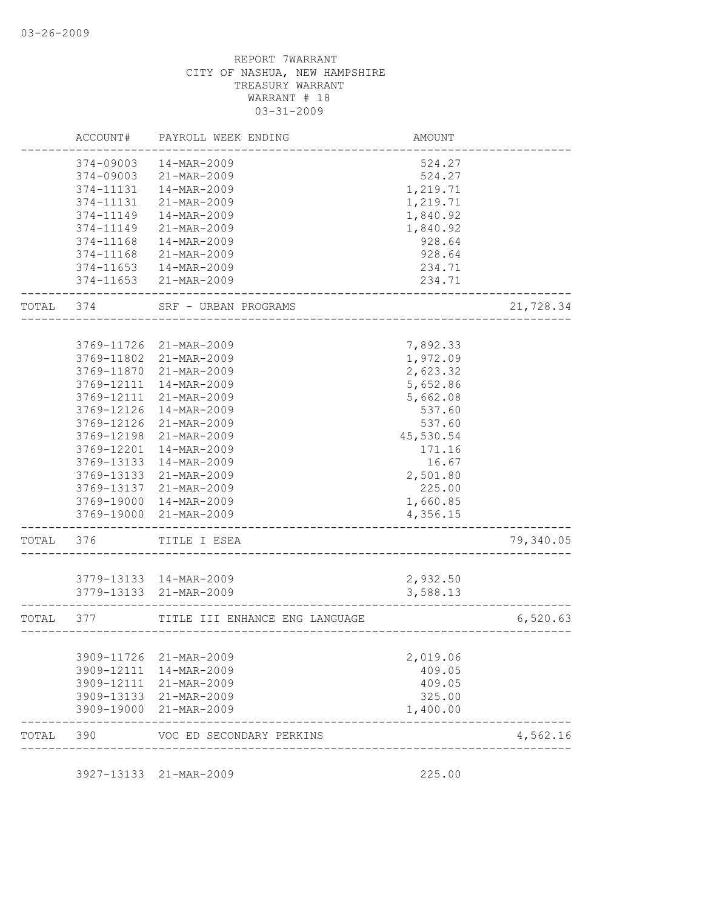03-26-2009

REPORT 7WARRANT
CITY OF NASHUA, NEW HAMPSHIRE
TREASURY WARRANT
WARRANT # 18
03-31-2009

| | ACCOUNT# | PAYROLL WEEK ENDING | AMOUNT | |
|---|---|---|---|---|
| | 374-09003 | 14-MAR-2009 | 524.27 | |
| | 374-09003 | 21-MAR-2009 | 524.27 | |
| | 374-11131 | 14-MAR-2009 | 1,219.71 | |
| | 374-11131 | 21-MAR-2009 | 1,219.71 | |
| | 374-11149 | 14-MAR-2009 | 1,840.92 | |
| | 374-11149 | 21-MAR-2009 | 1,840.92 | |
| | 374-11168 | 14-MAR-2009 | 928.64 | |
| | 374-11168 | 21-MAR-2009 | 928.64 | |
| | 374-11653 | 14-MAR-2009 | 234.71 | |
| | 374-11653 | 21-MAR-2009 | 234.71 | |
| TOTAL | 374 | SRF - URBAN PROGRAMS | | 21,728.34 |
| | 3769-11726 | 21-MAR-2009 | 7,892.33 | |
| | 3769-11802 | 21-MAR-2009 | 1,972.09 | |
| | 3769-11870 | 21-MAR-2009 | 2,623.32 | |
| | 3769-12111 | 14-MAR-2009 | 5,652.86 | |
| | 3769-12111 | 21-MAR-2009 | 5,662.08 | |
| | 3769-12126 | 14-MAR-2009 | 537.60 | |
| | 3769-12126 | 21-MAR-2009 | 537.60 | |
| | 3769-12198 | 21-MAR-2009 | 45,530.54 | |
| | 3769-12201 | 14-MAR-2009 | 171.16 | |
| | 3769-13133 | 14-MAR-2009 | 16.67 | |
| | 3769-13133 | 21-MAR-2009 | 2,501.80 | |
| | 3769-13137 | 21-MAR-2009 | 225.00 | |
| | 3769-19000 | 14-MAR-2009 | 1,660.85 | |
| | 3769-19000 | 21-MAR-2009 | 4,356.15 | |
| TOTAL | 376 | TITLE I ESEA | | 79,340.05 |
| | 3779-13133 | 14-MAR-2009 | 2,932.50 | |
| | 3779-13133 | 21-MAR-2009 | 3,588.13 | |
| TOTAL | 377 | TITLE III ENHANCE ENG LANGUAGE | | 6,520.63 |
| | 3909-11726 | 21-MAR-2009 | 2,019.06 | |
| | 3909-12111 | 14-MAR-2009 | 409.05 | |
| | 3909-12111 | 21-MAR-2009 | 409.05 | |
| | 3909-13133 | 21-MAR-2009 | 325.00 | |
| | 3909-19000 | 21-MAR-2009 | 1,400.00 | |
| TOTAL | 390 | VOC ED SECONDARY PERKINS | | 4,562.16 |
| | 3927-13133 | 21-MAR-2009 | 225.00 | |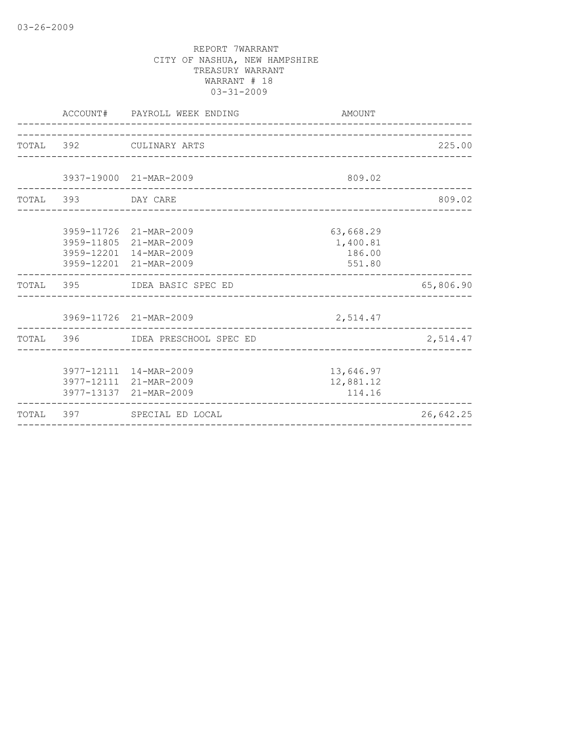REPORT 7WARRANT
CITY OF NASHUA, NEW HAMPSHIRE
TREASURY WARRANT
WARRANT # 18
03-31-2009

| | ACCOUNT# | PAYROLL WEEK ENDING | AMOUNT | |
|---|---|---|---|---|
| TOTAL | 392 | CULINARY ARTS | | 225.00 |
| | 3937-19000 | 21-MAR-2009 | 809.02 | |
| TOTAL | 393 | DAY CARE | | 809.02 |
| | 3959-11726 | 21-MAR-2009 | 63,668.29 | |
| | 3959-11805 | 21-MAR-2009 | 1,400.81 | |
| | 3959-12201 | 14-MAR-2009 | 186.00 | |
| | 3959-12201 | 21-MAR-2009 | 551.80 | |
| TOTAL | 395 | IDEA BASIC SPEC ED | | 65,806.90 |
| | 3969-11726 | 21-MAR-2009 | 2,514.47 | |
| TOTAL | 396 | IDEA PRESCHOOL SPEC ED | | 2,514.47 |
| | 3977-12111 | 14-MAR-2009 | 13,646.97 | |
| | 3977-12111 | 21-MAR-2009 | 12,881.12 | |
| | 3977-13137 | 21-MAR-2009 | 114.16 | |
| TOTAL | 397 | SPECIAL ED LOCAL | | 26,642.25 |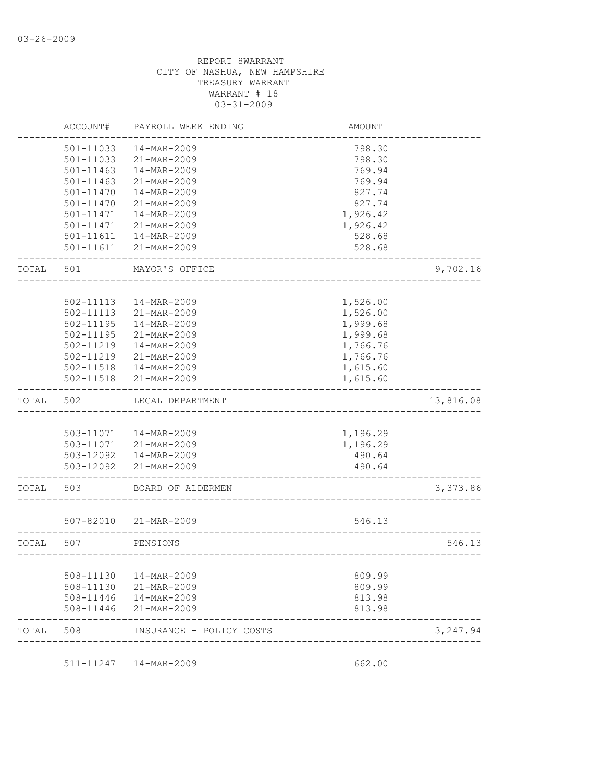03-26-2009

REPORT 8WARRANT
CITY OF NASHUA, NEW HAMPSHIRE
TREASURY WARRANT
WARRANT # 18
03-31-2009

| | ACCOUNT# | PAYROLL WEEK ENDING | AMOUNT | |
|---|---|---|---|---|
| | 501-11033 | 14-MAR-2009 | 798.30 | |
| | 501-11033 | 21-MAR-2009 | 798.30 | |
| | 501-11463 | 14-MAR-2009 | 769.94 | |
| | 501-11463 | 21-MAR-2009 | 769.94 | |
| | 501-11470 | 14-MAR-2009 | 827.74 | |
| | 501-11470 | 21-MAR-2009 | 827.74 | |
| | 501-11471 | 14-MAR-2009 | 1,926.42 | |
| | 501-11471 | 21-MAR-2009 | 1,926.42 | |
| | 501-11611 | 14-MAR-2009 | 528.68 | |
| | 501-11611 | 21-MAR-2009 | 528.68 | |
| TOTAL | 501 | MAYOR'S OFFICE | | 9,702.16 |
| | 502-11113 | 14-MAR-2009 | 1,526.00 | |
| | 502-11113 | 21-MAR-2009 | 1,526.00 | |
| | 502-11195 | 14-MAR-2009 | 1,999.68 | |
| | 502-11195 | 21-MAR-2009 | 1,999.68 | |
| | 502-11219 | 14-MAR-2009 | 1,766.76 | |
| | 502-11219 | 21-MAR-2009 | 1,766.76 | |
| | 502-11518 | 14-MAR-2009 | 1,615.60 | |
| | 502-11518 | 21-MAR-2009 | 1,615.60 | |
| TOTAL | 502 | LEGAL DEPARTMENT | | 13,816.08 |
| | 503-11071 | 14-MAR-2009 | 1,196.29 | |
| | 503-11071 | 21-MAR-2009 | 1,196.29 | |
| | 503-12092 | 14-MAR-2009 | 490.64 | |
| | 503-12092 | 21-MAR-2009 | 490.64 | |
| TOTAL | 503 | BOARD OF ALDERMEN | | 3,373.86 |
| | 507-82010 | 21-MAR-2009 | 546.13 | |
| TOTAL | 507 | PENSIONS | | 546.13 |
| | 508-11130 | 14-MAR-2009 | 809.99 | |
| | 508-11130 | 21-MAR-2009 | 809.99 | |
| | 508-11446 | 14-MAR-2009 | 813.98 | |
| | 508-11446 | 21-MAR-2009 | 813.98 | |
| TOTAL | 508 | INSURANCE - POLICY COSTS | | 3,247.94 |
| | 511-11247 | 14-MAR-2009 | 662.00 | |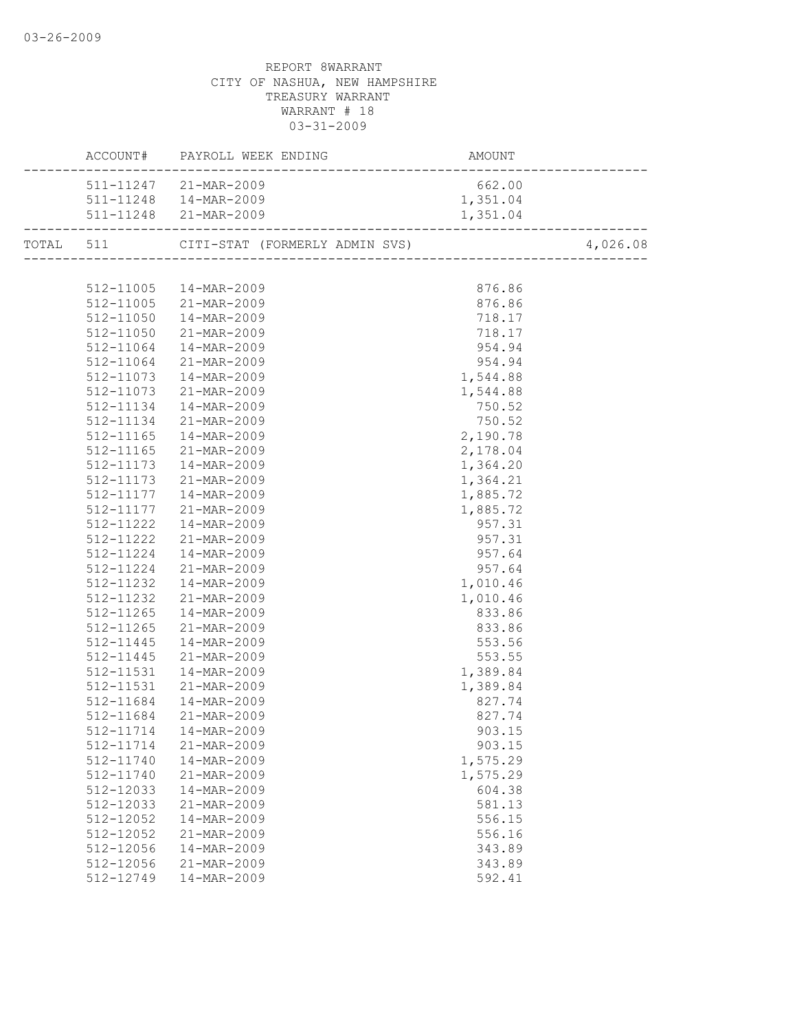REPORT 8WARRANT
CITY OF NASHUA, NEW HAMPSHIRE
TREASURY WARRANT
WARRANT # 18
03-31-2009

| | ACCOUNT# | PAYROLL WEEK ENDING | AMOUNT | |
|---|---|---|---|---|
| | 511-11247 | 21-MAR-2009 | 662.00 | |
| | 511-11248 | 14-MAR-2009 | 1,351.04 | |
| | 511-11248 | 21-MAR-2009 | 1,351.04 | |
| TOTAL | 511 | CITI-STAT (FORMERLY ADMIN SVS) | | 4,026.08 |
| | 512-11005 | 14-MAR-2009 | 876.86 | |
| | 512-11005 | 21-MAR-2009 | 876.86 | |
| | 512-11050 | 14-MAR-2009 | 718.17 | |
| | 512-11050 | 21-MAR-2009 | 718.17 | |
| | 512-11064 | 14-MAR-2009 | 954.94 | |
| | 512-11064 | 21-MAR-2009 | 954.94 | |
| | 512-11073 | 14-MAR-2009 | 1,544.88 | |
| | 512-11073 | 21-MAR-2009 | 1,544.88 | |
| | 512-11134 | 14-MAR-2009 | 750.52 | |
| | 512-11134 | 21-MAR-2009 | 750.52 | |
| | 512-11165 | 14-MAR-2009 | 2,190.78 | |
| | 512-11165 | 21-MAR-2009 | 2,178.04 | |
| | 512-11173 | 14-MAR-2009 | 1,364.20 | |
| | 512-11173 | 21-MAR-2009 | 1,364.21 | |
| | 512-11177 | 14-MAR-2009 | 1,885.72 | |
| | 512-11177 | 21-MAR-2009 | 1,885.72 | |
| | 512-11222 | 14-MAR-2009 | 957.31 | |
| | 512-11222 | 21-MAR-2009 | 957.31 | |
| | 512-11224 | 14-MAR-2009 | 957.64 | |
| | 512-11224 | 21-MAR-2009 | 957.64 | |
| | 512-11232 | 14-MAR-2009 | 1,010.46 | |
| | 512-11232 | 21-MAR-2009 | 1,010.46 | |
| | 512-11265 | 14-MAR-2009 | 833.86 | |
| | 512-11265 | 21-MAR-2009 | 833.86 | |
| | 512-11445 | 14-MAR-2009 | 553.56 | |
| | 512-11445 | 21-MAR-2009 | 553.55 | |
| | 512-11531 | 14-MAR-2009 | 1,389.84 | |
| | 512-11531 | 21-MAR-2009 | 1,389.84 | |
| | 512-11684 | 14-MAR-2009 | 827.74 | |
| | 512-11684 | 21-MAR-2009 | 827.74 | |
| | 512-11714 | 14-MAR-2009 | 903.15 | |
| | 512-11714 | 21-MAR-2009 | 903.15 | |
| | 512-11740 | 14-MAR-2009 | 1,575.29 | |
| | 512-11740 | 21-MAR-2009 | 1,575.29 | |
| | 512-12033 | 14-MAR-2009 | 604.38 | |
| | 512-12033 | 21-MAR-2009 | 581.13 | |
| | 512-12052 | 14-MAR-2009 | 556.15 | |
| | 512-12052 | 21-MAR-2009 | 556.16 | |
| | 512-12056 | 14-MAR-2009 | 343.89 | |
| | 512-12056 | 21-MAR-2009 | 343.89 | |
| | 512-12749 | 14-MAR-2009 | 592.41 | |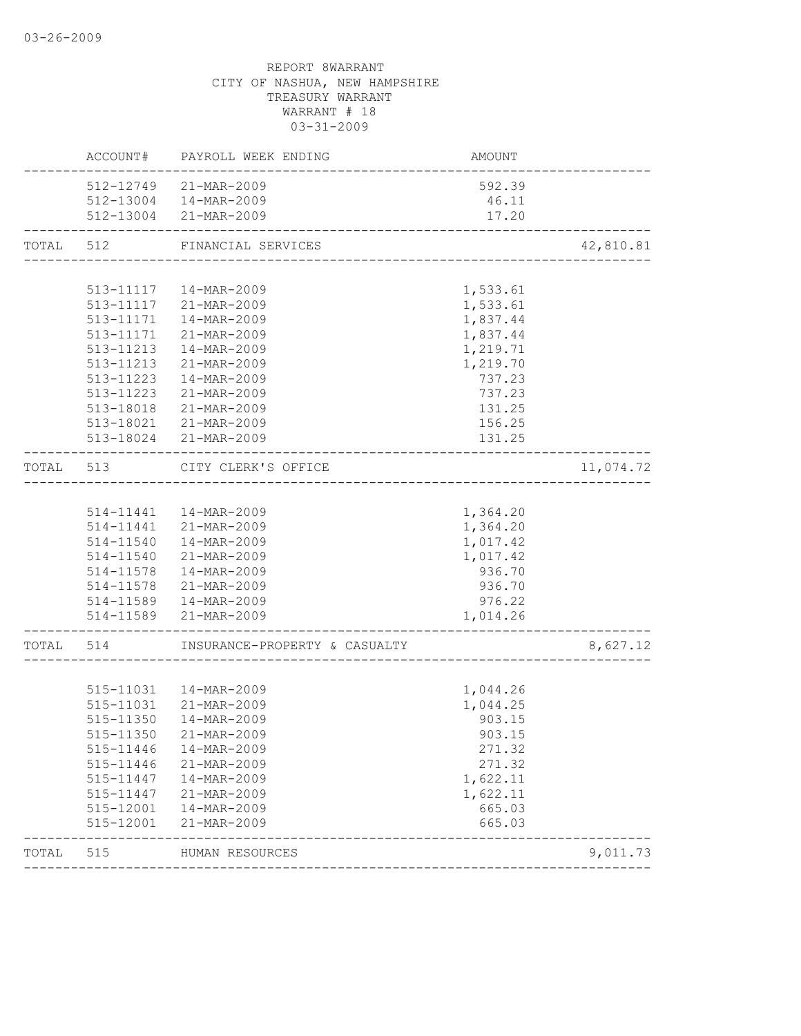03-26-2009

REPORT 8WARRANT
CITY OF NASHUA, NEW HAMPSHIRE
TREASURY WARRANT
WARRANT # 18
03-31-2009

| | ACCOUNT# | PAYROLL WEEK ENDING | AMOUNT | |
|---|---|---|---|---|
| | 512-12749 | 21-MAR-2009 | 592.39 | |
| | 512-13004 | 14-MAR-2009 | 46.11 | |
| | 512-13004 | 21-MAR-2009 | 17.20 | |
| TOTAL | 512 | FINANCIAL SERVICES | | 42,810.81 |
| | 513-11117 | 14-MAR-2009 | 1,533.61 | |
| | 513-11117 | 21-MAR-2009 | 1,533.61 | |
| | 513-11171 | 14-MAR-2009 | 1,837.44 | |
| | 513-11171 | 21-MAR-2009 | 1,837.44 | |
| | 513-11213 | 14-MAR-2009 | 1,219.71 | |
| | 513-11213 | 21-MAR-2009 | 1,219.70 | |
| | 513-11223 | 14-MAR-2009 | 737.23 | |
| | 513-11223 | 21-MAR-2009 | 737.23 | |
| | 513-18018 | 21-MAR-2009 | 131.25 | |
| | 513-18021 | 21-MAR-2009 | 156.25 | |
| | 513-18024 | 21-MAR-2009 | 131.25 | |
| TOTAL | 513 | CITY CLERK'S OFFICE | | 11,074.72 |
| | 514-11441 | 14-MAR-2009 | 1,364.20 | |
| | 514-11441 | 21-MAR-2009 | 1,364.20 | |
| | 514-11540 | 14-MAR-2009 | 1,017.42 | |
| | 514-11540 | 21-MAR-2009 | 1,017.42 | |
| | 514-11578 | 14-MAR-2009 | 936.70 | |
| | 514-11578 | 21-MAR-2009 | 936.70 | |
| | 514-11589 | 14-MAR-2009 | 976.22 | |
| | 514-11589 | 21-MAR-2009 | 1,014.26 | |
| TOTAL | 514 | INSURANCE-PROPERTY & CASUALTY | | 8,627.12 |
| | 515-11031 | 14-MAR-2009 | 1,044.26 | |
| | 515-11031 | 21-MAR-2009 | 1,044.25 | |
| | 515-11350 | 14-MAR-2009 | 903.15 | |
| | 515-11350 | 21-MAR-2009 | 903.15 | |
| | 515-11446 | 14-MAR-2009 | 271.32 | |
| | 515-11446 | 21-MAR-2009 | 271.32 | |
| | 515-11447 | 14-MAR-2009 | 1,622.11 | |
| | 515-11447 | 21-MAR-2009 | 1,622.11 | |
| | 515-12001 | 14-MAR-2009 | 665.03 | |
| | 515-12001 | 21-MAR-2009 | 665.03 | |
| TOTAL | 515 | HUMAN RESOURCES | | 9,011.73 |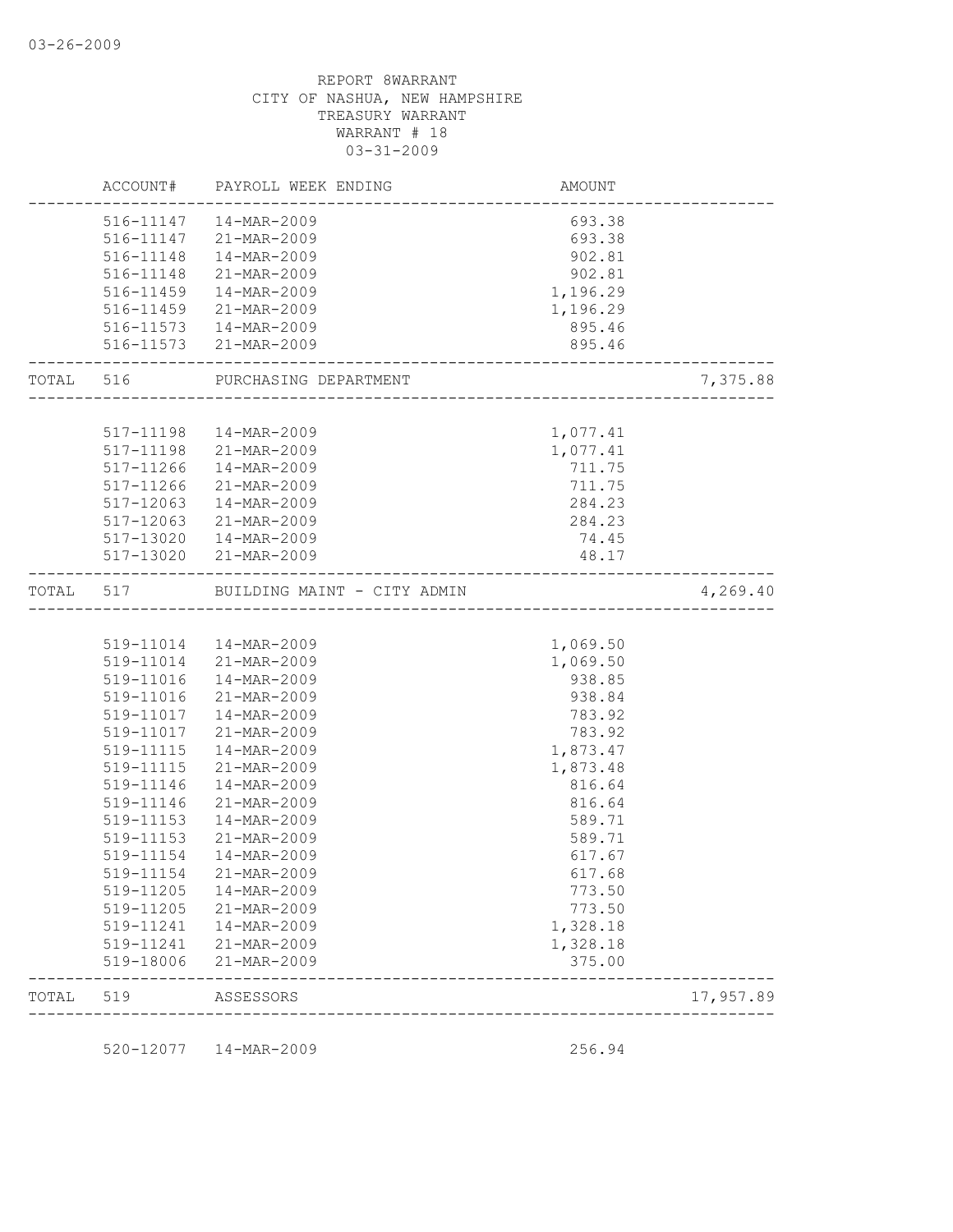REPORT 8WARRANT
CITY OF NASHUA, NEW HAMPSHIRE
TREASURY WARRANT
WARRANT # 18
03-31-2009

| | ACCOUNT# | PAYROLL WEEK ENDING | AMOUNT | |
|---|---|---|---|---|
| | 516-11147 | 14-MAR-2009 | 693.38 | |
| | 516-11147 | 21-MAR-2009 | 693.38 | |
| | 516-11148 | 14-MAR-2009 | 902.81 | |
| | 516-11148 | 21-MAR-2009 | 902.81 | |
| | 516-11459 | 14-MAR-2009 | 1,196.29 | |
| | 516-11459 | 21-MAR-2009 | 1,196.29 | |
| | 516-11573 | 14-MAR-2009 | 895.46 | |
| | 516-11573 | 21-MAR-2009 | 895.46 | |
| TOTAL | 516 | PURCHASING DEPARTMENT | | 7,375.88 |
| | 517-11198 | 14-MAR-2009 | 1,077.41 | |
| | 517-11198 | 21-MAR-2009 | 1,077.41 | |
| | 517-11266 | 14-MAR-2009 | 711.75 | |
| | 517-11266 | 21-MAR-2009 | 711.75 | |
| | 517-12063 | 14-MAR-2009 | 284.23 | |
| | 517-12063 | 21-MAR-2009 | 284.23 | |
| | 517-13020 | 14-MAR-2009 | 74.45 | |
| | 517-13020 | 21-MAR-2009 | 48.17 | |
| TOTAL | 517 | BUILDING MAINT - CITY ADMIN | | 4,269.40 |
| | 519-11014 | 14-MAR-2009 | 1,069.50 | |
| | 519-11014 | 21-MAR-2009 | 1,069.50 | |
| | 519-11016 | 14-MAR-2009 | 938.85 | |
| | 519-11016 | 21-MAR-2009 | 938.84 | |
| | 519-11017 | 14-MAR-2009 | 783.92 | |
| | 519-11017 | 21-MAR-2009 | 783.92 | |
| | 519-11115 | 14-MAR-2009 | 1,873.47 | |
| | 519-11115 | 21-MAR-2009 | 1,873.48 | |
| | 519-11146 | 14-MAR-2009 | 816.64 | |
| | 519-11146 | 21-MAR-2009 | 816.64 | |
| | 519-11153 | 14-MAR-2009 | 589.71 | |
| | 519-11153 | 21-MAR-2009 | 589.71 | |
| | 519-11154 | 14-MAR-2009 | 617.67 | |
| | 519-11154 | 21-MAR-2009 | 617.68 | |
| | 519-11205 | 14-MAR-2009 | 773.50 | |
| | 519-11205 | 21-MAR-2009 | 773.50 | |
| | 519-11241 | 14-MAR-2009 | 1,328.18 | |
| | 519-11241 | 21-MAR-2009 | 1,328.18 | |
| | 519-18006 | 21-MAR-2009 | 375.00 | |
| TOTAL | 519 | ASSESSORS | | 17,957.89 |
| | 520-12077 | 14-MAR-2009 | 256.94 | |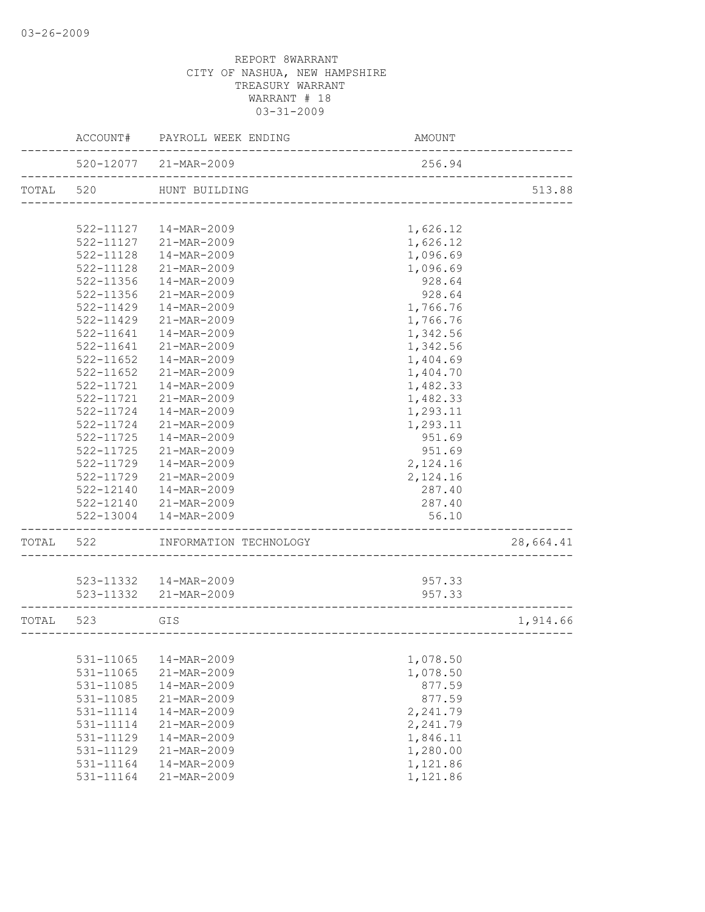REPORT 8WARRANT
CITY OF NASHUA, NEW HAMPSHIRE
TREASURY WARRANT
WARRANT # 18
03-31-2009

| | ACCOUNT# | PAYROLL WEEK ENDING | AMOUNT | |
|---|---|---|---|---|
| | 520-12077 | 21-MAR-2009 | 256.94 | |
| TOTAL | 520 | HUNT BUILDING | | 513.88 |
| | 522-11127 | 14-MAR-2009 | 1,626.12 | |
| | 522-11127 | 21-MAR-2009 | 1,626.12 | |
| | 522-11128 | 14-MAR-2009 | 1,096.69 | |
| | 522-11128 | 21-MAR-2009 | 1,096.69 | |
| | 522-11356 | 14-MAR-2009 | 928.64 | |
| | 522-11356 | 21-MAR-2009 | 928.64 | |
| | 522-11429 | 14-MAR-2009 | 1,766.76 | |
| | 522-11429 | 21-MAR-2009 | 1,766.76 | |
| | 522-11641 | 14-MAR-2009 | 1,342.56 | |
| | 522-11641 | 21-MAR-2009 | 1,342.56 | |
| | 522-11652 | 14-MAR-2009 | 1,404.69 | |
| | 522-11652 | 21-MAR-2009 | 1,404.70 | |
| | 522-11721 | 14-MAR-2009 | 1,482.33 | |
| | 522-11721 | 21-MAR-2009 | 1,482.33 | |
| | 522-11724 | 14-MAR-2009 | 1,293.11 | |
| | 522-11724 | 21-MAR-2009 | 1,293.11 | |
| | 522-11725 | 14-MAR-2009 | 951.69 | |
| | 522-11725 | 21-MAR-2009 | 951.69 | |
| | 522-11729 | 14-MAR-2009 | 2,124.16 | |
| | 522-11729 | 21-MAR-2009 | 2,124.16 | |
| | 522-12140 | 14-MAR-2009 | 287.40 | |
| | 522-12140 | 21-MAR-2009 | 287.40 | |
| | 522-13004 | 14-MAR-2009 | 56.10 | |
| TOTAL | 522 | INFORMATION TECHNOLOGY | | 28,664.41 |
| | 523-11332 | 14-MAR-2009 | 957.33 | |
| | 523-11332 | 21-MAR-2009 | 957.33 | |
| TOTAL | 523 | GIS | | 1,914.66 |
| | 531-11065 | 14-MAR-2009 | 1,078.50 | |
| | 531-11065 | 21-MAR-2009 | 1,078.50 | |
| | 531-11085 | 14-MAR-2009 | 877.59 | |
| | 531-11085 | 21-MAR-2009 | 877.59 | |
| | 531-11114 | 14-MAR-2009 | 2,241.79 | |
| | 531-11114 | 21-MAR-2009 | 2,241.79 | |
| | 531-11129 | 14-MAR-2009 | 1,846.11 | |
| | 531-11129 | 21-MAR-2009 | 1,280.00 | |
| | 531-11164 | 14-MAR-2009 | 1,121.86 | |
| | 531-11164 | 21-MAR-2009 | 1,121.86 | |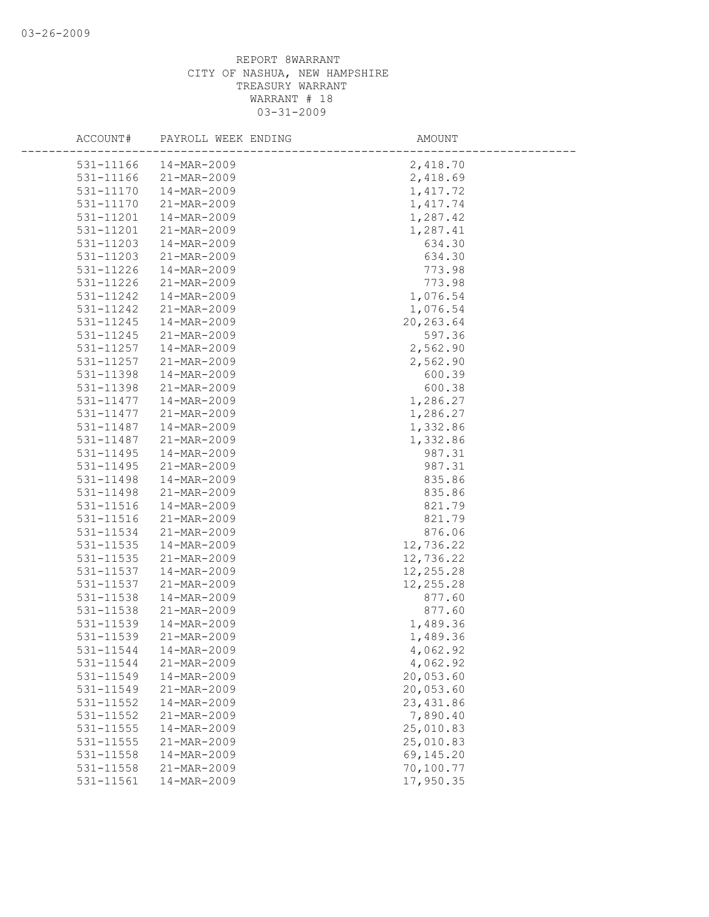REPORT 8WARRANT
CITY OF NASHUA, NEW HAMPSHIRE
TREASURY WARRANT
WARRANT # 18
03-31-2009

| ACCOUNT# | PAYROLL WEEK ENDING | AMOUNT |
|---|---|---|
| 531-11166 | 14-MAR-2009 | 2,418.70 |
| 531-11166 | 21-MAR-2009 | 2,418.69 |
| 531-11170 | 14-MAR-2009 | 1,417.72 |
| 531-11170 | 21-MAR-2009 | 1,417.74 |
| 531-11201 | 14-MAR-2009 | 1,287.42 |
| 531-11201 | 21-MAR-2009 | 1,287.41 |
| 531-11203 | 14-MAR-2009 | 634.30 |
| 531-11203 | 21-MAR-2009 | 634.30 |
| 531-11226 | 14-MAR-2009 | 773.98 |
| 531-11226 | 21-MAR-2009 | 773.98 |
| 531-11242 | 14-MAR-2009 | 1,076.54 |
| 531-11242 | 21-MAR-2009 | 1,076.54 |
| 531-11245 | 14-MAR-2009 | 20,263.64 |
| 531-11245 | 21-MAR-2009 | 597.36 |
| 531-11257 | 14-MAR-2009 | 2,562.90 |
| 531-11257 | 21-MAR-2009 | 2,562.90 |
| 531-11398 | 14-MAR-2009 | 600.39 |
| 531-11398 | 21-MAR-2009 | 600.38 |
| 531-11477 | 14-MAR-2009 | 1,286.27 |
| 531-11477 | 21-MAR-2009 | 1,286.27 |
| 531-11487 | 14-MAR-2009 | 1,332.86 |
| 531-11487 | 21-MAR-2009 | 1,332.86 |
| 531-11495 | 14-MAR-2009 | 987.31 |
| 531-11495 | 21-MAR-2009 | 987.31 |
| 531-11498 | 14-MAR-2009 | 835.86 |
| 531-11498 | 21-MAR-2009 | 835.86 |
| 531-11516 | 14-MAR-2009 | 821.79 |
| 531-11516 | 21-MAR-2009 | 821.79 |
| 531-11534 | 21-MAR-2009 | 876.06 |
| 531-11535 | 14-MAR-2009 | 12,736.22 |
| 531-11535 | 21-MAR-2009 | 12,736.22 |
| 531-11537 | 14-MAR-2009 | 12,255.28 |
| 531-11537 | 21-MAR-2009 | 12,255.28 |
| 531-11538 | 14-MAR-2009 | 877.60 |
| 531-11538 | 21-MAR-2009 | 877.60 |
| 531-11539 | 14-MAR-2009 | 1,489.36 |
| 531-11539 | 21-MAR-2009 | 1,489.36 |
| 531-11544 | 14-MAR-2009 | 4,062.92 |
| 531-11544 | 21-MAR-2009 | 4,062.92 |
| 531-11549 | 14-MAR-2009 | 20,053.60 |
| 531-11549 | 21-MAR-2009 | 20,053.60 |
| 531-11552 | 14-MAR-2009 | 23,431.86 |
| 531-11552 | 21-MAR-2009 | 7,890.40 |
| 531-11555 | 14-MAR-2009 | 25,010.83 |
| 531-11555 | 21-MAR-2009 | 25,010.83 |
| 531-11558 | 14-MAR-2009 | 69,145.20 |
| 531-11558 | 21-MAR-2009 | 70,100.77 |
| 531-11561 | 14-MAR-2009 | 17,950.35 |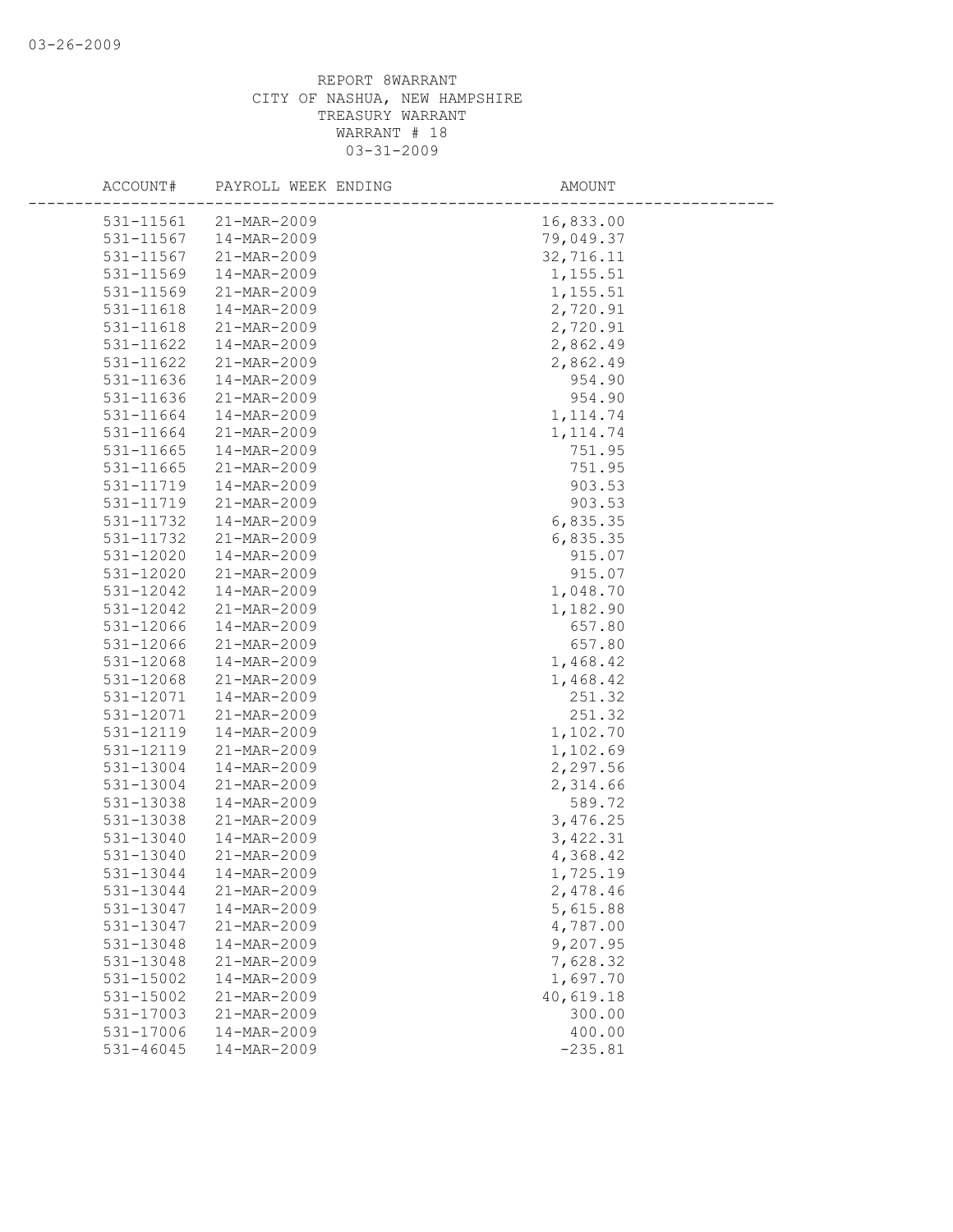REPORT 8WARRANT
CITY OF NASHUA, NEW HAMPSHIRE
TREASURY WARRANT
WARRANT # 18
03-31-2009

| ACCOUNT# | PAYROLL WEEK ENDING | AMOUNT |
|---|---|---|
| 531-11561 | 21-MAR-2009 | 16,833.00 |
| 531-11567 | 14-MAR-2009 | 79,049.37 |
| 531-11567 | 21-MAR-2009 | 32,716.11 |
| 531-11569 | 14-MAR-2009 | 1,155.51 |
| 531-11569 | 21-MAR-2009 | 1,155.51 |
| 531-11618 | 14-MAR-2009 | 2,720.91 |
| 531-11618 | 21-MAR-2009 | 2,720.91 |
| 531-11622 | 14-MAR-2009 | 2,862.49 |
| 531-11622 | 21-MAR-2009 | 2,862.49 |
| 531-11636 | 14-MAR-2009 | 954.90 |
| 531-11636 | 21-MAR-2009 | 954.90 |
| 531-11664 | 14-MAR-2009 | 1,114.74 |
| 531-11664 | 21-MAR-2009 | 1,114.74 |
| 531-11665 | 14-MAR-2009 | 751.95 |
| 531-11665 | 21-MAR-2009 | 751.95 |
| 531-11719 | 14-MAR-2009 | 903.53 |
| 531-11719 | 21-MAR-2009 | 903.53 |
| 531-11732 | 14-MAR-2009 | 6,835.35 |
| 531-11732 | 21-MAR-2009 | 6,835.35 |
| 531-12020 | 14-MAR-2009 | 915.07 |
| 531-12020 | 21-MAR-2009 | 915.07 |
| 531-12042 | 14-MAR-2009 | 1,048.70 |
| 531-12042 | 21-MAR-2009 | 1,182.90 |
| 531-12066 | 14-MAR-2009 | 657.80 |
| 531-12066 | 21-MAR-2009 | 657.80 |
| 531-12068 | 14-MAR-2009 | 1,468.42 |
| 531-12068 | 21-MAR-2009 | 1,468.42 |
| 531-12071 | 14-MAR-2009 | 251.32 |
| 531-12071 | 21-MAR-2009 | 251.32 |
| 531-12119 | 14-MAR-2009 | 1,102.70 |
| 531-12119 | 21-MAR-2009 | 1,102.69 |
| 531-13004 | 14-MAR-2009 | 2,297.56 |
| 531-13004 | 21-MAR-2009 | 2,314.66 |
| 531-13038 | 14-MAR-2009 | 589.72 |
| 531-13038 | 21-MAR-2009 | 3,476.25 |
| 531-13040 | 14-MAR-2009 | 3,422.31 |
| 531-13040 | 21-MAR-2009 | 4,368.42 |
| 531-13044 | 14-MAR-2009 | 1,725.19 |
| 531-13044 | 21-MAR-2009 | 2,478.46 |
| 531-13047 | 14-MAR-2009 | 5,615.88 |
| 531-13047 | 21-MAR-2009 | 4,787.00 |
| 531-13048 | 14-MAR-2009 | 9,207.95 |
| 531-13048 | 21-MAR-2009 | 7,628.32 |
| 531-15002 | 14-MAR-2009 | 1,697.70 |
| 531-15002 | 21-MAR-2009 | 40,619.18 |
| 531-17003 | 21-MAR-2009 | 300.00 |
| 531-17006 | 14-MAR-2009 | 400.00 |
| 531-46045 | 14-MAR-2009 | -235.81 |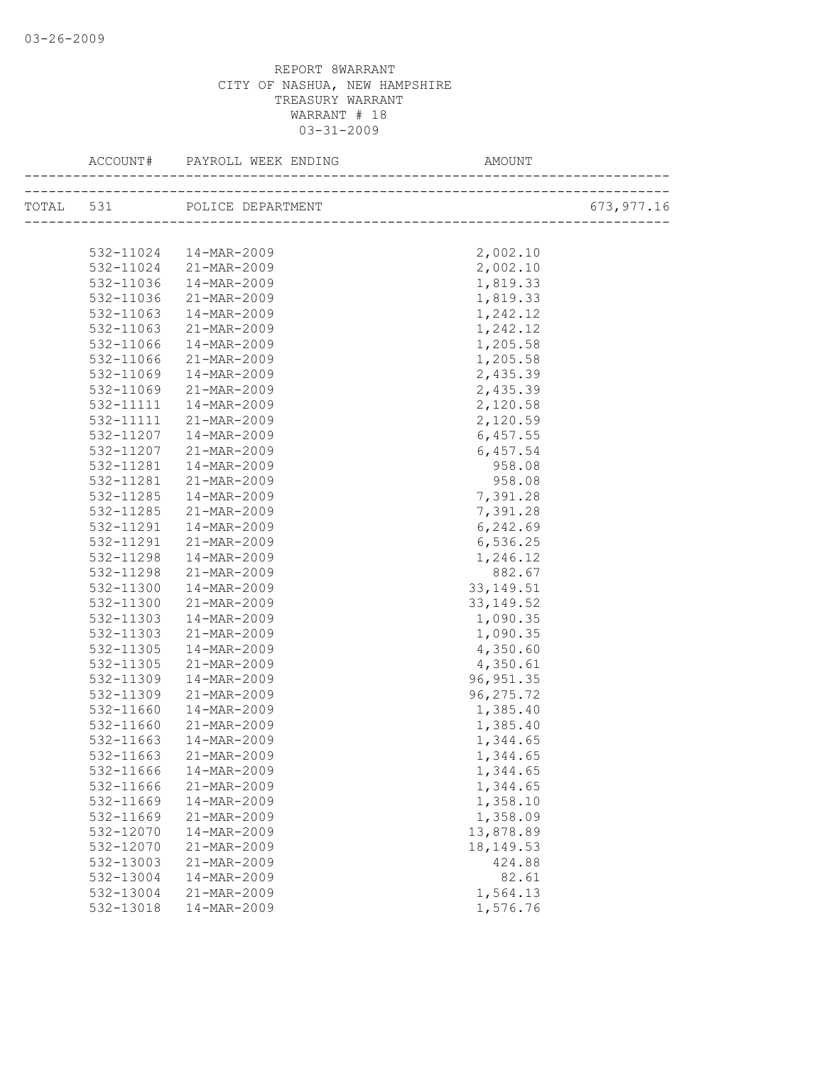03-26-2009

REPORT 8WARRANT
CITY OF NASHUA, NEW HAMPSHIRE
TREASURY WARRANT
WARRANT # 18
03-31-2009

| ACCOUNT# | PAYROLL WEEK ENDING | AMOUNT | |
|---|---|---|---|
| TOTAL 531 | POLICE DEPARTMENT | | 673,977.16 |
| 532-11024 | 14-MAR-2009 | 2,002.10 | |
| 532-11024 | 21-MAR-2009 | 2,002.10 | |
| 532-11036 | 14-MAR-2009 | 1,819.33 | |
| 532-11036 | 21-MAR-2009 | 1,819.33 | |
| 532-11063 | 14-MAR-2009 | 1,242.12 | |
| 532-11063 | 21-MAR-2009 | 1,242.12 | |
| 532-11066 | 14-MAR-2009 | 1,205.58 | |
| 532-11066 | 21-MAR-2009 | 1,205.58 | |
| 532-11069 | 14-MAR-2009 | 2,435.39 | |
| 532-11069 | 21-MAR-2009 | 2,435.39 | |
| 532-11111 | 14-MAR-2009 | 2,120.58 | |
| 532-11111 | 21-MAR-2009 | 2,120.59 | |
| 532-11207 | 14-MAR-2009 | 6,457.55 | |
| 532-11207 | 21-MAR-2009 | 6,457.54 | |
| 532-11281 | 14-MAR-2009 | 958.08 | |
| 532-11281 | 21-MAR-2009 | 958.08 | |
| 532-11285 | 14-MAR-2009 | 7,391.28 | |
| 532-11285 | 21-MAR-2009 | 7,391.28 | |
| 532-11291 | 14-MAR-2009 | 6,242.69 | |
| 532-11291 | 21-MAR-2009 | 6,536.25 | |
| 532-11298 | 14-MAR-2009 | 1,246.12 | |
| 532-11298 | 21-MAR-2009 | 882.67 | |
| 532-11300 | 14-MAR-2009 | 33,149.51 | |
| 532-11300 | 21-MAR-2009 | 33,149.52 | |
| 532-11303 | 14-MAR-2009 | 1,090.35 | |
| 532-11303 | 21-MAR-2009 | 1,090.35 | |
| 532-11305 | 14-MAR-2009 | 4,350.60 | |
| 532-11305 | 21-MAR-2009 | 4,350.61 | |
| 532-11309 | 14-MAR-2009 | 96,951.35 | |
| 532-11309 | 21-MAR-2009 | 96,275.72 | |
| 532-11660 | 14-MAR-2009 | 1,385.40 | |
| 532-11660 | 21-MAR-2009 | 1,385.40 | |
| 532-11663 | 14-MAR-2009 | 1,344.65 | |
| 532-11663 | 21-MAR-2009 | 1,344.65 | |
| 532-11666 | 14-MAR-2009 | 1,344.65 | |
| 532-11666 | 21-MAR-2009 | 1,344.65 | |
| 532-11669 | 14-MAR-2009 | 1,358.10 | |
| 532-11669 | 21-MAR-2009 | 1,358.09 | |
| 532-12070 | 14-MAR-2009 | 13,878.89 | |
| 532-12070 | 21-MAR-2009 | 18,149.53 | |
| 532-13003 | 21-MAR-2009 | 424.88 | |
| 532-13004 | 14-MAR-2009 | 82.61 | |
| 532-13004 | 21-MAR-2009 | 1,564.13 | |
| 532-13018 | 14-MAR-2009 | 1,576.76 | |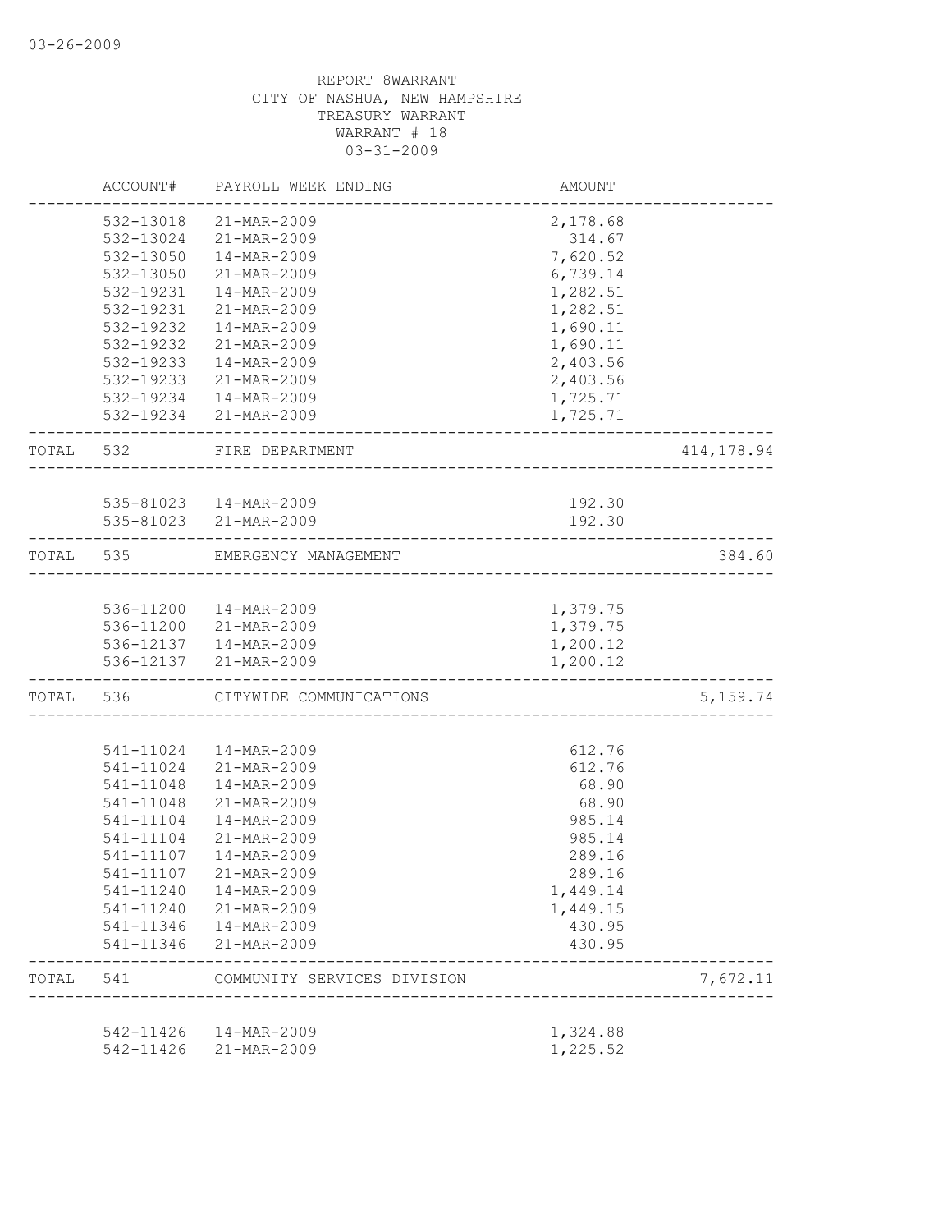03-26-2009

REPORT 8WARRANT
CITY OF NASHUA, NEW HAMPSHIRE
TREASURY WARRANT
WARRANT # 18
03-31-2009

| | ACCOUNT# | PAYROLL WEEK ENDING | AMOUNT | |
|---|---|---|---|---|
| | 532-13018 | 21-MAR-2009 | 2,178.68 | |
| | 532-13024 | 21-MAR-2009 | 314.67 | |
| | 532-13050 | 14-MAR-2009 | 7,620.52 | |
| | 532-13050 | 21-MAR-2009 | 6,739.14 | |
| | 532-19231 | 14-MAR-2009 | 1,282.51 | |
| | 532-19231 | 21-MAR-2009 | 1,282.51 | |
| | 532-19232 | 14-MAR-2009 | 1,690.11 | |
| | 532-19232 | 21-MAR-2009 | 1,690.11 | |
| | 532-19233 | 14-MAR-2009 | 2,403.56 | |
| | 532-19233 | 21-MAR-2009 | 2,403.56 | |
| | 532-19234 | 14-MAR-2009 | 1,725.71 | |
| | 532-19234 | 21-MAR-2009 | 1,725.71 | |
| TOTAL | 532 | FIRE DEPARTMENT | | 414,178.94 |
| | 535-81023 | 14-MAR-2009 | 192.30 | |
| | 535-81023 | 21-MAR-2009 | 192.30 | |
| TOTAL | 535 | EMERGENCY MANAGEMENT | | 384.60 |
| | 536-11200 | 14-MAR-2009 | 1,379.75 | |
| | 536-11200 | 21-MAR-2009 | 1,379.75 | |
| | 536-12137 | 14-MAR-2009 | 1,200.12 | |
| | 536-12137 | 21-MAR-2009 | 1,200.12 | |
| TOTAL | 536 | CITYWIDE COMMUNICATIONS | | 5,159.74 |
| | 541-11024 | 14-MAR-2009 | 612.76 | |
| | 541-11024 | 21-MAR-2009 | 612.76 | |
| | 541-11048 | 14-MAR-2009 | 68.90 | |
| | 541-11048 | 21-MAR-2009 | 68.90 | |
| | 541-11104 | 14-MAR-2009 | 985.14 | |
| | 541-11104 | 21-MAR-2009 | 985.14 | |
| | 541-11107 | 14-MAR-2009 | 289.16 | |
| | 541-11107 | 21-MAR-2009 | 289.16 | |
| | 541-11240 | 14-MAR-2009 | 1,449.14 | |
| | 541-11240 | 21-MAR-2009 | 1,449.15 | |
| | 541-11346 | 14-MAR-2009 | 430.95 | |
| | 541-11346 | 21-MAR-2009 | 430.95 | |
| TOTAL | 541 | COMMUNITY SERVICES DIVISION | | 7,672.11 |
| | 542-11426 | 14-MAR-2009 | 1,324.88 | |
| | 542-11426 | 21-MAR-2009 | 1,225.52 | |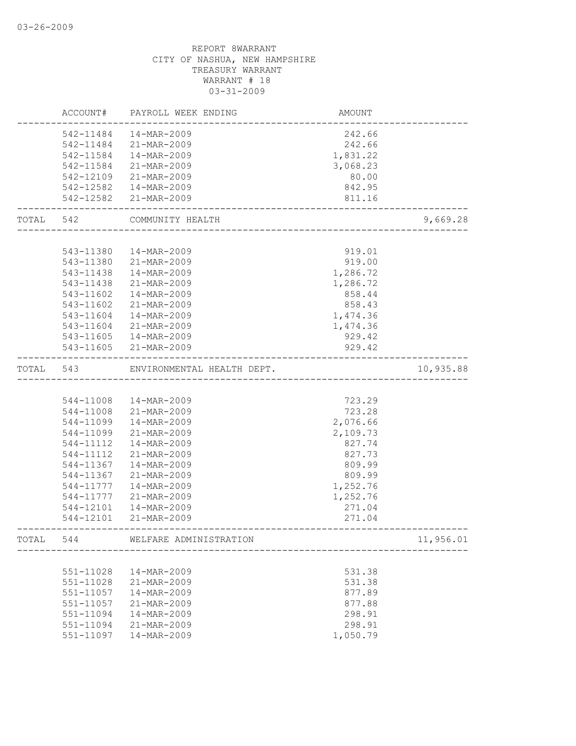REPORT 8WARRANT
CITY OF NASHUA, NEW HAMPSHIRE
TREASURY WARRANT
WARRANT # 18
03-31-2009

| | ACCOUNT# | PAYROLL WEEK ENDING | AMOUNT | |
|---|---|---|---|---|
| | 542-11484 | 14-MAR-2009 | 242.66 | |
| | 542-11484 | 21-MAR-2009 | 242.66 | |
| | 542-11584 | 14-MAR-2009 | 1,831.22 | |
| | 542-11584 | 21-MAR-2009 | 3,068.23 | |
| | 542-12109 | 21-MAR-2009 | 80.00 | |
| | 542-12582 | 14-MAR-2009 | 842.95 | |
| | 542-12582 | 21-MAR-2009 | 811.16 | |
| TOTAL | 542 | COMMUNITY HEALTH | | 9,669.28 |
| | 543-11380 | 14-MAR-2009 | 919.01 | |
| | 543-11380 | 21-MAR-2009 | 919.00 | |
| | 543-11438 | 14-MAR-2009 | 1,286.72 | |
| | 543-11438 | 21-MAR-2009 | 1,286.72 | |
| | 543-11602 | 14-MAR-2009 | 858.44 | |
| | 543-11602 | 21-MAR-2009 | 858.43 | |
| | 543-11604 | 14-MAR-2009 | 1,474.36 | |
| | 543-11604 | 21-MAR-2009 | 1,474.36 | |
| | 543-11605 | 14-MAR-2009 | 929.42 | |
| | 543-11605 | 21-MAR-2009 | 929.42 | |
| TOTAL | 543 | ENVIRONMENTAL HEALTH DEPT. | | 10,935.88 |
| | 544-11008 | 14-MAR-2009 | 723.29 | |
| | 544-11008 | 21-MAR-2009 | 723.28 | |
| | 544-11099 | 14-MAR-2009 | 2,076.66 | |
| | 544-11099 | 21-MAR-2009 | 2,109.73 | |
| | 544-11112 | 14-MAR-2009 | 827.74 | |
| | 544-11112 | 21-MAR-2009 | 827.73 | |
| | 544-11367 | 14-MAR-2009 | 809.99 | |
| | 544-11367 | 21-MAR-2009 | 809.99 | |
| | 544-11777 | 14-MAR-2009 | 1,252.76 | |
| | 544-11777 | 21-MAR-2009 | 1,252.76 | |
| | 544-12101 | 14-MAR-2009 | 271.04 | |
| | 544-12101 | 21-MAR-2009 | 271.04 | |
| TOTAL | 544 | WELFARE ADMINISTRATION | | 11,956.01 |
| | 551-11028 | 14-MAR-2009 | 531.38 | |
| | 551-11028 | 21-MAR-2009 | 531.38 | |
| | 551-11057 | 14-MAR-2009 | 877.89 | |
| | 551-11057 | 21-MAR-2009 | 877.88 | |
| | 551-11094 | 14-MAR-2009 | 298.91 | |
| | 551-11094 | 21-MAR-2009 | 298.91 | |
| | 551-11097 | 14-MAR-2009 | 1,050.79 | |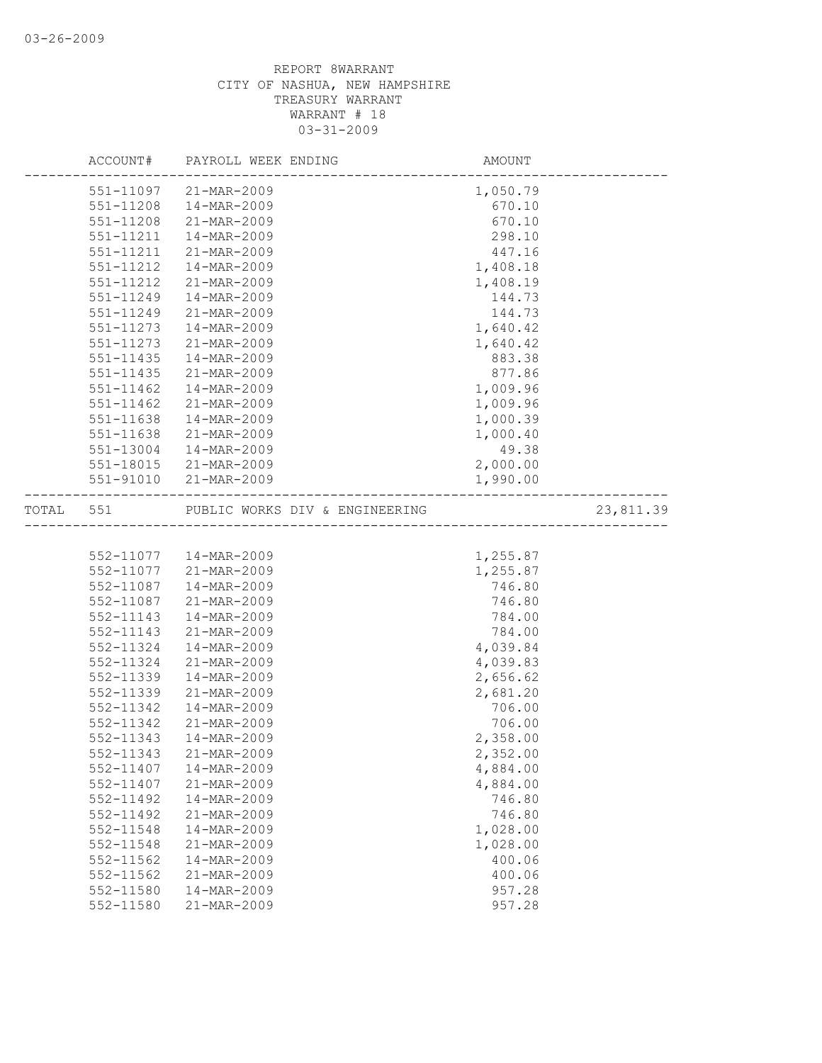REPORT 8WARRANT
CITY OF NASHUA, NEW HAMPSHIRE
TREASURY WARRANT
WARRANT # 18
03-31-2009

| ACCOUNT# | PAYROLL WEEK ENDING | AMOUNT | |
|---|---|---|---|
| 551-11097 | 21-MAR-2009 | 1,050.79 | |
| 551-11208 | 14-MAR-2009 | 670.10 | |
| 551-11208 | 21-MAR-2009 | 670.10 | |
| 551-11211 | 14-MAR-2009 | 298.10 | |
| 551-11211 | 21-MAR-2009 | 447.16 | |
| 551-11212 | 14-MAR-2009 | 1,408.18 | |
| 551-11212 | 21-MAR-2009 | 1,408.19 | |
| 551-11249 | 14-MAR-2009 | 144.73 | |
| 551-11249 | 21-MAR-2009 | 144.73 | |
| 551-11273 | 14-MAR-2009 | 1,640.42 | |
| 551-11273 | 21-MAR-2009 | 1,640.42 | |
| 551-11435 | 14-MAR-2009 | 883.38 | |
| 551-11435 | 21-MAR-2009 | 877.86 | |
| 551-11462 | 14-MAR-2009 | 1,009.96 | |
| 551-11462 | 21-MAR-2009 | 1,009.96 | |
| 551-11638 | 14-MAR-2009 | 1,000.39 | |
| 551-11638 | 21-MAR-2009 | 1,000.40 | |
| 551-13004 | 14-MAR-2009 | 49.38 | |
| 551-18015 | 21-MAR-2009 | 2,000.00 | |
| 551-91010 | 21-MAR-2009 | 1,990.00 | |
| TOTAL 551 | PUBLIC WORKS DIV & ENGINEERING | | 23,811.39 |
| 552-11077 | 14-MAR-2009 | 1,255.87 | |
| 552-11077 | 21-MAR-2009 | 1,255.87 | |
| 552-11087 | 14-MAR-2009 | 746.80 | |
| 552-11087 | 21-MAR-2009 | 746.80 | |
| 552-11143 | 14-MAR-2009 | 784.00 | |
| 552-11143 | 21-MAR-2009 | 784.00 | |
| 552-11324 | 14-MAR-2009 | 4,039.84 | |
| 552-11324 | 21-MAR-2009 | 4,039.83 | |
| 552-11339 | 14-MAR-2009 | 2,656.62 | |
| 552-11339 | 21-MAR-2009 | 2,681.20 | |
| 552-11342 | 14-MAR-2009 | 706.00 | |
| 552-11342 | 21-MAR-2009 | 706.00 | |
| 552-11343 | 14-MAR-2009 | 2,358.00 | |
| 552-11343 | 21-MAR-2009 | 2,352.00 | |
| 552-11407 | 14-MAR-2009 | 4,884.00 | |
| 552-11407 | 21-MAR-2009 | 4,884.00 | |
| 552-11492 | 14-MAR-2009 | 746.80 | |
| 552-11492 | 21-MAR-2009 | 746.80 | |
| 552-11548 | 14-MAR-2009 | 1,028.00 | |
| 552-11548 | 21-MAR-2009 | 1,028.00 | |
| 552-11562 | 14-MAR-2009 | 400.06 | |
| 552-11562 | 21-MAR-2009 | 400.06 | |
| 552-11580 | 14-MAR-2009 | 957.28 | |
| 552-11580 | 21-MAR-2009 | 957.28 | |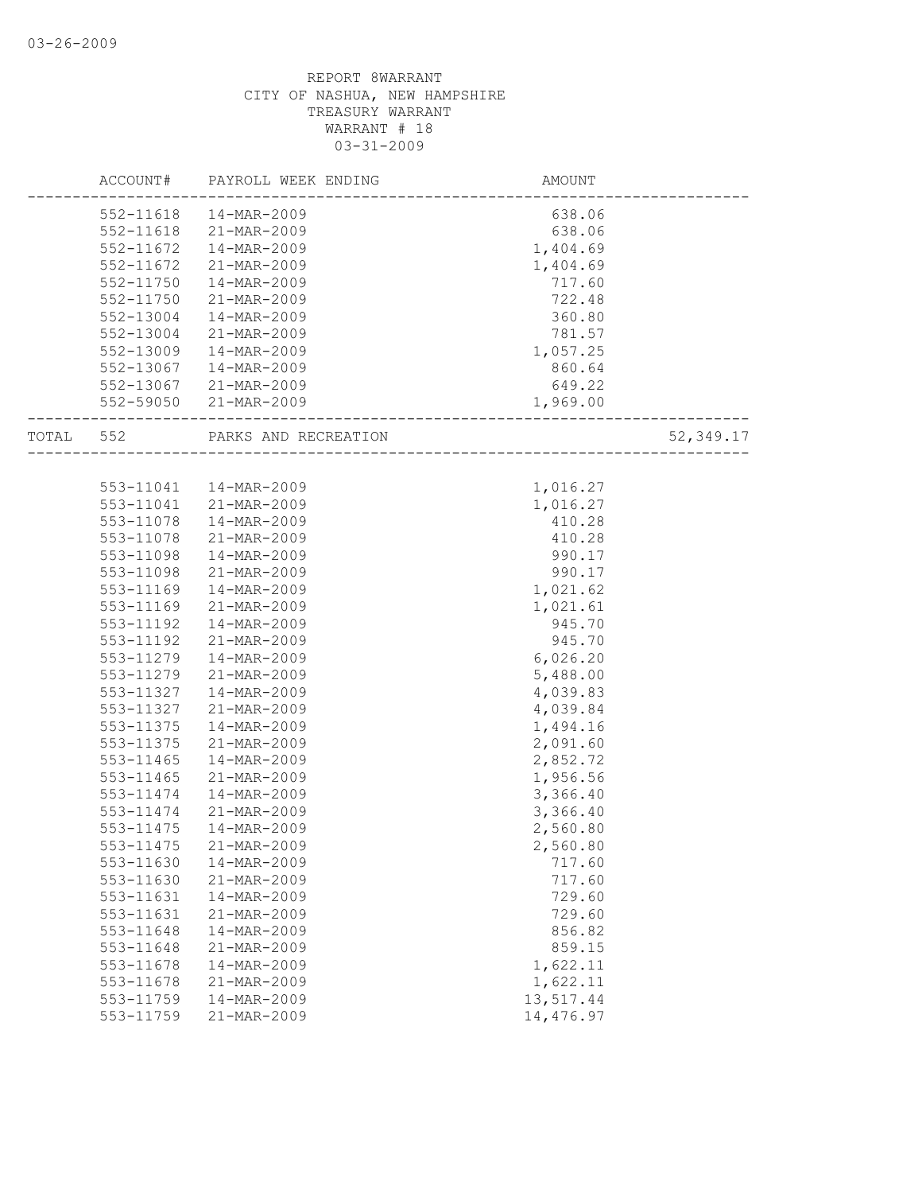REPORT 8WARRANT
CITY OF NASHUA, NEW HAMPSHIRE
TREASURY WARRANT
WARRANT # 18
03-31-2009

| ACCOUNT# | PAYROLL WEEK ENDING | AMOUNT | |
|---|---|---|---|
| 552-11618 | 14-MAR-2009 | 638.06 | |
| 552-11618 | 21-MAR-2009 | 638.06 | |
| 552-11672 | 14-MAR-2009 | 1,404.69 | |
| 552-11672 | 21-MAR-2009 | 1,404.69 | |
| 552-11750 | 14-MAR-2009 | 717.60 | |
| 552-11750 | 21-MAR-2009 | 722.48 | |
| 552-13004 | 14-MAR-2009 | 360.80 | |
| 552-13004 | 21-MAR-2009 | 781.57 | |
| 552-13009 | 14-MAR-2009 | 1,057.25 | |
| 552-13067 | 14-MAR-2009 | 860.64 | |
| 552-13067 | 21-MAR-2009 | 649.22 | |
| 552-59050 | 21-MAR-2009 | 1,969.00 | |
| TOTAL 552 | PARKS AND RECREATION | | 52,349.17 |
| 553-11041 | 14-MAR-2009 | 1,016.27 | |
| 553-11041 | 21-MAR-2009 | 1,016.27 | |
| 553-11078 | 14-MAR-2009 | 410.28 | |
| 553-11078 | 21-MAR-2009 | 410.28 | |
| 553-11098 | 14-MAR-2009 | 990.17 | |
| 553-11098 | 21-MAR-2009 | 990.17 | |
| 553-11169 | 14-MAR-2009 | 1,021.62 | |
| 553-11169 | 21-MAR-2009 | 1,021.61 | |
| 553-11192 | 14-MAR-2009 | 945.70 | |
| 553-11192 | 21-MAR-2009 | 945.70 | |
| 553-11279 | 14-MAR-2009 | 6,026.20 | |
| 553-11279 | 21-MAR-2009 | 5,488.00 | |
| 553-11327 | 14-MAR-2009 | 4,039.83 | |
| 553-11327 | 21-MAR-2009 | 4,039.84 | |
| 553-11375 | 14-MAR-2009 | 1,494.16 | |
| 553-11375 | 21-MAR-2009 | 2,091.60 | |
| 553-11465 | 14-MAR-2009 | 2,852.72 | |
| 553-11465 | 21-MAR-2009 | 1,956.56 | |
| 553-11474 | 14-MAR-2009 | 3,366.40 | |
| 553-11474 | 21-MAR-2009 | 3,366.40 | |
| 553-11475 | 14-MAR-2009 | 2,560.80 | |
| 553-11475 | 21-MAR-2009 | 2,560.80 | |
| 553-11630 | 14-MAR-2009 | 717.60 | |
| 553-11630 | 21-MAR-2009 | 717.60 | |
| 553-11631 | 14-MAR-2009 | 729.60 | |
| 553-11631 | 21-MAR-2009 | 729.60 | |
| 553-11648 | 14-MAR-2009 | 856.82 | |
| 553-11648 | 21-MAR-2009 | 859.15 | |
| 553-11678 | 14-MAR-2009 | 1,622.11 | |
| 553-11678 | 21-MAR-2009 | 1,622.11 | |
| 553-11759 | 14-MAR-2009 | 13,517.44 | |
| 553-11759 | 21-MAR-2009 | 14,476.97 | |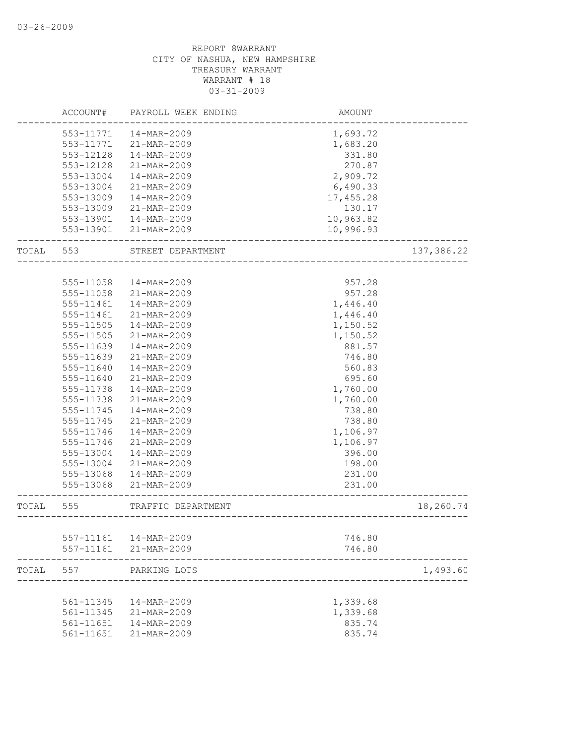REPORT 8WARRANT
CITY OF NASHUA, NEW HAMPSHIRE
TREASURY WARRANT
WARRANT # 18
03-31-2009

| | ACCOUNT# | PAYROLL WEEK ENDING | AMOUNT | |
|---|---|---|---|---|
| | 553-11771 | 14-MAR-2009 | 1,693.72 | |
| | 553-11771 | 21-MAR-2009 | 1,683.20 | |
| | 553-12128 | 14-MAR-2009 | 331.80 | |
| | 553-12128 | 21-MAR-2009 | 270.87 | |
| | 553-13004 | 14-MAR-2009 | 2,909.72 | |
| | 553-13004 | 21-MAR-2009 | 6,490.33 | |
| | 553-13009 | 14-MAR-2009 | 17,455.28 | |
| | 553-13009 | 21-MAR-2009 | 130.17 | |
| | 553-13901 | 14-MAR-2009 | 10,963.82 | |
| | 553-13901 | 21-MAR-2009 | 10,996.93 | |
| TOTAL | 553 | STREET DEPARTMENT | | 137,386.22 |
| | 555-11058 | 14-MAR-2009 | 957.28 | |
| | 555-11058 | 21-MAR-2009 | 957.28 | |
| | 555-11461 | 14-MAR-2009 | 1,446.40 | |
| | 555-11461 | 21-MAR-2009 | 1,446.40 | |
| | 555-11505 | 14-MAR-2009 | 1,150.52 | |
| | 555-11505 | 21-MAR-2009 | 1,150.52 | |
| | 555-11639 | 14-MAR-2009 | 881.57 | |
| | 555-11639 | 21-MAR-2009 | 746.80 | |
| | 555-11640 | 14-MAR-2009 | 560.83 | |
| | 555-11640 | 21-MAR-2009 | 695.60 | |
| | 555-11738 | 14-MAR-2009 | 1,760.00 | |
| | 555-11738 | 21-MAR-2009 | 1,760.00 | |
| | 555-11745 | 14-MAR-2009 | 738.80 | |
| | 555-11745 | 21-MAR-2009 | 738.80 | |
| | 555-11746 | 14-MAR-2009 | 1,106.97 | |
| | 555-11746 | 21-MAR-2009 | 1,106.97 | |
| | 555-13004 | 14-MAR-2009 | 396.00 | |
| | 555-13004 | 21-MAR-2009 | 198.00 | |
| | 555-13068 | 14-MAR-2009 | 231.00 | |
| | 555-13068 | 21-MAR-2009 | 231.00 | |
| TOTAL | 555 | TRAFFIC DEPARTMENT | | 18,260.74 |
| | 557-11161 | 14-MAR-2009 | 746.80 | |
| | 557-11161 | 21-MAR-2009 | 746.80 | |
| TOTAL | 557 | PARKING LOTS | | 1,493.60 |
| | 561-11345 | 14-MAR-2009 | 1,339.68 | |
| | 561-11345 | 21-MAR-2009 | 1,339.68 | |
| | 561-11651 | 14-MAR-2009 | 835.74 | |
| | 561-11651 | 21-MAR-2009 | 835.74 | |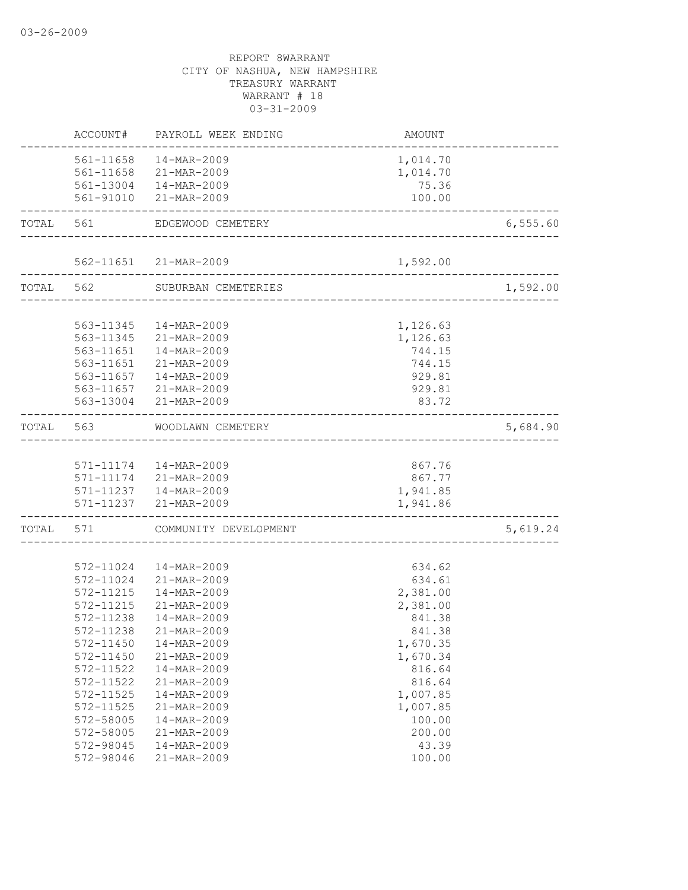03-26-2009

REPORT 8WARRANT
CITY OF NASHUA, NEW HAMPSHIRE
TREASURY WARRANT
WARRANT # 18
03-31-2009

| | ACCOUNT# | PAYROLL WEEK ENDING | AMOUNT | |
|---|---|---|---|---|
| | 561-11658 | 14-MAR-2009 | 1,014.70 | |
| | 561-11658 | 21-MAR-2009 | 1,014.70 | |
| | 561-13004 | 14-MAR-2009 | 75.36 | |
| | 561-91010 | 21-MAR-2009 | 100.00 | |
| TOTAL | 561 | EDGEWOOD CEMETERY | | 6,555.60 |
| | 562-11651 | 21-MAR-2009 | 1,592.00 | |
| TOTAL | 562 | SUBURBAN CEMETERIES | | 1,592.00 |
| | 563-11345 | 14-MAR-2009 | 1,126.63 | |
| | 563-11345 | 21-MAR-2009 | 1,126.63 | |
| | 563-11651 | 14-MAR-2009 | 744.15 | |
| | 563-11651 | 21-MAR-2009 | 744.15 | |
| | 563-11657 | 14-MAR-2009 | 929.81 | |
| | 563-11657 | 21-MAR-2009 | 929.81 | |
| | 563-13004 | 21-MAR-2009 | 83.72 | |
| TOTAL | 563 | WOODLAWN CEMETERY | | 5,684.90 |
| | 571-11174 | 14-MAR-2009 | 867.76 | |
| | 571-11174 | 21-MAR-2009 | 867.77 | |
| | 571-11237 | 14-MAR-2009 | 1,941.85 | |
| | 571-11237 | 21-MAR-2009 | 1,941.86 | |
| TOTAL | 571 | COMMUNITY DEVELOPMENT | | 5,619.24 |
| | 572-11024 | 14-MAR-2009 | 634.62 | |
| | 572-11024 | 21-MAR-2009 | 634.61 | |
| | 572-11215 | 14-MAR-2009 | 2,381.00 | |
| | 572-11215 | 21-MAR-2009 | 2,381.00 | |
| | 572-11238 | 14-MAR-2009 | 841.38 | |
| | 572-11238 | 21-MAR-2009 | 841.38 | |
| | 572-11450 | 14-MAR-2009 | 1,670.35 | |
| | 572-11450 | 21-MAR-2009 | 1,670.34 | |
| | 572-11522 | 14-MAR-2009 | 816.64 | |
| | 572-11522 | 21-MAR-2009 | 816.64 | |
| | 572-11525 | 14-MAR-2009 | 1,007.85 | |
| | 572-11525 | 21-MAR-2009 | 1,007.85 | |
| | 572-58005 | 14-MAR-2009 | 100.00 | |
| | 572-58005 | 21-MAR-2009 | 200.00 | |
| | 572-98045 | 14-MAR-2009 | 43.39 | |
| | 572-98046 | 21-MAR-2009 | 100.00 | |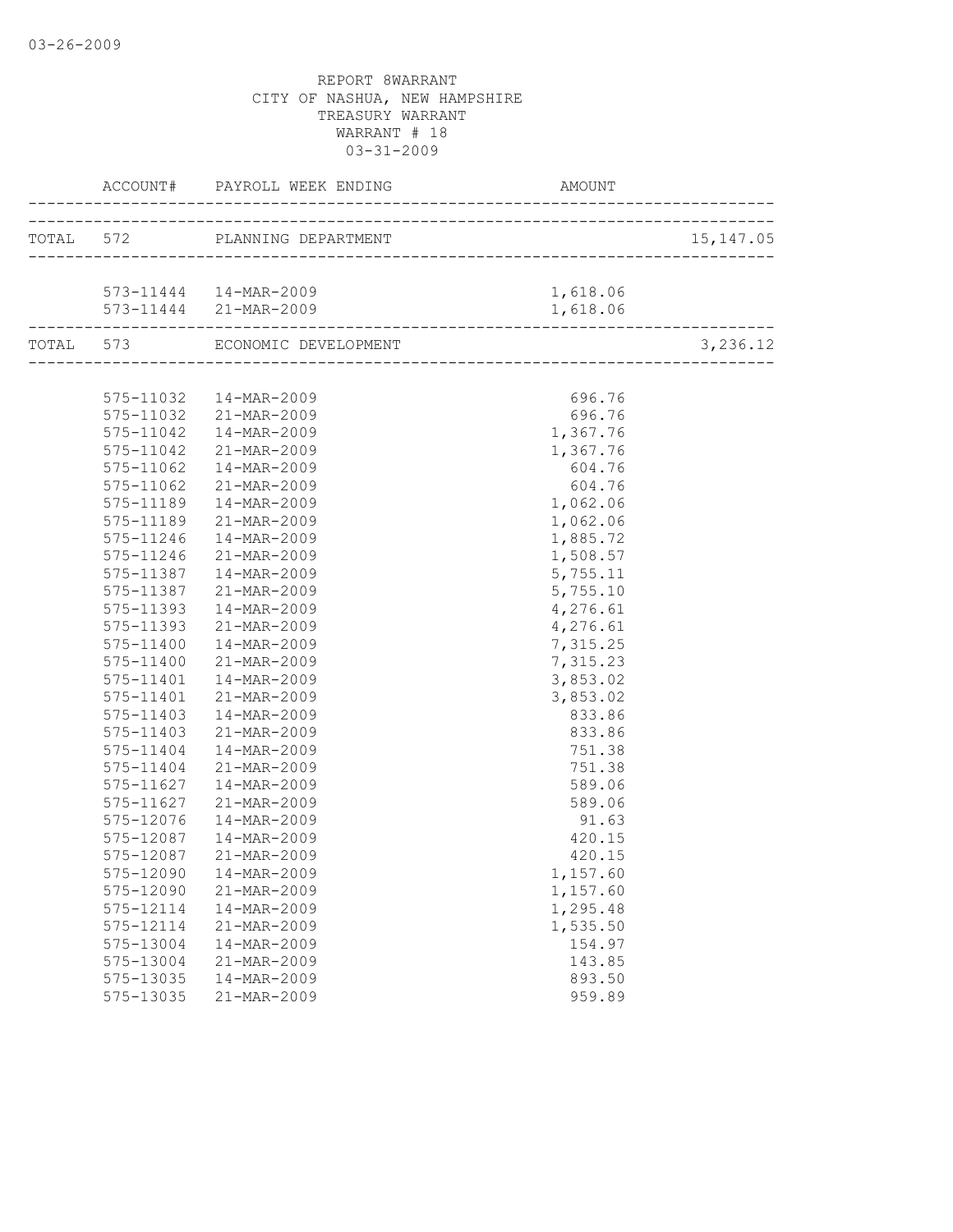03-26-2009

REPORT 8WARRANT
CITY OF NASHUA, NEW HAMPSHIRE
TREASURY WARRANT
WARRANT # 18
03-31-2009

| | ACCOUNT# | PAYROLL WEEK ENDING | AMOUNT | |
|---|---|---|---|---|
| TOTAL | 572 | PLANNING DEPARTMENT | | 15,147.05 |
| | 573-11444 | 14-MAR-2009 | 1,618.06 | |
| | 573-11444 | 21-MAR-2009 | 1,618.06 | |
| TOTAL | 573 | ECONOMIC DEVELOPMENT | | 3,236.12 |
| | 575-11032 | 14-MAR-2009 | 696.76 | |
| | 575-11032 | 21-MAR-2009 | 696.76 | |
| | 575-11042 | 14-MAR-2009 | 1,367.76 | |
| | 575-11042 | 21-MAR-2009 | 1,367.76 | |
| | 575-11062 | 14-MAR-2009 | 604.76 | |
| | 575-11062 | 21-MAR-2009 | 604.76 | |
| | 575-11189 | 14-MAR-2009 | 1,062.06 | |
| | 575-11189 | 21-MAR-2009 | 1,062.06 | |
| | 575-11246 | 14-MAR-2009 | 1,885.72 | |
| | 575-11246 | 21-MAR-2009 | 1,508.57 | |
| | 575-11387 | 14-MAR-2009 | 5,755.11 | |
| | 575-11387 | 21-MAR-2009 | 5,755.10 | |
| | 575-11393 | 14-MAR-2009 | 4,276.61 | |
| | 575-11393 | 21-MAR-2009 | 4,276.61 | |
| | 575-11400 | 14-MAR-2009 | 7,315.25 | |
| | 575-11400 | 21-MAR-2009 | 7,315.23 | |
| | 575-11401 | 14-MAR-2009 | 3,853.02 | |
| | 575-11401 | 21-MAR-2009 | 3,853.02 | |
| | 575-11403 | 14-MAR-2009 | 833.86 | |
| | 575-11403 | 21-MAR-2009 | 833.86 | |
| | 575-11404 | 14-MAR-2009 | 751.38 | |
| | 575-11404 | 21-MAR-2009 | 751.38 | |
| | 575-11627 | 14-MAR-2009 | 589.06 | |
| | 575-11627 | 21-MAR-2009 | 589.06 | |
| | 575-12076 | 14-MAR-2009 | 91.63 | |
| | 575-12087 | 14-MAR-2009 | 420.15 | |
| | 575-12087 | 21-MAR-2009 | 420.15 | |
| | 575-12090 | 14-MAR-2009 | 1,157.60 | |
| | 575-12090 | 21-MAR-2009 | 1,157.60 | |
| | 575-12114 | 14-MAR-2009 | 1,295.48 | |
| | 575-12114 | 21-MAR-2009 | 1,535.50 | |
| | 575-13004 | 14-MAR-2009 | 154.97 | |
| | 575-13004 | 21-MAR-2009 | 143.85 | |
| | 575-13035 | 14-MAR-2009 | 893.50 | |
| | 575-13035 | 21-MAR-2009 | 959.89 | |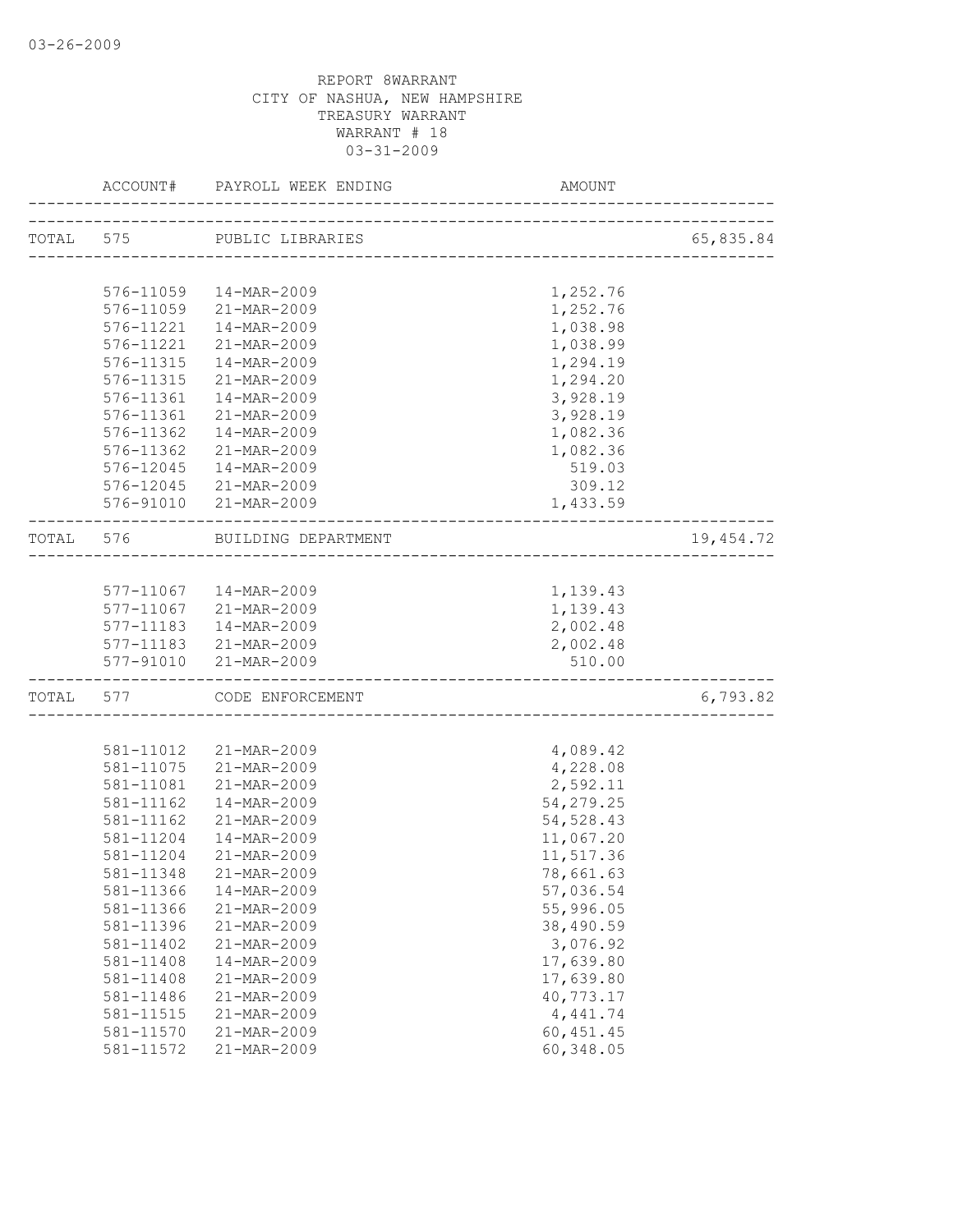03-26-2009

REPORT 8WARRANT
CITY OF NASHUA, NEW HAMPSHIRE
TREASURY WARRANT
WARRANT # 18
03-31-2009

| | ACCOUNT# | PAYROLL WEEK ENDING | AMOUNT | |
|---|---|---|---|---|
| TOTAL | 575 | PUBLIC LIBRARIES | | 65,835.84 |
| | 576-11059 | 14-MAR-2009 | 1,252.76 | |
| | 576-11059 | 21-MAR-2009 | 1,252.76 | |
| | 576-11221 | 14-MAR-2009 | 1,038.98 | |
| | 576-11221 | 21-MAR-2009 | 1,038.99 | |
| | 576-11315 | 14-MAR-2009 | 1,294.19 | |
| | 576-11315 | 21-MAR-2009 | 1,294.20 | |
| | 576-11361 | 14-MAR-2009 | 3,928.19 | |
| | 576-11361 | 21-MAR-2009 | 3,928.19 | |
| | 576-11362 | 14-MAR-2009 | 1,082.36 | |
| | 576-11362 | 21-MAR-2009 | 1,082.36 | |
| | 576-12045 | 14-MAR-2009 | 519.03 | |
| | 576-12045 | 21-MAR-2009 | 309.12 | |
| | 576-91010 | 21-MAR-2009 | 1,433.59 | |
| TOTAL | 576 | BUILDING DEPARTMENT | | 19,454.72 |
| | 577-11067 | 14-MAR-2009 | 1,139.43 | |
| | 577-11067 | 21-MAR-2009 | 1,139.43 | |
| | 577-11183 | 14-MAR-2009 | 2,002.48 | |
| | 577-11183 | 21-MAR-2009 | 2,002.48 | |
| | 577-91010 | 21-MAR-2009 | 510.00 | |
| TOTAL | 577 | CODE ENFORCEMENT | | 6,793.82 |
| | 581-11012 | 21-MAR-2009 | 4,089.42 | |
| | 581-11075 | 21-MAR-2009 | 4,228.08 | |
| | 581-11081 | 21-MAR-2009 | 2,592.11 | |
| | 581-11162 | 14-MAR-2009 | 54,279.25 | |
| | 581-11162 | 21-MAR-2009 | 54,528.43 | |
| | 581-11204 | 14-MAR-2009 | 11,067.20 | |
| | 581-11204 | 21-MAR-2009 | 11,517.36 | |
| | 581-11348 | 21-MAR-2009 | 78,661.63 | |
| | 581-11366 | 14-MAR-2009 | 57,036.54 | |
| | 581-11366 | 21-MAR-2009 | 55,996.05 | |
| | 581-11396 | 21-MAR-2009 | 38,490.59 | |
| | 581-11402 | 21-MAR-2009 | 3,076.92 | |
| | 581-11408 | 14-MAR-2009 | 17,639.80 | |
| | 581-11408 | 21-MAR-2009 | 17,639.80 | |
| | 581-11486 | 21-MAR-2009 | 40,773.17 | |
| | 581-11515 | 21-MAR-2009 | 4,441.74 | |
| | 581-11570 | 21-MAR-2009 | 60,451.45 | |
| | 581-11572 | 21-MAR-2009 | 60,348.05 | |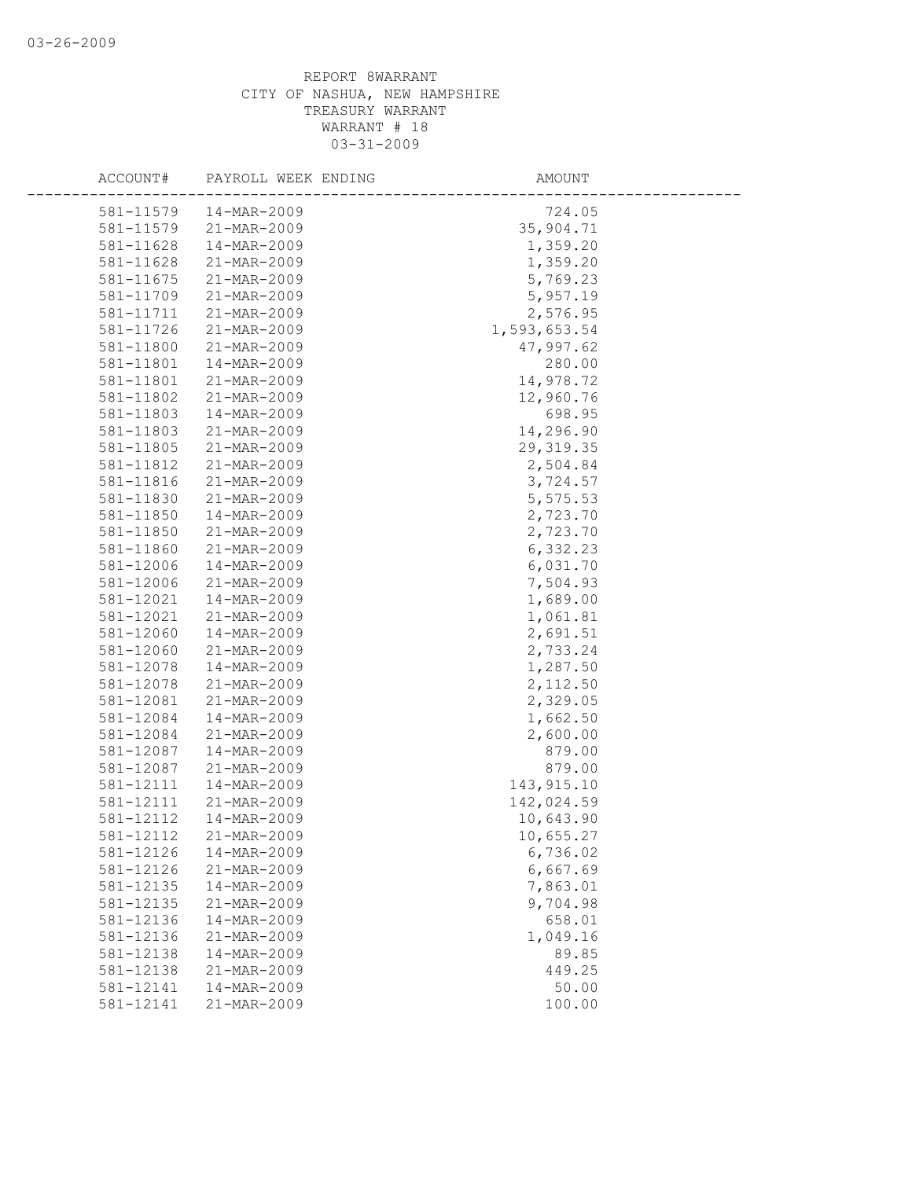REPORT 8WARRANT
CITY OF NASHUA, NEW HAMPSHIRE
TREASURY WARRANT
WARRANT # 18
03-31-2009

| ACCOUNT# | PAYROLL WEEK ENDING | AMOUNT |
|---|---|---|
| 581-11579 | 14-MAR-2009 | 724.05 |
| 581-11579 | 21-MAR-2009 | 35,904.71 |
| 581-11628 | 14-MAR-2009 | 1,359.20 |
| 581-11628 | 21-MAR-2009 | 1,359.20 |
| 581-11675 | 21-MAR-2009 | 5,769.23 |
| 581-11709 | 21-MAR-2009 | 5,957.19 |
| 581-11711 | 21-MAR-2009 | 2,576.95 |
| 581-11726 | 21-MAR-2009 | 1,593,653.54 |
| 581-11800 | 21-MAR-2009 | 47,997.62 |
| 581-11801 | 14-MAR-2009 | 280.00 |
| 581-11801 | 21-MAR-2009 | 14,978.72 |
| 581-11802 | 21-MAR-2009 | 12,960.76 |
| 581-11803 | 14-MAR-2009 | 698.95 |
| 581-11803 | 21-MAR-2009 | 14,296.90 |
| 581-11805 | 21-MAR-2009 | 29,319.35 |
| 581-11812 | 21-MAR-2009 | 2,504.84 |
| 581-11816 | 21-MAR-2009 | 3,724.57 |
| 581-11830 | 21-MAR-2009 | 5,575.53 |
| 581-11850 | 14-MAR-2009 | 2,723.70 |
| 581-11850 | 21-MAR-2009 | 2,723.70 |
| 581-11860 | 21-MAR-2009 | 6,332.23 |
| 581-12006 | 14-MAR-2009 | 6,031.70 |
| 581-12006 | 21-MAR-2009 | 7,504.93 |
| 581-12021 | 14-MAR-2009 | 1,689.00 |
| 581-12021 | 21-MAR-2009 | 1,061.81 |
| 581-12060 | 14-MAR-2009 | 2,691.51 |
| 581-12060 | 21-MAR-2009 | 2,733.24 |
| 581-12078 | 14-MAR-2009 | 1,287.50 |
| 581-12078 | 21-MAR-2009 | 2,112.50 |
| 581-12081 | 21-MAR-2009 | 2,329.05 |
| 581-12084 | 14-MAR-2009 | 1,662.50 |
| 581-12084 | 21-MAR-2009 | 2,600.00 |
| 581-12087 | 14-MAR-2009 | 879.00 |
| 581-12087 | 21-MAR-2009 | 879.00 |
| 581-12111 | 14-MAR-2009 | 143,915.10 |
| 581-12111 | 21-MAR-2009 | 142,024.59 |
| 581-12112 | 14-MAR-2009 | 10,643.90 |
| 581-12112 | 21-MAR-2009 | 10,655.27 |
| 581-12126 | 14-MAR-2009 | 6,736.02 |
| 581-12126 | 21-MAR-2009 | 6,667.69 |
| 581-12135 | 14-MAR-2009 | 7,863.01 |
| 581-12135 | 21-MAR-2009 | 9,704.98 |
| 581-12136 | 14-MAR-2009 | 658.01 |
| 581-12136 | 21-MAR-2009 | 1,049.16 |
| 581-12138 | 14-MAR-2009 | 89.85 |
| 581-12138 | 21-MAR-2009 | 449.25 |
| 581-12141 | 14-MAR-2009 | 50.00 |
| 581-12141 | 21-MAR-2009 | 100.00 |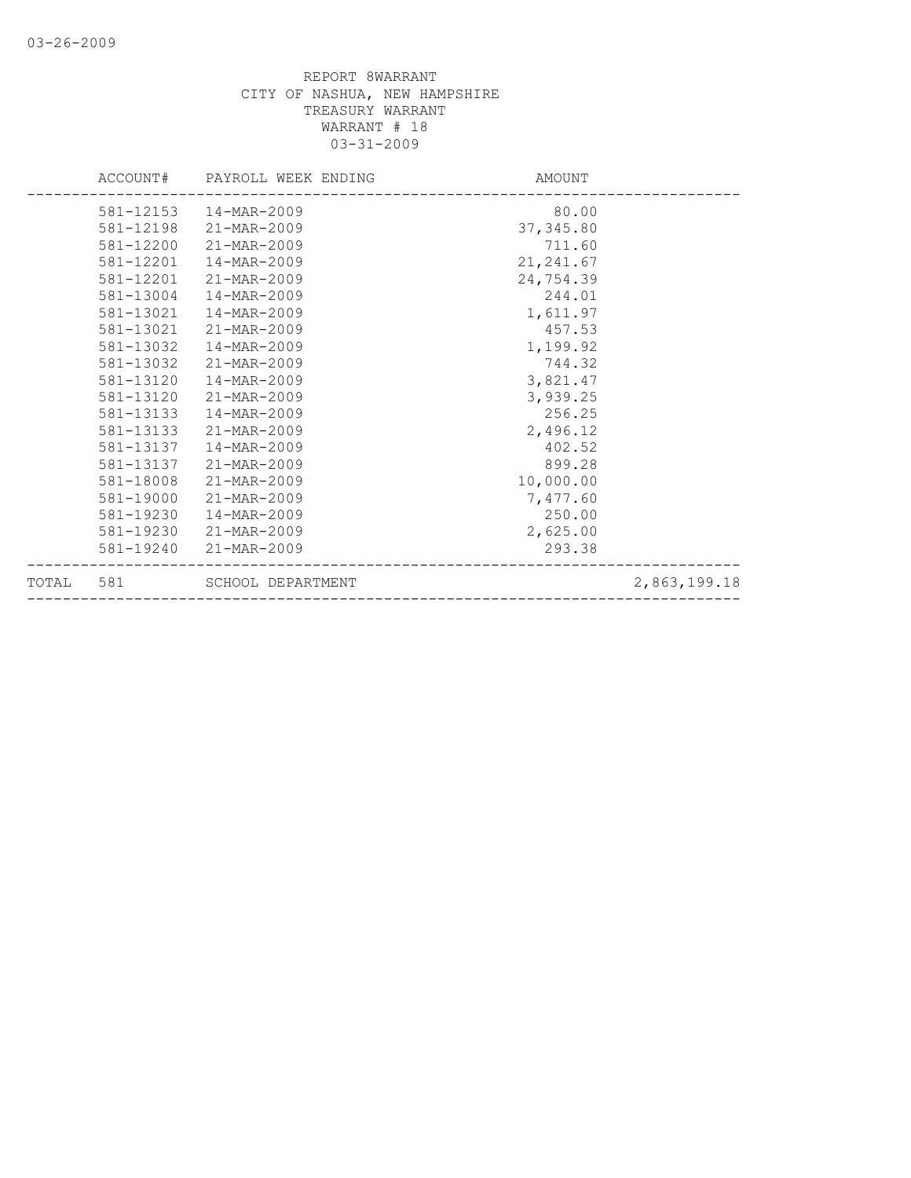REPORT 8WARRANT
CITY OF NASHUA, NEW HAMPSHIRE
TREASURY WARRANT
WARRANT # 18
03-31-2009

| | ACCOUNT# | PAYROLL WEEK ENDING | AMOUNT | |
|---|---|---|---|---|
| | 581-12153 | 14-MAR-2009 | 80.00 | |
| | 581-12198 | 21-MAR-2009 | 37,345.80 | |
| | 581-12200 | 21-MAR-2009 | 711.60 | |
| | 581-12201 | 14-MAR-2009 | 21,241.67 | |
| | 581-12201 | 21-MAR-2009 | 24,754.39 | |
| | 581-13004 | 14-MAR-2009 | 244.01 | |
| | 581-13021 | 14-MAR-2009 | 1,611.97 | |
| | 581-13021 | 21-MAR-2009 | 457.53 | |
| | 581-13032 | 14-MAR-2009 | 1,199.92 | |
| | 581-13032 | 21-MAR-2009 | 744.32 | |
| | 581-13120 | 14-MAR-2009 | 3,821.47 | |
| | 581-13120 | 21-MAR-2009 | 3,939.25 | |
| | 581-13133 | 14-MAR-2009 | 256.25 | |
| | 581-13133 | 21-MAR-2009 | 2,496.12 | |
| | 581-13137 | 14-MAR-2009 | 402.52 | |
| | 581-13137 | 21-MAR-2009 | 899.28 | |
| | 581-18008 | 21-MAR-2009 | 10,000.00 | |
| | 581-19000 | 21-MAR-2009 | 7,477.60 | |
| | 581-19230 | 14-MAR-2009 | 250.00 | |
| | 581-19230 | 21-MAR-2009 | 2,625.00 | |
| | 581-19240 | 21-MAR-2009 | 293.38 | |
| TOTAL | 581 | SCHOOL DEPARTMENT | | 2,863,199.18 |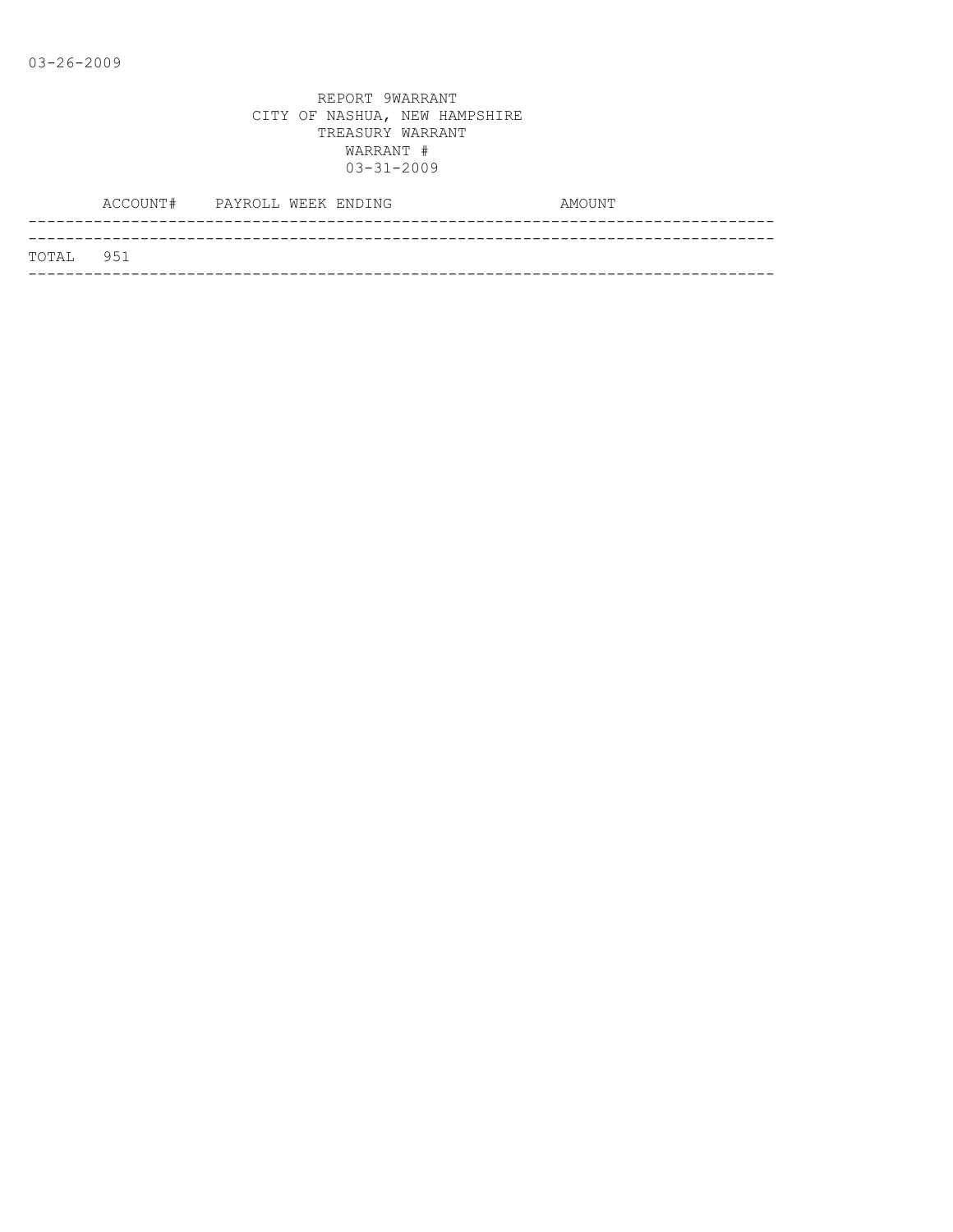03-26-2009

REPORT 9WARRANT
CITY OF NASHUA, NEW HAMPSHIRE
TREASURY WARRANT
WARRANT #
03-31-2009

| ACCOUNT# | PAYROLL WEEK ENDING | AMOUNT |
|---|---|---|
| TOTAL 951 | | |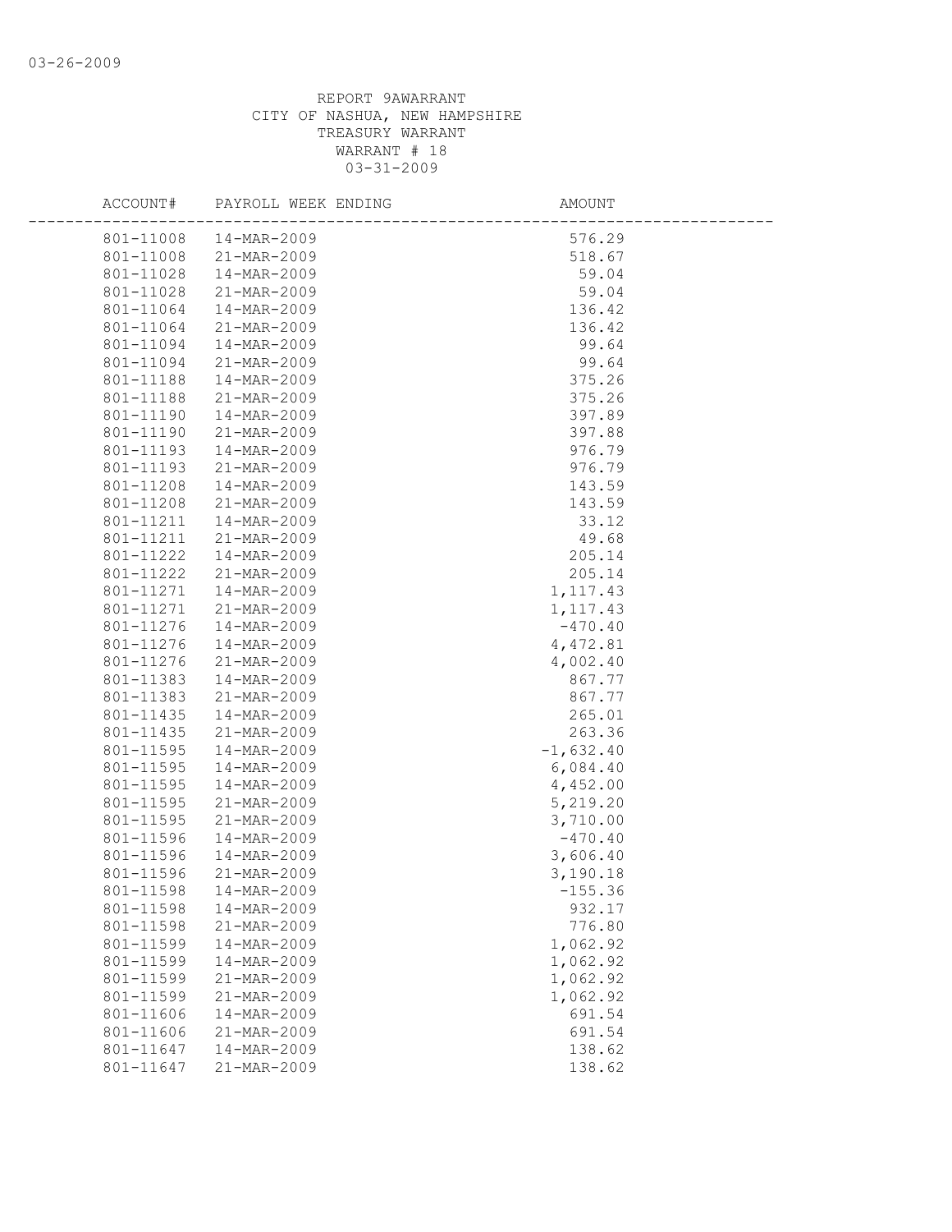REPORT 9AWARRANT
CITY OF NASHUA, NEW HAMPSHIRE
TREASURY WARRANT
WARRANT # 18
03-31-2009

| ACCOUNT# | PAYROLL WEEK ENDING | AMOUNT |
|---|---|---|
| 801-11008 | 14-MAR-2009 | 576.29 |
| 801-11008 | 21-MAR-2009 | 518.67 |
| 801-11028 | 14-MAR-2009 | 59.04 |
| 801-11028 | 21-MAR-2009 | 59.04 |
| 801-11064 | 14-MAR-2009 | 136.42 |
| 801-11064 | 21-MAR-2009 | 136.42 |
| 801-11094 | 14-MAR-2009 | 99.64 |
| 801-11094 | 21-MAR-2009 | 99.64 |
| 801-11188 | 14-MAR-2009 | 375.26 |
| 801-11188 | 21-MAR-2009 | 375.26 |
| 801-11190 | 14-MAR-2009 | 397.89 |
| 801-11190 | 21-MAR-2009 | 397.88 |
| 801-11193 | 14-MAR-2009 | 976.79 |
| 801-11193 | 21-MAR-2009 | 976.79 |
| 801-11208 | 14-MAR-2009 | 143.59 |
| 801-11208 | 21-MAR-2009 | 143.59 |
| 801-11211 | 14-MAR-2009 | 33.12 |
| 801-11211 | 21-MAR-2009 | 49.68 |
| 801-11222 | 14-MAR-2009 | 205.14 |
| 801-11222 | 21-MAR-2009 | 205.14 |
| 801-11271 | 14-MAR-2009 | 1,117.43 |
| 801-11271 | 21-MAR-2009 | 1,117.43 |
| 801-11276 | 14-MAR-2009 | -470.40 |
| 801-11276 | 14-MAR-2009 | 4,472.81 |
| 801-11276 | 21-MAR-2009 | 4,002.40 |
| 801-11383 | 14-MAR-2009 | 867.77 |
| 801-11383 | 21-MAR-2009 | 867.77 |
| 801-11435 | 14-MAR-2009 | 265.01 |
| 801-11435 | 21-MAR-2009 | 263.36 |
| 801-11595 | 14-MAR-2009 | -1,632.40 |
| 801-11595 | 14-MAR-2009 | 6,084.40 |
| 801-11595 | 14-MAR-2009 | 4,452.00 |
| 801-11595 | 21-MAR-2009 | 5,219.20 |
| 801-11595 | 21-MAR-2009 | 3,710.00 |
| 801-11596 | 14-MAR-2009 | -470.40 |
| 801-11596 | 14-MAR-2009 | 3,606.40 |
| 801-11596 | 21-MAR-2009 | 3,190.18 |
| 801-11598 | 14-MAR-2009 | -155.36 |
| 801-11598 | 14-MAR-2009 | 932.17 |
| 801-11598 | 21-MAR-2009 | 776.80 |
| 801-11599 | 14-MAR-2009 | 1,062.92 |
| 801-11599 | 14-MAR-2009 | 1,062.92 |
| 801-11599 | 21-MAR-2009 | 1,062.92 |
| 801-11599 | 21-MAR-2009 | 1,062.92 |
| 801-11606 | 14-MAR-2009 | 691.54 |
| 801-11606 | 21-MAR-2009 | 691.54 |
| 801-11647 | 14-MAR-2009 | 138.62 |
| 801-11647 | 21-MAR-2009 | 138.62 |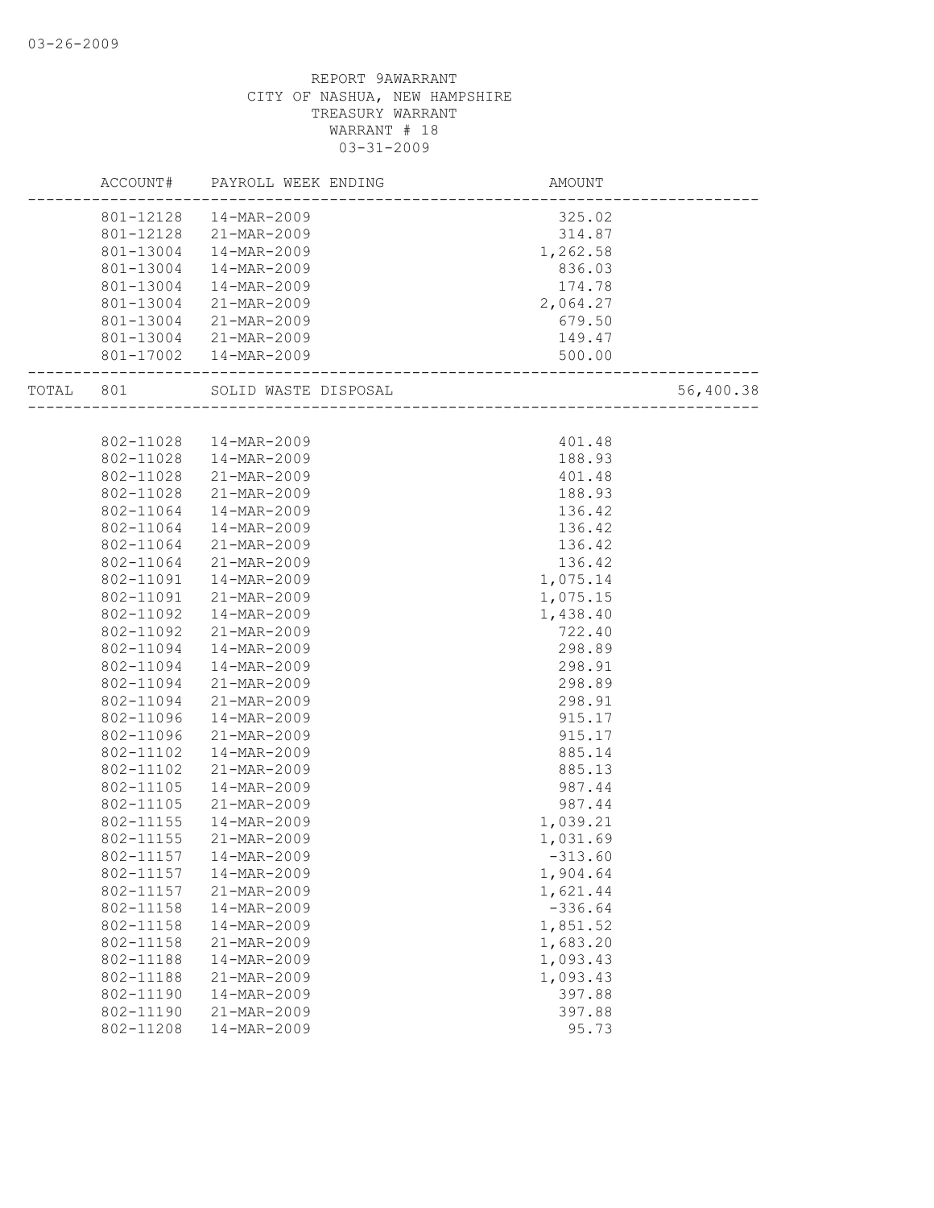REPORT 9AWARRANT
CITY OF NASHUA, NEW HAMPSHIRE
TREASURY WARRANT
WARRANT # 18
03-31-2009

| ACCOUNT# | PAYROLL WEEK ENDING | AMOUNT | |
|---|---|---|---|
| 801-12128 | 14-MAR-2009 | 325.02 | |
| 801-12128 | 21-MAR-2009 | 314.87 | |
| 801-13004 | 14-MAR-2009 | 1,262.58 | |
| 801-13004 | 14-MAR-2009 | 836.03 | |
| 801-13004 | 14-MAR-2009 | 174.78 | |
| 801-13004 | 21-MAR-2009 | 2,064.27 | |
| 801-13004 | 21-MAR-2009 | 679.50 | |
| 801-13004 | 21-MAR-2009 | 149.47 | |
| 801-17002 | 14-MAR-2009 | 500.00 | |
| TOTAL 801 | SOLID WASTE DISPOSAL | | 56,400.38 |
| 802-11028 | 14-MAR-2009 | 401.48 | |
| 802-11028 | 14-MAR-2009 | 188.93 | |
| 802-11028 | 21-MAR-2009 | 401.48 | |
| 802-11028 | 21-MAR-2009 | 188.93 | |
| 802-11064 | 14-MAR-2009 | 136.42 | |
| 802-11064 | 14-MAR-2009 | 136.42 | |
| 802-11064 | 21-MAR-2009 | 136.42 | |
| 802-11064 | 21-MAR-2009 | 136.42 | |
| 802-11091 | 14-MAR-2009 | 1,075.14 | |
| 802-11091 | 21-MAR-2009 | 1,075.15 | |
| 802-11092 | 14-MAR-2009 | 1,438.40 | |
| 802-11092 | 21-MAR-2009 | 722.40 | |
| 802-11094 | 14-MAR-2009 | 298.89 | |
| 802-11094 | 14-MAR-2009 | 298.91 | |
| 802-11094 | 21-MAR-2009 | 298.89 | |
| 802-11094 | 21-MAR-2009 | 298.91 | |
| 802-11096 | 14-MAR-2009 | 915.17 | |
| 802-11096 | 21-MAR-2009 | 915.17 | |
| 802-11102 | 14-MAR-2009 | 885.14 | |
| 802-11102 | 21-MAR-2009 | 885.13 | |
| 802-11105 | 14-MAR-2009 | 987.44 | |
| 802-11105 | 21-MAR-2009 | 987.44 | |
| 802-11155 | 14-MAR-2009 | 1,039.21 | |
| 802-11155 | 21-MAR-2009 | 1,031.69 | |
| 802-11157 | 14-MAR-2009 | -313.60 | |
| 802-11157 | 14-MAR-2009 | 1,904.64 | |
| 802-11157 | 21-MAR-2009 | 1,621.44 | |
| 802-11158 | 14-MAR-2009 | -336.64 | |
| 802-11158 | 14-MAR-2009 | 1,851.52 | |
| 802-11158 | 21-MAR-2009 | 1,683.20 | |
| 802-11188 | 14-MAR-2009 | 1,093.43 | |
| 802-11188 | 21-MAR-2009 | 1,093.43 | |
| 802-11190 | 14-MAR-2009 | 397.88 | |
| 802-11190 | 21-MAR-2009 | 397.88 | |
| 802-11208 | 14-MAR-2009 | 95.73 | |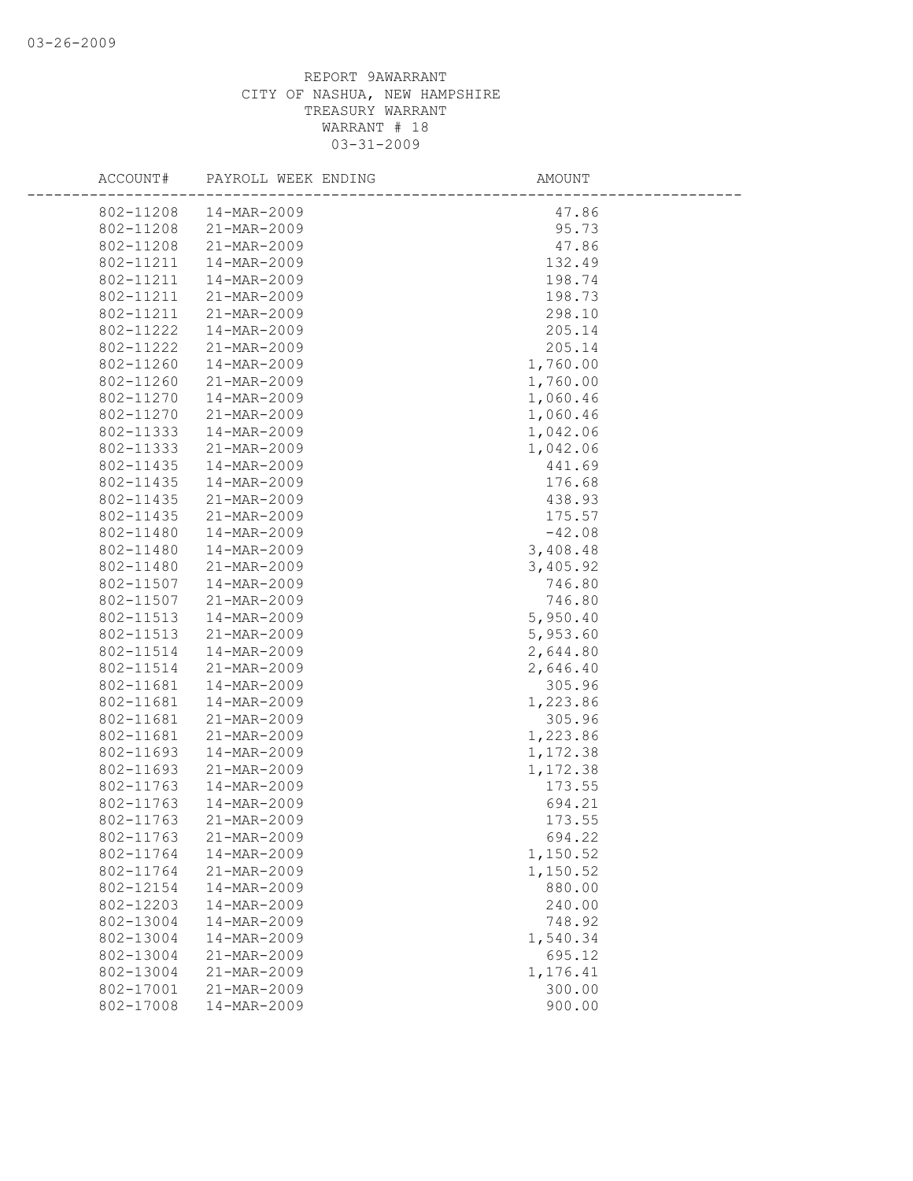REPORT 9AWARRANT
CITY OF NASHUA, NEW HAMPSHIRE
TREASURY WARRANT
WARRANT # 18
03-31-2009

| ACCOUNT# | PAYROLL WEEK ENDING | AMOUNT |
|---|---|---|
| 802-11208 | 14-MAR-2009 | 47.86 |
| 802-11208 | 21-MAR-2009 | 95.73 |
| 802-11208 | 21-MAR-2009 | 47.86 |
| 802-11211 | 14-MAR-2009 | 132.49 |
| 802-11211 | 14-MAR-2009 | 198.74 |
| 802-11211 | 21-MAR-2009 | 198.73 |
| 802-11211 | 21-MAR-2009 | 298.10 |
| 802-11222 | 14-MAR-2009 | 205.14 |
| 802-11222 | 21-MAR-2009 | 205.14 |
| 802-11260 | 14-MAR-2009 | 1,760.00 |
| 802-11260 | 21-MAR-2009 | 1,760.00 |
| 802-11270 | 14-MAR-2009 | 1,060.46 |
| 802-11270 | 21-MAR-2009 | 1,060.46 |
| 802-11333 | 14-MAR-2009 | 1,042.06 |
| 802-11333 | 21-MAR-2009 | 1,042.06 |
| 802-11435 | 14-MAR-2009 | 441.69 |
| 802-11435 | 14-MAR-2009 | 176.68 |
| 802-11435 | 21-MAR-2009 | 438.93 |
| 802-11435 | 21-MAR-2009 | 175.57 |
| 802-11480 | 14-MAR-2009 | -42.08 |
| 802-11480 | 14-MAR-2009 | 3,408.48 |
| 802-11480 | 21-MAR-2009 | 3,405.92 |
| 802-11507 | 14-MAR-2009 | 746.80 |
| 802-11507 | 21-MAR-2009 | 746.80 |
| 802-11513 | 14-MAR-2009 | 5,950.40 |
| 802-11513 | 21-MAR-2009 | 5,953.60 |
| 802-11514 | 14-MAR-2009 | 2,644.80 |
| 802-11514 | 21-MAR-2009 | 2,646.40 |
| 802-11681 | 14-MAR-2009 | 305.96 |
| 802-11681 | 14-MAR-2009 | 1,223.86 |
| 802-11681 | 21-MAR-2009 | 305.96 |
| 802-11681 | 21-MAR-2009 | 1,223.86 |
| 802-11693 | 14-MAR-2009 | 1,172.38 |
| 802-11693 | 21-MAR-2009 | 1,172.38 |
| 802-11763 | 14-MAR-2009 | 173.55 |
| 802-11763 | 14-MAR-2009 | 694.21 |
| 802-11763 | 21-MAR-2009 | 173.55 |
| 802-11763 | 21-MAR-2009 | 694.22 |
| 802-11764 | 14-MAR-2009 | 1,150.52 |
| 802-11764 | 21-MAR-2009 | 1,150.52 |
| 802-12154 | 14-MAR-2009 | 880.00 |
| 802-12203 | 14-MAR-2009 | 240.00 |
| 802-13004 | 14-MAR-2009 | 748.92 |
| 802-13004 | 14-MAR-2009 | 1,540.34 |
| 802-13004 | 21-MAR-2009 | 695.12 |
| 802-13004 | 21-MAR-2009 | 1,176.41 |
| 802-17001 | 21-MAR-2009 | 300.00 |
| 802-17008 | 14-MAR-2009 | 900.00 |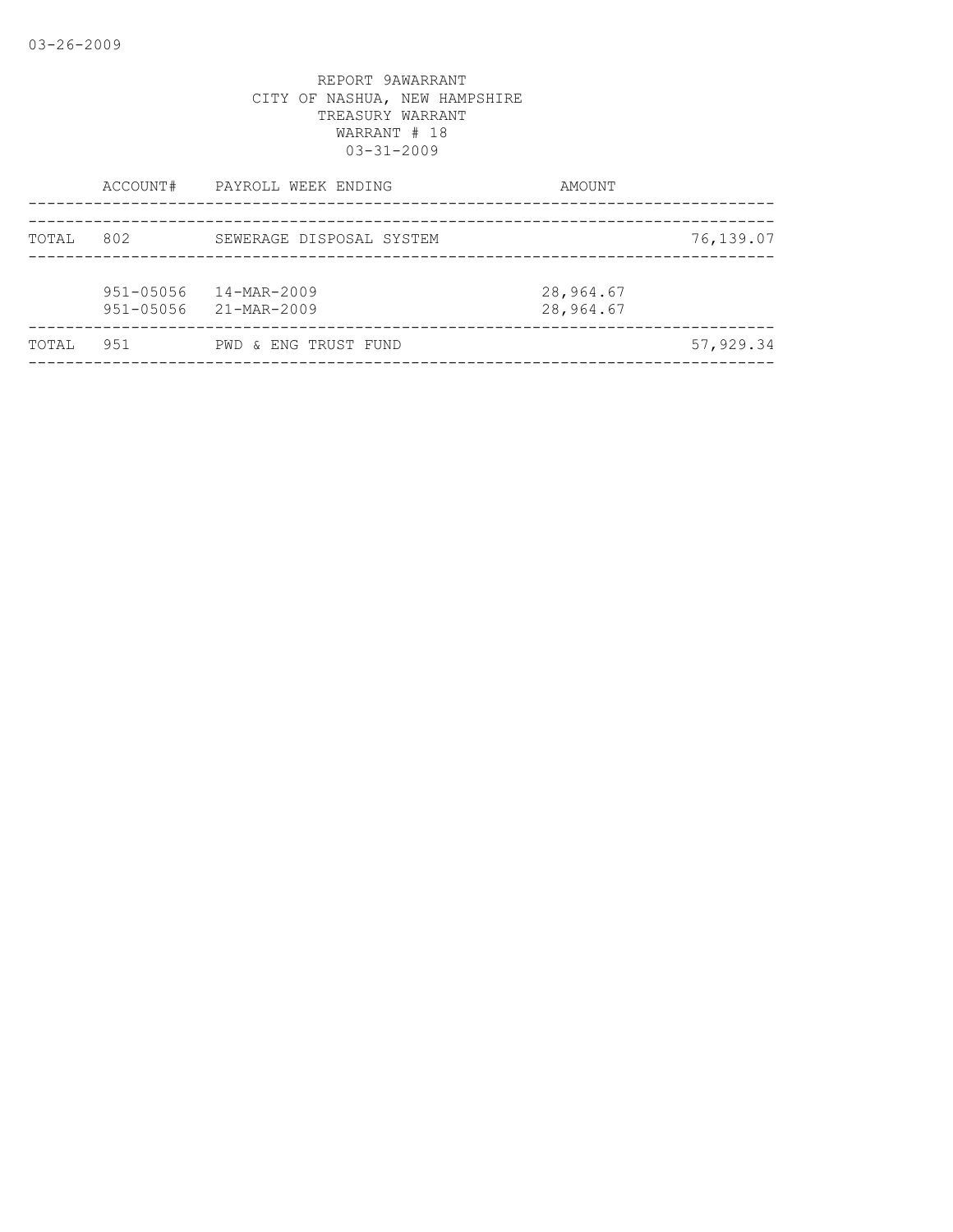REPORT 9AWARRANT
CITY OF NASHUA, NEW HAMPSHIRE
TREASURY WARRANT
WARRANT # 18
03-31-2009

| | ACCOUNT# | PAYROLL WEEK ENDING | AMOUNT | |
|---|---|---|---|---|
| TOTAL | 802 | SEWERAGE DISPOSAL SYSTEM | | 76,139.07 |
| | 951-05056 | 14-MAR-2009 | 28,964.67 | |
| | 951-05056 | 21-MAR-2009 | 28,964.67 | |
| TOTAL | 951 | PWD & ENG TRUST FUND | | 57,929.34 |